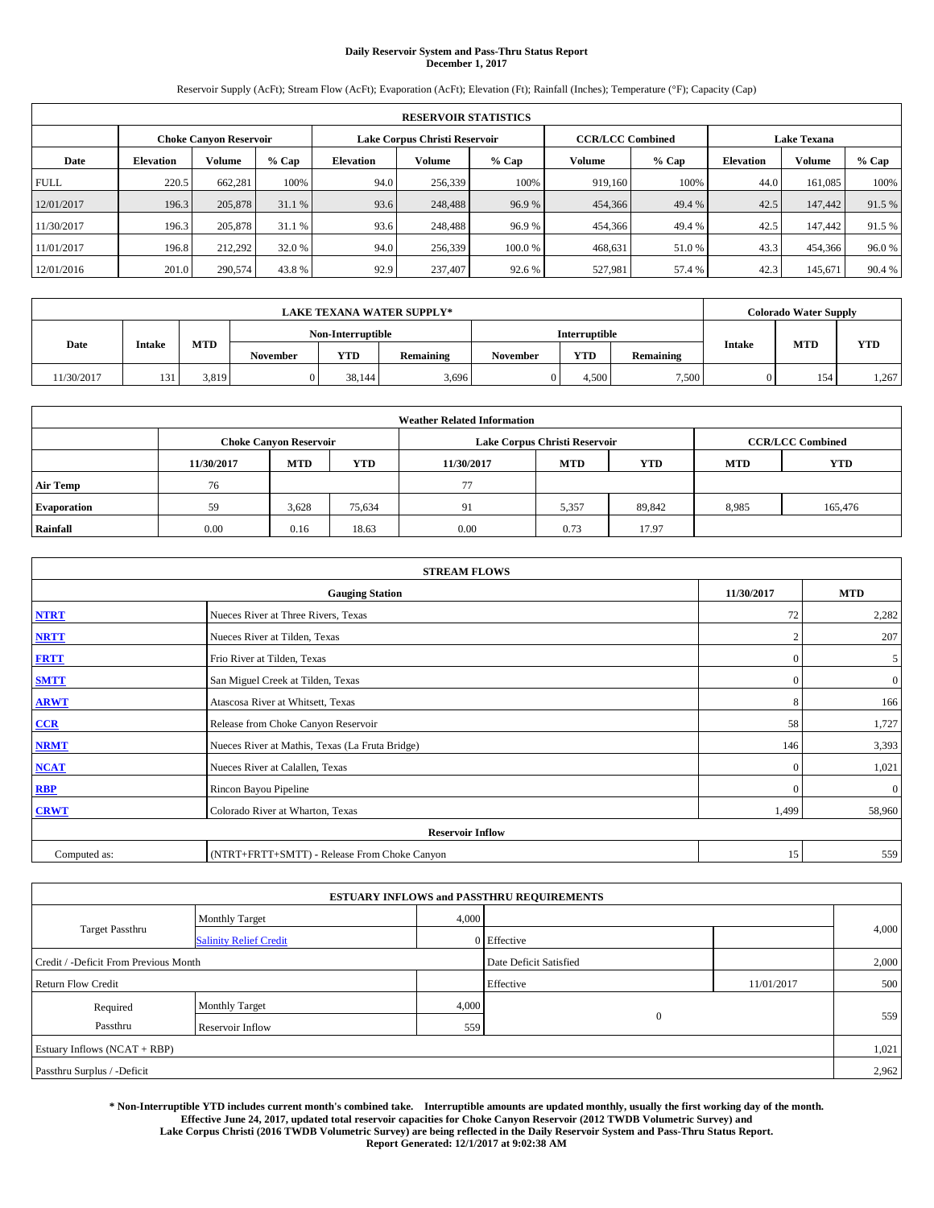# Daily Reservoir System and Pass-Thru Status Report
## December 1, 2017

Reservoir Supply (AcFt); Stream Flow (AcFt); Evaporation (AcFt); Elevation (Ft); Rainfall (Inches); Temperature (°F); Capacity (Cap)

| RESERVOIR STATISTICS | | | | | | | | | | | |
|---|---|---|---|---|---|---|---|---|---|---|---|
| | Choke Canyon Reservoir | | | Lake Corpus Christi Reservoir | | | CCR/LCC Combined | | Lake Texana | | |
| Date | Elevation | Volume | % Cap | Elevation | Volume | % Cap | Volume | % Cap | Elevation | Volume | % Cap |
| FULL | 220.5 | 662,281 | 100% | 94.0 | 256,339 | 100% | 919,160 | 100% | 44.0 | 161,085 | 100% |
| 12/01/2017 | 196.3 | 205,878 | 31.1 % | 93.6 | 248,488 | 96.9 % | 454,366 | 49.4 % | 42.5 | 147,442 | 91.5 % |
| 11/30/2017 | 196.3 | 205,878 | 31.1 % | 93.6 | 248,488 | 96.9 % | 454,366 | 49.4 % | 42.5 | 147,442 | 91.5 % |
| 11/01/2017 | 196.8 | 212,292 | 32.0 % | 94.0 | 256,339 | 100.0 % | 468,631 | 51.0 % | 43.3 | 454,366 | 96.0 % |
| 12/01/2016 | 201.0 | 290,574 | 43.8 % | 92.9 | 237,407 | 92.6 % | 527,981 | 57.4 % | 42.3 | 145,671 | 90.4 % |

| LAKE TEXANA WATER SUPPLY* | | | | | | | | | Colorado Water Supply | | |
|---|---|---|---|---|---|---|---|---|---|---|---|
| Date | Intake | MTD | Non-Interruptible | | | Interruptible | | | Intake | MTD | YTD |
| | | | November | YTD | Remaining | November | YTD | Remaining | | | |
| 11/30/2017 | 131 | 3,819 | 0 | 38,144 | 3,696 | 0 | 4,500 | 7,500 | 0 | 154 | 1,267 |

| Weather Related Information | | | | | | | | |
|---|---|---|---|---|---|---|---|---|
| | Choke Canyon Reservoir | | | Lake Corpus Christi Reservoir | | | CCR/LCC Combined | |
| | 11/30/2017 | MTD | YTD | 11/30/2017 | MTD | YTD | MTD | YTD |
| Air Temp | 76 | | | 77 | | | | |
| Evaporation | 59 | 3,628 | 75,634 | 91 | 5,357 | 89,842 | 8,985 | 165,476 |
| Rainfall | 0.00 | 0.16 | 18.63 | 0.00 | 0.73 | 17.97 | | |

| STREAM FLOWS | | | |
|---|---|---|---|
| | Gauging Station | 11/30/2017 | MTD |
| NTRT | Nueces River at Three Rivers, Texas | 72 | 2,282 |
| NRTT | Nueces River at Tilden, Texas | 2 | 207 |
| FRTT | Frio River at Tilden, Texas | 0 | 5 |
| SMTT | San Miguel Creek at Tilden, Texas | 0 | 0 |
| ARWT | Atascosa River at Whitsett, Texas | 8 | 166 |
| CCR | Release from Choke Canyon Reservoir | 58 | 1,727 |
| NRMT | Nueces River at Mathis, Texas (La Fruta Bridge) | 146 | 3,393 |
| NCAT | Nueces River at Calallen, Texas | 0 | 1,021 |
| RBP | Rincon Bayou Pipeline | 0 | 0 |
| CRWT | Colorado River at Wharton, Texas | 1,499 | 58,960 |
| Reservoir Inflow | | | |
| Computed as: | (NTRT+FRTT+SMTT) - Release From Choke Canyon | 15 | 559 |

| ESTUARY INFLOWS and PASSTHRU REQUIREMENTS | | | | | |
|---|---|---|---|---|---|
| Target Passthru | Monthly Target | 4,000 | | | 4,000 |
| | Salinity Relief Credit | 0 | Effective | | |
| Credit / -Deficit From Previous Month | | | Date Deficit Satisfied | | 2,000 |
| Return Flow Credit | | | Effective | 11/01/2017 | 500 |
| Required Passthru | Monthly Target | 4,000 | 0 | | 559 |
| | Reservoir Inflow | 559 | | | |
| Estuary Inflows (NCAT + RBP) | | | | | 1,021 |
| Passthru Surplus / -Deficit | | | | | 2,962 |

**\* Non-Interruptible YTD includes current month's combined take. Interruptible amounts are updated monthly, usually the first working day of the month. Effective June 24, 2017, updated total reservoir capacities for Choke Canyon Reservoir (2012 TWDB Volumetric Survey) and Lake Corpus Christi (2016 TWDB Volumetric Survey) are being reflected in the Daily Reservoir System and Pass-Thru Status Report. Report Generated: 12/1/2017 at 9:02:38 AM**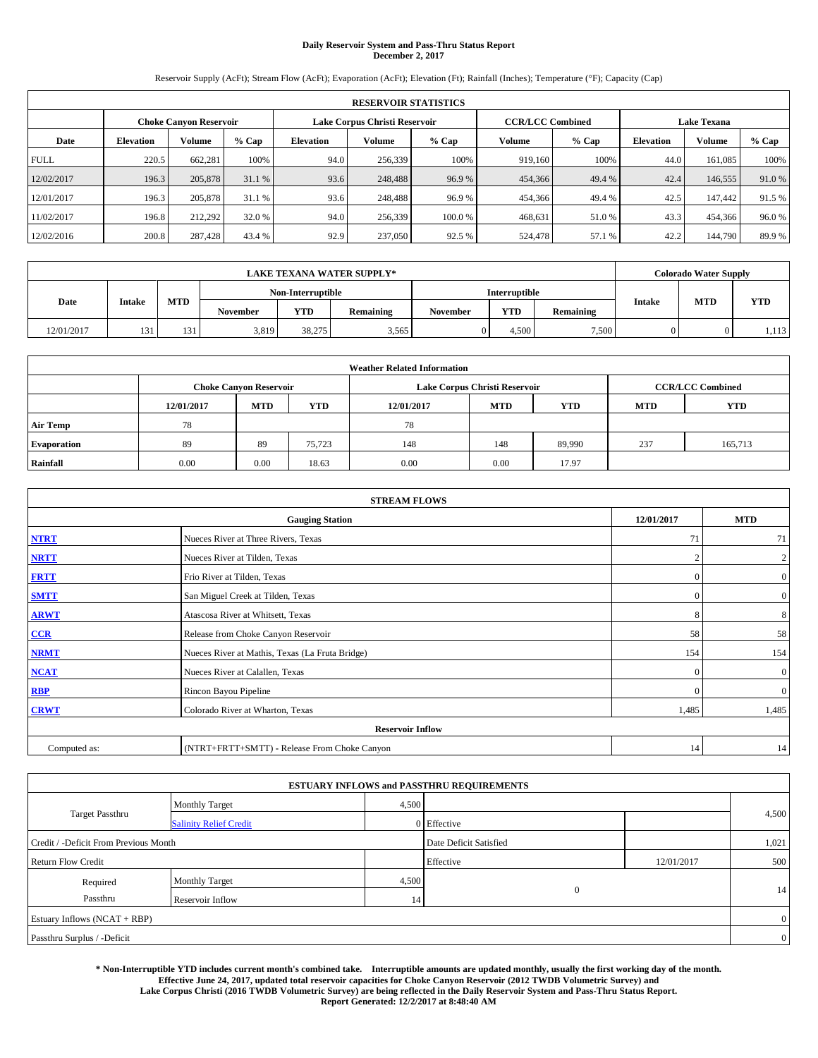**Daily Reservoir System and Pass-Thru Status Report**
**December 2, 2017**

Reservoir Supply (AcFt); Stream Flow (AcFt); Evaporation (AcFt); Elevation (Ft); Rainfall (Inches); Temperature (°F); Capacity (Cap)

| RESERVOIR STATISTICS | | | | | | | | | | | |
|---|---|---|---|---|---|---|---|---|---|---|---|
| | Choke Canyon Reservoir | | | Lake Corpus Christi Reservoir | | | CCR/LCC Combined | | Lake Texana | | |
| Date | Elevation | Volume | % Cap | Elevation | Volume | % Cap | Volume | % Cap | Elevation | Volume | % Cap |
| FULL | 220.5 | 662,281 | 100% | 94.0 | 256,339 | 100% | 919,160 | 100% | 44.0 | 161,085 | 100% |
| 12/02/2017 | 196.3 | 205,878 | 31.1 % | 93.6 | 248,488 | 96.9 % | 454,366 | 49.4 % | 42.4 | 146,555 | 91.0 % |
| 12/01/2017 | 196.3 | 205,878 | 31.1 % | 93.6 | 248,488 | 96.9 % | 454,366 | 49.4 % | 42.5 | 147,442 | 91.5 % |
| 11/02/2017 | 196.8 | 212,292 | 32.0 % | 94.0 | 256,339 | 100.0 % | 468,631 | 51.0 % | 43.3 | 454,366 | 96.0 % |
| 12/02/2016 | 200.8 | 287,428 | 43.4 % | 92.9 | 237,050 | 92.5 % | 524,478 | 57.1 % | 42.2 | 144,790 | 89.9 % |

| LAKE TEXANA WATER SUPPLY* | | | | | | | | | Colorado Water Supply | | |
|---|---|---|---|---|---|---|---|---|---|---|---|
| Date | Intake | MTD | Non-Interruptible | | | Interruptible | | | Intake | MTD | YTD |
| | | | November | YTD | Remaining | November | YTD | Remaining | | | |
| 12/01/2017 | 131 | 131 | 3,819 | 38,275 | 3,565 | 0 | 4,500 | 7,500 | 0 | 0 | 1,113 |

| Weather Related Information | | | | | | | | |
|---|---|---|---|---|---|---|---|---|
| | Choke Canyon Reservoir | | | Lake Corpus Christi Reservoir | | | CCR/LCC Combined | |
| | 12/01/2017 | MTD | YTD | 12/01/2017 | MTD | YTD | MTD | YTD |
| Air Temp | 78 | | | 78 | | | | |
| Evaporation | 89 | 89 | 75,723 | 148 | 148 | 89,990 | 237 | 165,713 |
| Rainfall | 0.00 | 0.00 | 18.63 | 0.00 | 0.00 | 17.97 | | |

| STREAM FLOWS | | | |
|---|---|---|---|
| | Gauging Station | 12/01/2017 | MTD |
| NTRT | Nueces River at Three Rivers, Texas | 71 | 71 |
| NRTT | Nueces River at Tilden, Texas | 2 | 2 |
| FRTT | Frio River at Tilden, Texas | 0 | 0 |
| SMTT | San Miguel Creek at Tilden, Texas | 0 | 0 |
| ARWT | Atascosa River at Whitsett, Texas | 8 | 8 |
| CCR | Release from Choke Canyon Reservoir | 58 | 58 |
| NRMT | Nueces River at Mathis, Texas (La Fruta Bridge) | 154 | 154 |
| NCAT | Nueces River at Calallen, Texas | 0 | 0 |
| RBP | Rincon Bayou Pipeline | 0 | 0 |
| CRWT | Colorado River at Wharton, Texas | 1,485 | 1,485 |
| Reservoir Inflow | | | |
| Computed as: | (NTRT+FRTT+SMTT) - Release From Choke Canyon | 14 | 14 |

| ESTUARY INFLOWS and PASSTHRU REQUIREMENTS | | | | | |
|---|---|---|---|---|---|
| Target Passthru | Monthly Target | 4,500 | | | 4,500 |
| | Salinity Relief Credit | 0 | Effective | | |
| Credit / -Deficit From Previous Month | | | Date Deficit Satisfied | | 1,021 |
| Return Flow Credit | | | Effective | 12/01/2017 | 500 |
| Required Passthru | Monthly Target | 4,500 | 0 | | 14 |
| | Reservoir Inflow | 14 | | | |
| Estuary Inflows (NCAT + RBP) | | | | | 0 |
| Passthru Surplus / -Deficit | | | | | 0 |

**\* Non-Interruptible YTD includes current month's combined take. Interruptible amounts are updated monthly, usually the first working day of the month. Effective June 24, 2017, updated total reservoir capacities for Choke Canyon Reservoir (2012 TWDB Volumetric Survey) and Lake Corpus Christi (2016 TWDB Volumetric Survey) are being reflected in the Daily Reservoir System and Pass-Thru Status Report. Report Generated: 12/2/2017 at 8:48:40 AM**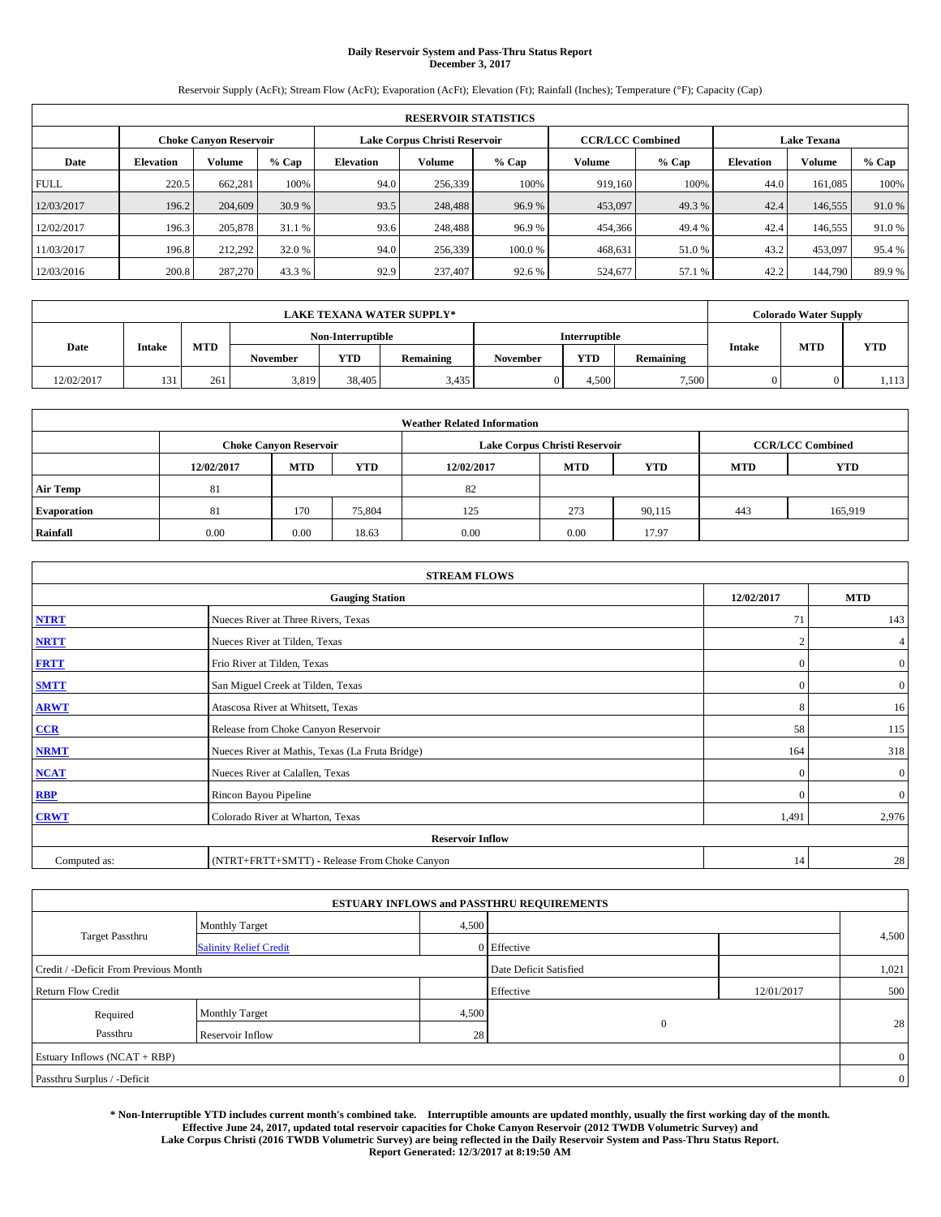**Daily Reservoir System and Pass-Thru Status Report**
**December 3, 2017**

Reservoir Supply (AcFt); Stream Flow (AcFt); Evaporation (AcFt); Elevation (Ft); Rainfall (Inches); Temperature (°F); Capacity (Cap)

| RESERVOIR STATISTICS | | | | | | | | | | | |
|---|---|---|---|---|---|---|---|---|---|---|---|
| | Choke Canyon Reservoir | | | Lake Corpus Christi Reservoir | | | CCR/LCC Combined | | Lake Texana | | |
| Date | Elevation | Volume | % Cap | Elevation | Volume | % Cap | Volume | % Cap | Elevation | Volume | % Cap |
| FULL | 220.5 | 662,281 | 100% | 94.0 | 256,339 | 100% | 919,160 | 100% | 44.0 | 161,085 | 100% |
| 12/03/2017 | 196.2 | 204,609 | 30.9 % | 93.5 | 248,488 | 96.9 % | 453,097 | 49.3 % | 42.4 | 146,555 | 91.0 % |
| 12/02/2017 | 196.3 | 205,878 | 31.1 % | 93.6 | 248,488 | 96.9 % | 454,366 | 49.4 % | 42.4 | 146,555 | 91.0 % |
| 11/03/2017 | 196.8 | 212,292 | 32.0 % | 94.0 | 256,339 | 100.0 % | 468,631 | 51.0 % | 43.2 | 453,097 | 95.4 % |
| 12/03/2016 | 200.8 | 287,270 | 43.3 % | 92.9 | 237,407 | 92.6 % | 524,677 | 57.1 % | 42.2 | 144,790 | 89.9 % |

| LAKE TEXANA WATER SUPPLY* | | | | | | | | | Colorado Water Supply | | |
|---|---|---|---|---|---|---|---|---|---|---|---|
| Date | Intake | MTD | Non-Interruptible | | | Interruptible | | | Intake | MTD | YTD |
| | | | November | YTD | Remaining | November | YTD | Remaining | | | |
| 12/02/2017 | 131 | 261 | 3,819 | 38,405 | 3,435 | 0 | 4,500 | 7,500 | 0 | 0 | 1,113 |

| Weather Related Information | | | | | | | | |
|---|---|---|---|---|---|---|---|---|
| | Choke Canyon Reservoir | | | Lake Corpus Christi Reservoir | | | CCR/LCC Combined | |
| | 12/02/2017 | MTD | YTD | 12/02/2017 | MTD | YTD | MTD | YTD |
| Air Temp | 81 | | | 82 | | | | |
| Evaporation | 81 | 170 | 75,804 | 125 | 273 | 90,115 | 443 | 165,919 |
| Rainfall | 0.00 | 0.00 | 18.63 | 0.00 | 0.00 | 17.97 | | |

| STREAM FLOWS | | | |
|---|---|---|---|
| Gauging Station | | 12/02/2017 | MTD |
| NTRT | Nueces River at Three Rivers, Texas | 71 | 143 |
| NRTT | Nueces River at Tilden, Texas | 2 | 4 |
| FRTT | Frio River at Tilden, Texas | 0 | 0 |
| SMTT | San Miguel Creek at Tilden, Texas | 0 | 0 |
| ARWT | Atascosa River at Whitsett, Texas | 8 | 16 |
| CCR | Release from Choke Canyon Reservoir | 58 | 115 |
| NRMT | Nueces River at Mathis, Texas (La Fruta Bridge) | 164 | 318 |
| NCAT | Nueces River at Calallen, Texas | 0 | 0 |
| RBP | Rincon Bayou Pipeline | 0 | 0 |
| CRWT | Colorado River at Wharton, Texas | 1,491 | 2,976 |
| Reservoir Inflow | | | |
| Computed as: | (NTRT+FRTT+SMTT) - Release From Choke Canyon | 14 | 28 |

| ESTUARY INFLOWS and PASSTHRU REQUIREMENTS | | | | | |
|---|---|---|---|---|---|
| Target Passthru | Monthly Target | 4,500 | | | 4,500 |
| | Salinity Relief Credit | 0 | Effective | | |
| Credit / -Deficit From Previous Month | | | Date Deficit Satisfied | | 1,021 |
| Return Flow Credit | | | Effective | 12/01/2017 | 500 |
| Required Passthru | Monthly Target | 4,500 | 0 | | 28 |
| | Reservoir Inflow | 28 | | | |
| Estuary Inflows (NCAT + RBP) | | | | | 0 |
| Passthru Surplus / -Deficit | | | | | 0 |

**\* Non-Interruptible YTD includes current month's combined take. Interruptible amounts are updated monthly, usually the first working day of the month.**
**Effective June 24, 2017, updated total reservoir capacities for Choke Canyon Reservoir (2012 TWDB Volumetric Survey) and**
**Lake Corpus Christi (2016 TWDB Volumetric Survey) are being reflected in the Daily Reservoir System and Pass-Thru Status Report.**
**Report Generated: 12/3/2017 at 8:19:50 AM**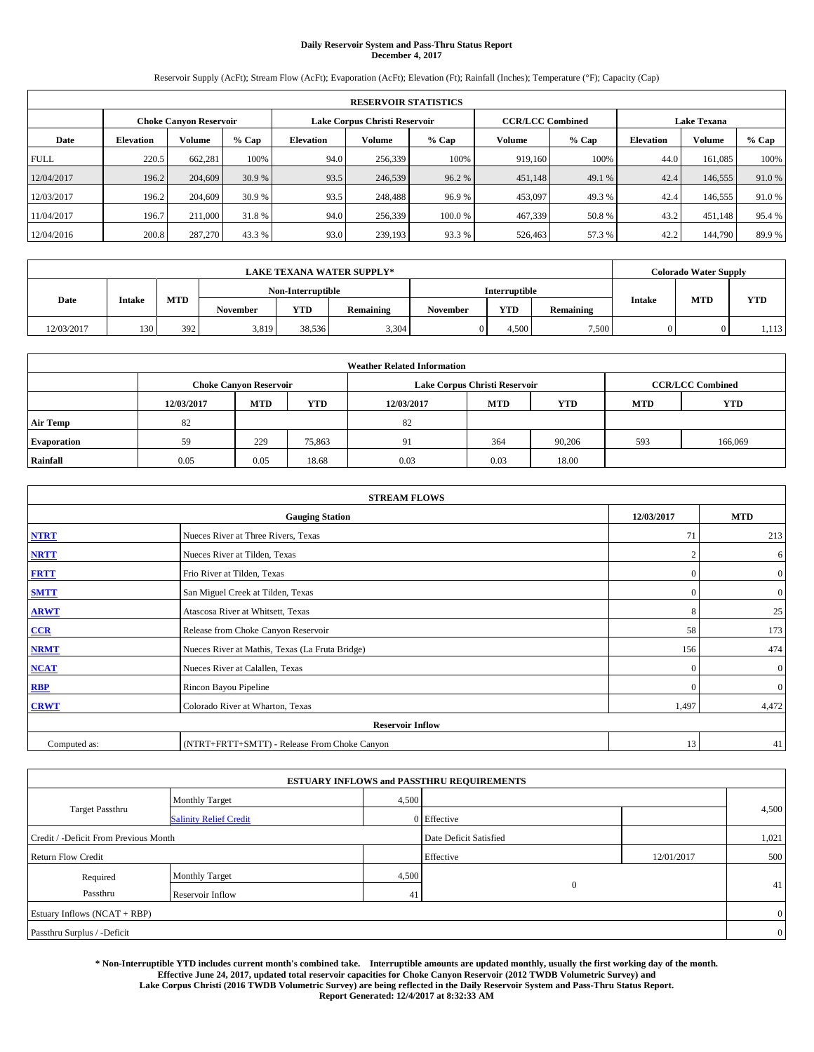# Daily Reservoir System and Pass-Thru Status Report
## December 4, 2017

Reservoir Supply (AcFt); Stream Flow (AcFt); Evaporation (AcFt); Elevation (Ft); Rainfall (Inches); Temperature (°F); Capacity (Cap)

| RESERVOIR STATISTICS | | | | | | | | | | | |
|---|---|---|---|---|---|---|---|---|---|---|---|
| | Choke Canyon Reservoir | | | Lake Corpus Christi Reservoir | | | CCR/LCC Combined | | Lake Texana | | |
| Date | Elevation | Volume | % Cap | Elevation | Volume | % Cap | Volume | % Cap | Elevation | Volume | % Cap |
| FULL | 220.5 | 662,281 | 100% | 94.0 | 256,339 | 100% | 919,160 | 100% | 44.0 | 161,085 | 100% |
| 12/04/2017 | 196.2 | 204,609 | 30.9 % | 93.5 | 246,539 | 96.2 % | 451,148 | 49.1 % | 42.4 | 146,555 | 91.0 % |
| 12/03/2017 | 196.2 | 204,609 | 30.9 % | 93.5 | 248,488 | 96.9 % | 453,097 | 49.3 % | 42.4 | 146,555 | 91.0 % |
| 11/04/2017 | 196.7 | 211,000 | 31.8 % | 94.0 | 256,339 | 100.0 % | 467,339 | 50.8 % | 43.2 | 451,148 | 95.4 % |
| 12/04/2016 | 200.8 | 287,270 | 43.3 % | 93.0 | 239,193 | 93.3 % | 526,463 | 57.3 % | 42.2 | 144,790 | 89.9 % |

| LAKE TEXANA WATER SUPPLY* | | | | | | | | | Colorado Water Supply | | |
|---|---|---|---|---|---|---|---|---|---|---|---|
| Date | Intake | MTD | Non-Interruptible | | | Interruptible | | | Intake | MTD | YTD |
| | | | November | YTD | Remaining | November | YTD | Remaining | | | |
| 12/03/2017 | 130 | 392 | 3,819 | 38,536 | 3,304 | 0 | 4,500 | 7,500 | 0 | 0 | 1,113 |

| Weather Related Information | | | | | | | | |
|---|---|---|---|---|---|---|---|---|
| | Choke Canyon Reservoir | | | Lake Corpus Christi Reservoir | | | CCR/LCC Combined | |
| | 12/03/2017 | MTD | YTD | 12/03/2017 | MTD | YTD | MTD | YTD |
| Air Temp | 82 | | | 82 | | | | |
| Evaporation | 59 | 229 | 75,863 | 91 | 364 | 90,206 | 593 | 166,069 |
| Rainfall | 0.05 | 0.05 | 18.68 | 0.03 | 0.03 | 18.00 | | |

| STREAM FLOWS | | | |
|---|---|---|---|
| Gauging Station | | 12/03/2017 | MTD |
| NTRT | Nueces River at Three Rivers, Texas | 71 | 213 |
| NRTT | Nueces River at Tilden, Texas | 2 | 6 |
| FRTT | Frio River at Tilden, Texas | 0 | 0 |
| SMTT | San Miguel Creek at Tilden, Texas | 0 | 0 |
| ARWT | Atascosa River at Whitsett, Texas | 8 | 25 |
| CCR | Release from Choke Canyon Reservoir | 58 | 173 |
| NRMT | Nueces River at Mathis, Texas (La Fruta Bridge) | 156 | 474 |
| NCAT | Nueces River at Calallen, Texas | 0 | 0 |
| RBP | Rincon Bayou Pipeline | 0 | 0 |
| CRWT | Colorado River at Wharton, Texas | 1,497 | 4,472 |
| Reservoir Inflow | | | |
| Computed as: | (NTRT+FRTT+SMTT) - Release From Choke Canyon | 13 | 41 |

| ESTUARY INFLOWS and PASSTHRU REQUIREMENTS | | | | | |
|---|---|---|---|---|---|
| Target Passthru | Monthly Target | 4,500 | | | 4,500 |
| | Salinity Relief Credit | 0 | Effective | | |
| Credit / -Deficit From Previous Month | | | Date Deficit Satisfied | | 1,021 |
| Return Flow Credit | | | Effective | 12/01/2017 | 500 |
| Required Passthru | Monthly Target | 4,500 | 0 | | 41 |
| | Reservoir Inflow | 41 | | | |
| Estuary Inflows (NCAT + RBP) | | | | | 0 |
| Passthru Surplus / -Deficit | | | | | 0 |

**\* Non-Interruptible YTD includes current month's combined take. Interruptible amounts are updated monthly, usually the first working day of the month. Effective June 24, 2017, updated total reservoir capacities for Choke Canyon Reservoir (2012 TWDB Volumetric Survey) and Lake Corpus Christi (2016 TWDB Volumetric Survey) are being reflected in the Daily Reservoir System and Pass-Thru Status Report. Report Generated: 12/4/2017 at 8:32:33 AM**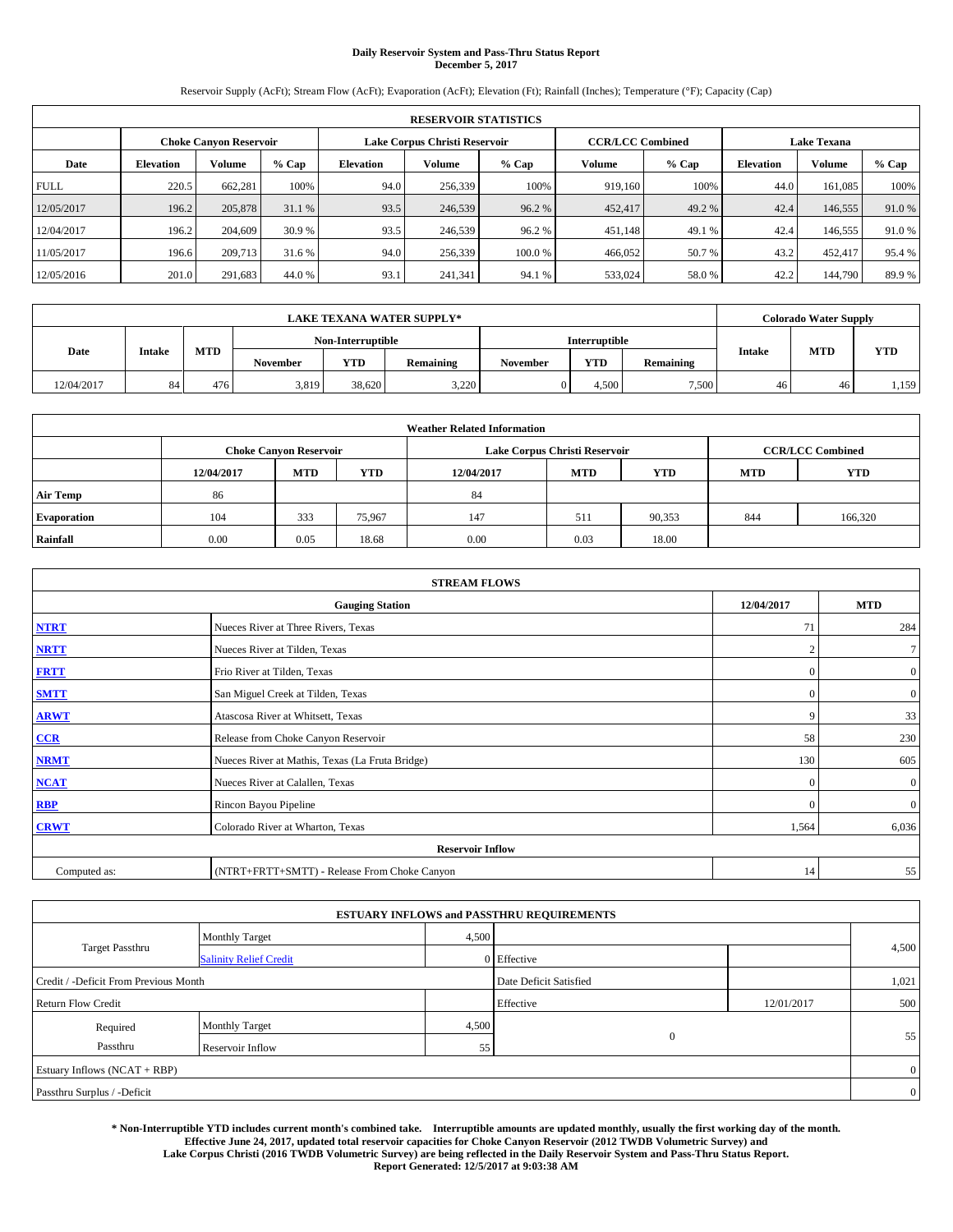**Daily Reservoir System and Pass-Thru Status Report**
**December 5, 2017**

Reservoir Supply (AcFt); Stream Flow (AcFt); Evaporation (AcFt); Elevation (Ft); Rainfall (Inches); Temperature (°F); Capacity (Cap)

| RESERVOIR STATISTICS | | | | | | | | | | | |
|---|---|---|---|---|---|---|---|---|---|---|---|
| | Choke Canyon Reservoir | | | Lake Corpus Christi Reservoir | | | CCR/LCC Combined | | Lake Texana | | |
| Date | Elevation | Volume | % Cap | Elevation | Volume | % Cap | Volume | % Cap | Elevation | Volume | % Cap |
| FULL | 220.5 | 662,281 | 100% | 94.0 | 256,339 | 100% | 919,160 | 100% | 44.0 | 161,085 | 100% |
| 12/05/2017 | 196.2 | 205,878 | 31.1 % | 93.5 | 246,539 | 96.2 % | 452,417 | 49.2 % | 42.4 | 146,555 | 91.0 % |
| 12/04/2017 | 196.2 | 204,609 | 30.9 % | 93.5 | 246,539 | 96.2 % | 451,148 | 49.1 % | 42.4 | 146,555 | 91.0 % |
| 11/05/2017 | 196.6 | 209,713 | 31.6 % | 94.0 | 256,339 | 100.0 % | 466,052 | 50.7 % | 43.2 | 452,417 | 95.4 % |
| 12/05/2016 | 201.0 | 291,683 | 44.0 % | 93.1 | 241,341 | 94.1 % | 533,024 | 58.0 % | 42.2 | 144,790 | 89.9 % |

| LAKE TEXANA WATER SUPPLY* | | | | | | | | | Colorado Water Supply | | |
|---|---|---|---|---|---|---|---|---|---|---|---|
| Date | Intake | MTD | Non-Interruptible | | | Interruptible | | | Intake | MTD | YTD |
| | | | November | YTD | Remaining | November | YTD | Remaining | | | |
| 12/04/2017 | 84 | 476 | 3,819 | 38,620 | 3,220 | 0 | 4,500 | 7,500 | 46 | 46 | 1,159 |

| Weather Related Information | | | | | | | | |
|---|---|---|---|---|---|---|---|---|
| | Choke Canyon Reservoir | | | Lake Corpus Christi Reservoir | | | CCR/LCC Combined | |
| | 12/04/2017 | MTD | YTD | 12/04/2017 | MTD | YTD | MTD | YTD |
| Air Temp | 86 | | | 84 | | | | |
| Evaporation | 104 | 333 | 75,967 | 147 | 511 | 90,353 | 844 | 166,320 |
| Rainfall | 0.00 | 0.05 | 18.68 | 0.00 | 0.03 | 18.00 | | |

| STREAM FLOWS | | | |
|---|---|---|---|
| Gauging Station | | 12/04/2017 | MTD |
| NTRT | Nueces River at Three Rivers, Texas | 71 | 284 |
| NRTT | Nueces River at Tilden, Texas | 2 | 7 |
| FRTT | Frio River at Tilden, Texas | 0 | 0 |
| SMTT | San Miguel Creek at Tilden, Texas | 0 | 0 |
| ARWT | Atascosa River at Whitsett, Texas | 9 | 33 |
| CCR | Release from Choke Canyon Reservoir | 58 | 230 |
| NRMT | Nueces River at Mathis, Texas (La Fruta Bridge) | 130 | 605 |
| NCAT | Nueces River at Calallen, Texas | 0 | 0 |
| RBP | Rincon Bayou Pipeline | 0 | 0 |
| CRWT | Colorado River at Wharton, Texas | 1,564 | 6,036 |
| Reservoir Inflow | | | |
| Computed as: | (NTRT+FRTT+SMTT) - Release From Choke Canyon | 14 | 55 |

| ESTUARY INFLOWS and PASSTHRU REQUIREMENTS | | | | | |
|---|---|---|---|---|---|
| Target Passthru | Monthly Target | 4,500 | | | 4,500 |
| | Salinity Relief Credit | 0 | Effective | | |
| Credit / -Deficit From Previous Month | | | Date Deficit Satisfied | | 1,021 |
| Return Flow Credit | | | Effective | 12/01/2017 | 500 |
| Required Passthru | Monthly Target | 4,500 | 0 | | 55 |
| | Reservoir Inflow | 55 | | | |
| Estuary Inflows (NCAT + RBP) | | | | | 0 |
| Passthru Surplus / -Deficit | | | | | 0 |

**\* Non-Interruptible YTD includes current month's combined take. Interruptible amounts are updated monthly, usually the first working day of the month. Effective June 24, 2017, updated total reservoir capacities for Choke Canyon Reservoir (2012 TWDB Volumetric Survey) and Lake Corpus Christi (2016 TWDB Volumetric Survey) are being reflected in the Daily Reservoir System and Pass-Thru Status Report. Report Generated: 12/5/2017 at 9:03:38 AM**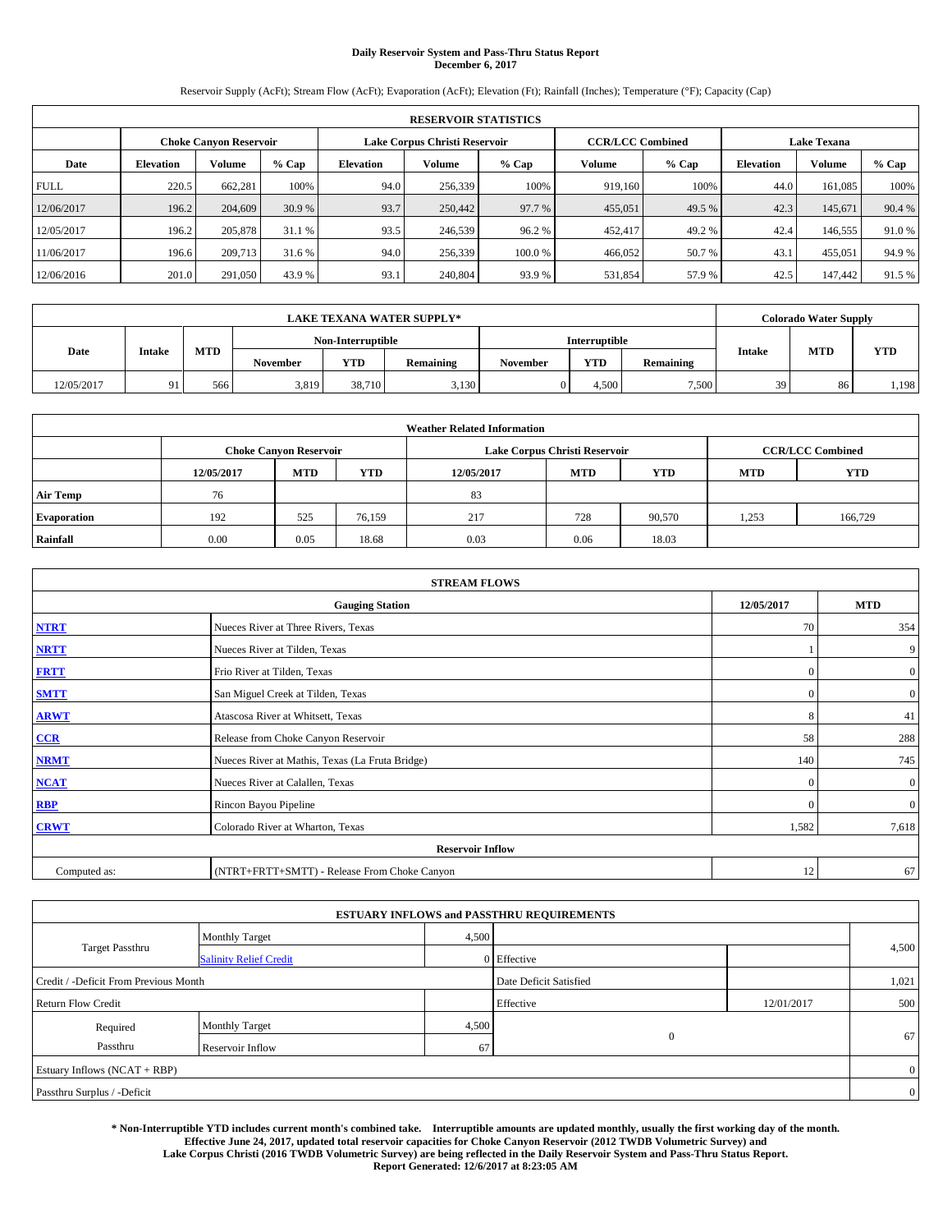**Daily Reservoir System and Pass-Thru Status Report**
**December 6, 2017**

Reservoir Supply (AcFt); Stream Flow (AcFt); Evaporation (AcFt); Elevation (Ft); Rainfall (Inches); Temperature (°F); Capacity (Cap)

| RESERVOIR STATISTICS | | | | | | | | | | | |
|---|---|---|---|---|---|---|---|---|---|---|---|
| | Choke Canyon Reservoir | | | Lake Corpus Christi Reservoir | | | CCR/LCC Combined | | Lake Texana | | |
| Date | Elevation | Volume | % Cap | Elevation | Volume | % Cap | Volume | % Cap | Elevation | Volume | % Cap |
| FULL | 220.5 | 662,281 | 100% | 94.0 | 256,339 | 100% | 919,160 | 100% | 44.0 | 161,085 | 100% |
| 12/06/2017 | 196.2 | 204,609 | 30.9 % | 93.7 | 250,442 | 97.7 % | 455,051 | 49.5 % | 42.3 | 145,671 | 90.4 % |
| 12/05/2017 | 196.2 | 205,878 | 31.1 % | 93.5 | 246,539 | 96.2 % | 452,417 | 49.2 % | 42.4 | 146,555 | 91.0 % |
| 11/06/2017 | 196.6 | 209,713 | 31.6 % | 94.0 | 256,339 | 100.0 % | 466,052 | 50.7 % | 43.1 | 455,051 | 94.9 % |
| 12/06/2016 | 201.0 | 291,050 | 43.9 % | 93.1 | 240,804 | 93.9 % | 531,854 | 57.9 % | 42.5 | 147,442 | 91.5 % |

| LAKE TEXANA WATER SUPPLY* | | | | | | | | | Colorado Water Supply | | |
|---|---|---|---|---|---|---|---|---|---|---|---|
| Date | Intake | MTD | Non-Interruptible | | | Interruptible | | | Intake | MTD | YTD |
| | | | November | YTD | Remaining | November | YTD | Remaining | | | |
| 12/05/2017 | 91 | 566 | 3,819 | 38,710 | 3,130 | 0 | 4,500 | 7,500 | 39 | 86 | 1,198 |

| Weather Related Information | | | | | | | | |
|---|---|---|---|---|---|---|---|---|
| | Choke Canyon Reservoir | | | Lake Corpus Christi Reservoir | | | CCR/LCC Combined | |
| | 12/05/2017 | MTD | YTD | 12/05/2017 | MTD | YTD | MTD | YTD |
| Air Temp | 76 | | | 83 | | | | |
| Evaporation | 192 | 525 | 76,159 | 217 | 728 | 90,570 | 1,253 | 166,729 |
| Rainfall | 0.00 | 0.05 | 18.68 | 0.03 | 0.06 | 18.03 | | |

| STREAM FLOWS | | | |
|---|---|---|---|
| Gauging Station | | 12/05/2017 | MTD |
| NTRT | Nueces River at Three Rivers, Texas | 70 | 354 |
| NRTT | Nueces River at Tilden, Texas | 1 | 9 |
| FRTT | Frio River at Tilden, Texas | 0 | 0 |
| SMTT | San Miguel Creek at Tilden, Texas | 0 | 0 |
| ARWT | Atascosa River at Whitsett, Texas | 8 | 41 |
| CCR | Release from Choke Canyon Reservoir | 58 | 288 |
| NRMT | Nueces River at Mathis, Texas (La Fruta Bridge) | 140 | 745 |
| NCAT | Nueces River at Calallen, Texas | 0 | 0 |
| RBP | Rincon Bayou Pipeline | 0 | 0 |
| CRWT | Colorado River at Wharton, Texas | 1,582 | 7,618 |
| Reservoir Inflow | | | |
| Computed as: | (NTRT+FRTT+SMTT) - Release From Choke Canyon | 12 | 67 |

| ESTUARY INFLOWS and PASSTHRU REQUIREMENTS | | | | | |
|---|---|---|---|---|---|
| Target Passthru | Monthly Target | 4,500 | | | 4,500 |
| | Salinity Relief Credit | 0 | Effective | | |
| Credit / -Deficit From Previous Month | | | Date Deficit Satisfied | | 1,021 |
| Return Flow Credit | | | Effective | 12/01/2017 | 500 |
| Required Passthru | Monthly Target | 4,500 | 0 | | 67 |
| | Reservoir Inflow | 67 | | | |
| Estuary Inflows (NCAT + RBP) | | | | | 0 |
| Passthru Surplus / -Deficit | | | | | 0 |

**\* Non-Interruptible YTD includes current month's combined take. Interruptible amounts are updated monthly, usually the first working day of the month. Effective June 24, 2017, updated total reservoir capacities for Choke Canyon Reservoir (2012 TWDB Volumetric Survey) and Lake Corpus Christi (2016 TWDB Volumetric Survey) are being reflected in the Daily Reservoir System and Pass-Thru Status Report. Report Generated: 12/6/2017 at 8:23:05 AM**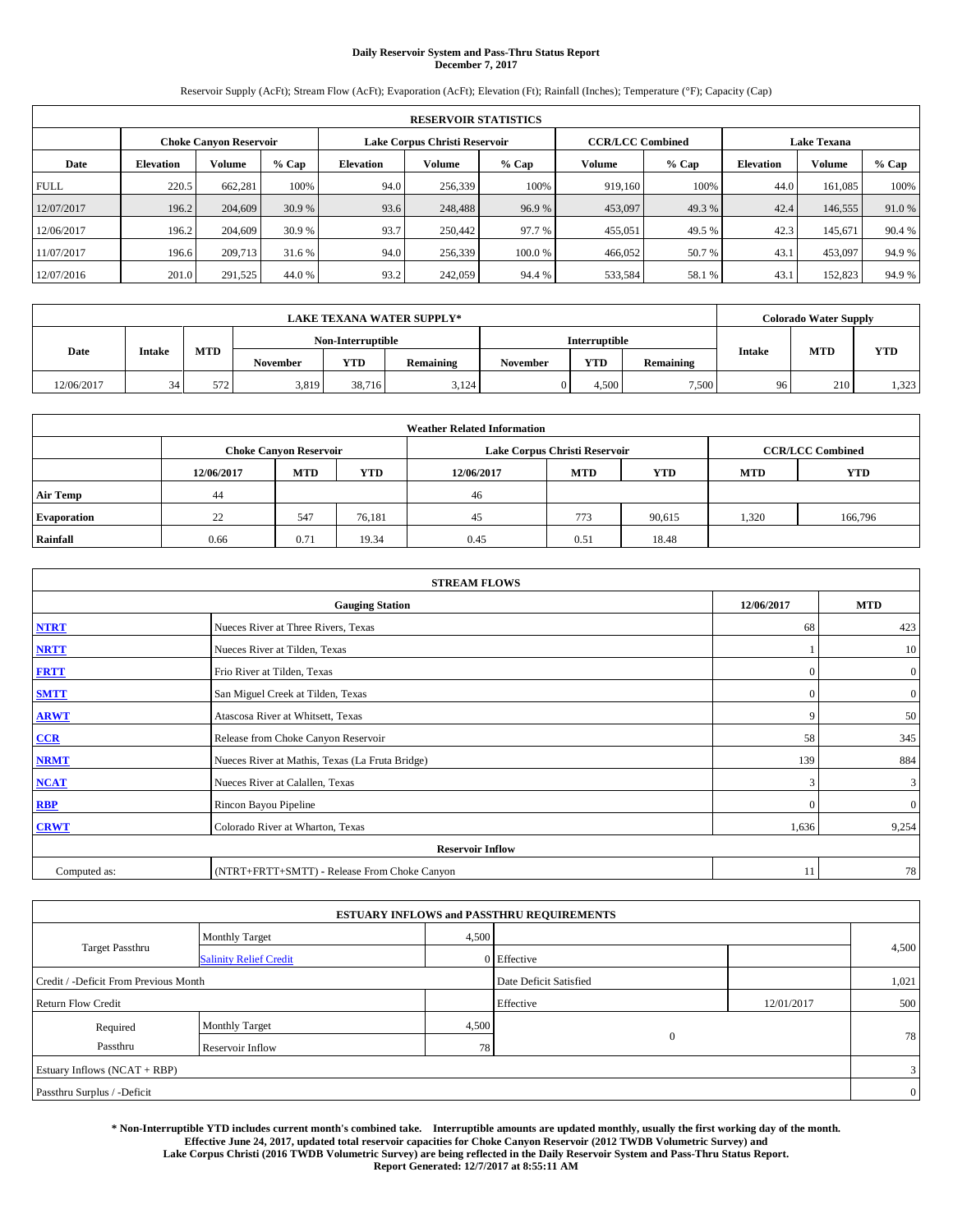**Daily Reservoir System and Pass-Thru Status Report**
**December 7, 2017**

Reservoir Supply (AcFt); Stream Flow (AcFt); Evaporation (AcFt); Elevation (Ft); Rainfall (Inches); Temperature (°F); Capacity (Cap)

| RESERVOIR STATISTICS | | | | | | | | | | | |
|---|---|---|---|---|---|---|---|---|---|---|---|
| | Choke Canyon Reservoir | | | Lake Corpus Christi Reservoir | | | CCR/LCC Combined | | Lake Texana | | |
| Date | Elevation | Volume | % Cap | Elevation | Volume | % Cap | Volume | % Cap | Elevation | Volume | % Cap |
| FULL | 220.5 | 662,281 | 100% | 94.0 | 256,339 | 100% | 919,160 | 100% | 44.0 | 161,085 | 100% |
| 12/07/2017 | 196.2 | 204,609 | 30.9 % | 93.6 | 248,488 | 96.9 % | 453,097 | 49.3 % | 42.4 | 146,555 | 91.0 % |
| 12/06/2017 | 196.2 | 204,609 | 30.9 % | 93.7 | 250,442 | 97.7 % | 455,051 | 49.5 % | 42.3 | 145,671 | 90.4 % |
| 11/07/2017 | 196.6 | 209,713 | 31.6 % | 94.0 | 256,339 | 100.0 % | 466,052 | 50.7 % | 43.1 | 453,097 | 94.9 % |
| 12/07/2016 | 201.0 | 291,525 | 44.0 % | 93.2 | 242,059 | 94.4 % | 533,584 | 58.1 % | 43.1 | 152,823 | 94.9 % |

| LAKE TEXANA WATER SUPPLY* | | | | | | | | | Colorado Water Supply | | |
|---|---|---|---|---|---|---|---|---|---|---|---|
| Date | Intake | MTD | Non-Interruptible | | | Interruptible | | | Intake | MTD | YTD |
| | | | November | YTD | Remaining | November | YTD | Remaining | | | |
| 12/06/2017 | 34 | 572 | 3,819 | 38,716 | 3,124 | 0 | 4,500 | 7,500 | 96 | 210 | 1,323 |

| Weather Related Information | | | | | | | | |
|---|---|---|---|---|---|---|---|---|
| | Choke Canyon Reservoir | | | Lake Corpus Christi Reservoir | | | CCR/LCC Combined | |
| | 12/06/2017 | MTD | YTD | 12/06/2017 | MTD | YTD | MTD | YTD |
| Air Temp | 44 | | | 46 | | | | |
| Evaporation | 22 | 547 | 76,181 | 45 | 773 | 90,615 | 1,320 | 166,796 |
| Rainfall | 0.66 | 0.71 | 19.34 | 0.45 | 0.51 | 18.48 | | |

| STREAM FLOWS | | | |
|---|---|---|---|
| | Gauging Station | 12/06/2017 | MTD |
| NTRT | Nueces River at Three Rivers, Texas | 68 | 423 |
| NRTT | Nueces River at Tilden, Texas | 1 | 10 |
| FRTT | Frio River at Tilden, Texas | 0 | 0 |
| SMTT | San Miguel Creek at Tilden, Texas | 0 | 0 |
| ARWT | Atascosa River at Whitsett, Texas | 9 | 50 |
| CCR | Release from Choke Canyon Reservoir | 58 | 345 |
| NRMT | Nueces River at Mathis, Texas (La Fruta Bridge) | 139 | 884 |
| NCAT | Nueces River at Calallen, Texas | 3 | 3 |
| RBP | Rincon Bayou Pipeline | 0 | 0 |
| CRWT | Colorado River at Wharton, Texas | 1,636 | 9,254 |
| | Reservoir Inflow | | |
| Computed as: | (NTRT+FRTT+SMTT) - Release From Choke Canyon | 11 | 78 |

| ESTUARY INFLOWS and PASSTHRU REQUIREMENTS | | | | | |
|---|---|---|---|---|---|
| Target Passthru | Monthly Target | 4,500 | | | 4,500 |
| | Salinity Relief Credit | 0 | Effective | | |
| Credit / -Deficit From Previous Month | | | Date Deficit Satisfied | | 1,021 |
| Return Flow Credit | | | Effective | 12/01/2017 | 500 |
| Required Passthru | Monthly Target | 4,500 | 0 | | 78 |
| | Reservoir Inflow | 78 | | | |
| Estuary Inflows (NCAT + RBP) | | | | | 3 |
| Passthru Surplus / -Deficit | | | | | 0 |

**\* Non-Interruptible YTD includes current month's combined take. Interruptible amounts are updated monthly, usually the first working day of the month. Effective June 24, 2017, updated total reservoir capacities for Choke Canyon Reservoir (2012 TWDB Volumetric Survey) and Lake Corpus Christi (2016 TWDB Volumetric Survey) are being reflected in the Daily Reservoir System and Pass-Thru Status Report. Report Generated: 12/7/2017 at 8:55:11 AM**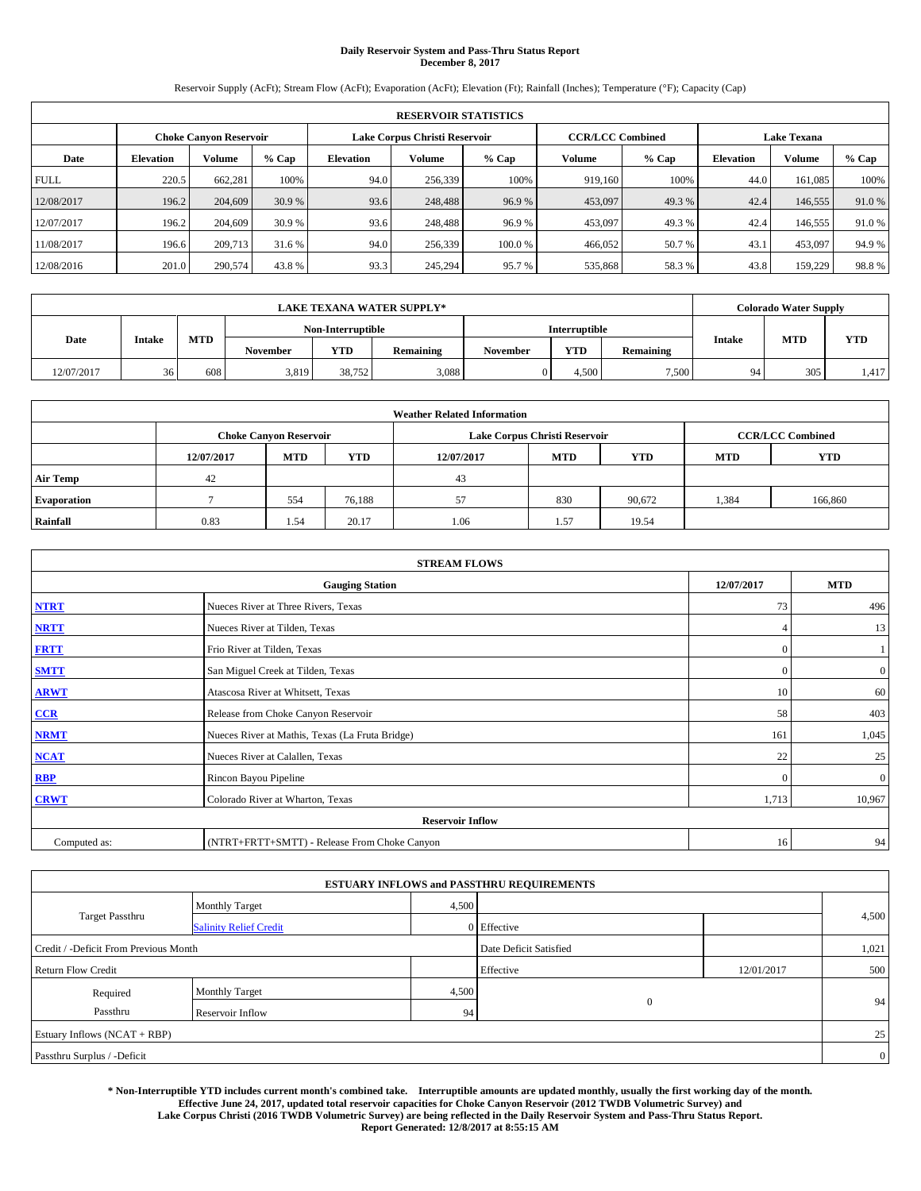# Daily Reservoir System and Pass-Thru Status Report
## December 8, 2017

Reservoir Supply (AcFt); Stream Flow (AcFt); Evaporation (AcFt); Elevation (Ft); Rainfall (Inches); Temperature (°F); Capacity (Cap)

| RESERVOIR STATISTICS | | | | | | | | | | | |
|---|---|---|---|---|---|---|---|---|---|---|---|
| | Choke Canyon Reservoir | | | Lake Corpus Christi Reservoir | | | CCR/LCC Combined | | Lake Texana | | |
| Date | Elevation | Volume | % Cap | Elevation | Volume | % Cap | Volume | % Cap | Elevation | Volume | % Cap |
| FULL | 220.5 | 662,281 | 100% | 94.0 | 256,339 | 100% | 919,160 | 100% | 44.0 | 161,085 | 100% |
| 12/08/2017 | 196.2 | 204,609 | 30.9 % | 93.6 | 248,488 | 96.9 % | 453,097 | 49.3 % | 42.4 | 146,555 | 91.0 % |
| 12/07/2017 | 196.2 | 204,609 | 30.9 % | 93.6 | 248,488 | 96.9 % | 453,097 | 49.3 % | 42.4 | 146,555 | 91.0 % |
| 11/08/2017 | 196.6 | 209,713 | 31.6 % | 94.0 | 256,339 | 100.0 % | 466,052 | 50.7 % | 43.1 | 453,097 | 94.9 % |
| 12/08/2016 | 201.0 | 290,574 | 43.8 % | 93.3 | 245,294 | 95.7 % | 535,868 | 58.3 % | 43.8 | 159,229 | 98.8 % |

| LAKE TEXANA WATER SUPPLY* | | | | | | | | | Colorado Water Supply | | |
|---|---|---|---|---|---|---|---|---|---|---|---|
| Date | Intake | MTD | Non-Interruptible | | | Interruptible | | | Intake | MTD | YTD |
| | | | November | YTD | Remaining | November | YTD | Remaining | | | |
| 12/07/2017 | 36 | 608 | 3,819 | 38,752 | 3,088 | 0 | 4,500 | 7,500 | 94 | 305 | 1,417 |

| Weather Related Information | | | | | | | | |
|---|---|---|---|---|---|---|---|---|
| | Choke Canyon Reservoir | | | Lake Corpus Christi Reservoir | | | CCR/LCC Combined | |
| | 12/07/2017 | MTD | YTD | 12/07/2017 | MTD | YTD | MTD | YTD |
| Air Temp | 42 | | | 43 | | | | |
| Evaporation | 7 | 554 | 76,188 | 57 | 830 | 90,672 | 1,384 | 166,860 |
| Rainfall | 0.83 | 1.54 | 20.17 | 1.06 | 1.57 | 19.54 | | |

| STREAM FLOWS | | | |
|---|---|---|---|
| Gauging Station | | 12/07/2017 | MTD |
| NTRT | Nueces River at Three Rivers, Texas | 73 | 496 |
| NRTT | Nueces River at Tilden, Texas | 4 | 13 |
| FRTT | Frio River at Tilden, Texas | 0 | 1 |
| SMTT | San Miguel Creek at Tilden, Texas | 0 | 0 |
| ARWT | Atascosa River at Whitsett, Texas | 10 | 60 |
| CCR | Release from Choke Canyon Reservoir | 58 | 403 |
| NRMT | Nueces River at Mathis, Texas (La Fruta Bridge) | 161 | 1,045 |
| NCAT | Nueces River at Calallen, Texas | 22 | 25 |
| RBP | Rincon Bayou Pipeline | 0 | 0 |
| CRWT | Colorado River at Wharton, Texas | 1,713 | 10,967 |
| Reservoir Inflow | | | |
| Computed as: | (NTRT+FRTT+SMTT) - Release From Choke Canyon | 16 | 94 |

| ESTUARY INFLOWS and PASSTHRU REQUIREMENTS | | | | | |
|---|---|---|---|---|---|
| Target Passthru | Monthly Target | 4,500 | | | 4,500 |
| | Salinity Relief Credit | 0 | Effective | | |
| Credit / -Deficit From Previous Month | | | Date Deficit Satisfied | | 1,021 |
| Return Flow Credit | | | Effective | 12/01/2017 | 500 |
| Required Passthru | Monthly Target | 4,500 | 0 | | 94 |
| | Reservoir Inflow | 94 | | | |
| Estuary Inflows (NCAT + RBP) | | | | | 25 |
| Passthru Surplus / -Deficit | | | | | 0 |

**\* Non-Interruptible YTD includes current month's combined take. Interruptible amounts are updated monthly, usually the first working day of the month. Effective June 24, 2017, updated total reservoir capacities for Choke Canyon Reservoir (2012 TWDB Volumetric Survey) and Lake Corpus Christi (2016 TWDB Volumetric Survey) are being reflected in the Daily Reservoir System and Pass-Thru Status Report. Report Generated: 12/8/2017 at 8:55:15 AM**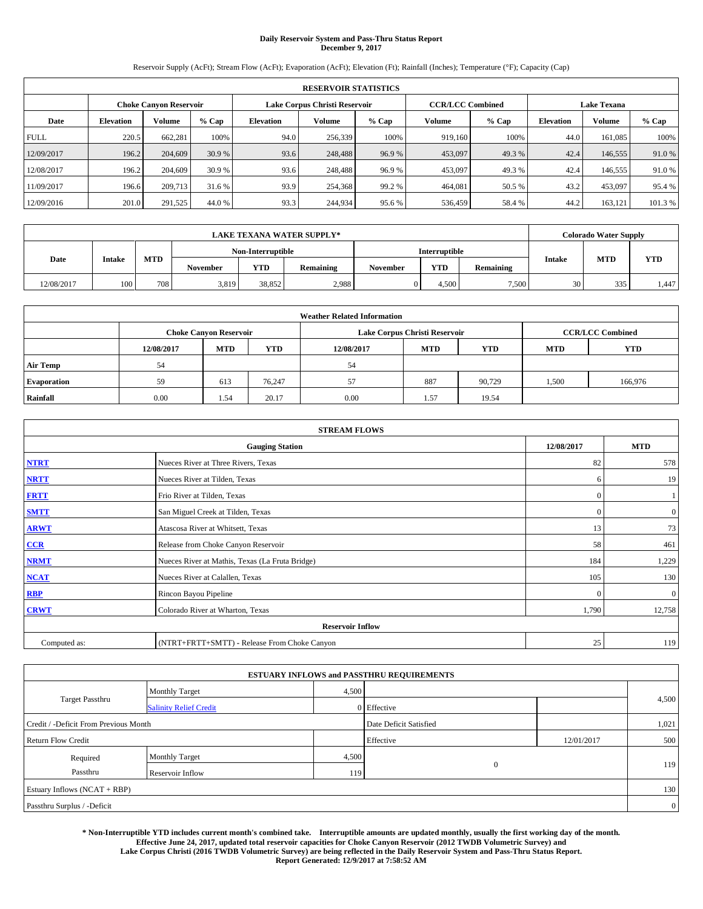# Daily Reservoir System and Pass-Thru Status Report
## December 9, 2017

Reservoir Supply (AcFt); Stream Flow (AcFt); Evaporation (AcFt); Elevation (Ft); Rainfall (Inches); Temperature (°F); Capacity (Cap)

| RESERVOIR STATISTICS | | | | | | | | | | | |
|---|---|---|---|---|---|---|---|---|---|---|---|
| | Choke Canyon Reservoir | | | Lake Corpus Christi Reservoir | | | CCR/LCC Combined | | Lake Texana | | |
| Date | Elevation | Volume | % Cap | Elevation | Volume | % Cap | Volume | % Cap | Elevation | Volume | % Cap |
| FULL | 220.5 | 662,281 | 100% | 94.0 | 256,339 | 100% | 919,160 | 100% | 44.0 | 161,085 | 100% |
| 12/09/2017 | 196.2 | 204,609 | 30.9 % | 93.6 | 248,488 | 96.9 % | 453,097 | 49.3 % | 42.4 | 146,555 | 91.0 % |
| 12/08/2017 | 196.2 | 204,609 | 30.9 % | 93.6 | 248,488 | 96.9 % | 453,097 | 49.3 % | 42.4 | 146,555 | 91.0 % |
| 11/09/2017 | 196.6 | 209,713 | 31.6 % | 93.9 | 254,368 | 99.2 % | 464,081 | 50.5 % | 43.2 | 453,097 | 95.4 % |
| 12/09/2016 | 201.0 | 291,525 | 44.0 % | 93.3 | 244,934 | 95.6 % | 536,459 | 58.4 % | 44.2 | 163,121 | 101.3 % |

| LAKE TEXANA WATER SUPPLY* | | | | | | | | | Colorado Water Supply | | |
|---|---|---|---|---|---|---|---|---|---|---|---|
| Date | Intake | MTD | Non-Interruptible | | | Interruptible | | | Intake | MTD | YTD |
| | | | November | YTD | Remaining | November | YTD | Remaining | | | |
| 12/08/2017 | 100 | 708 | 3,819 | 38,852 | 2,988 | 0 | 4,500 | 7,500 | 30 | 335 | 1,447 |

| Weather Related Information | | | | | | | | |
|---|---|---|---|---|---|---|---|---|
| | Choke Canyon Reservoir | | | Lake Corpus Christi Reservoir | | | CCR/LCC Combined | |
| | 12/08/2017 | MTD | YTD | 12/08/2017 | MTD | YTD | MTD | YTD |
| Air Temp | 54 | | | 54 | | | | |
| Evaporation | 59 | 613 | 76,247 | 57 | 887 | 90,729 | 1,500 | 166,976 |
| Rainfall | 0.00 | 1.54 | 20.17 | 0.00 | 1.57 | 19.54 | | |

| STREAM FLOWS | | | |
|---|---|---|---|
| | Gauging Station | 12/08/2017 | MTD |
| NTRT | Nueces River at Three Rivers, Texas | 82 | 578 |
| NRTT | Nueces River at Tilden, Texas | 6 | 19 |
| FRTT | Frio River at Tilden, Texas | 0 | 1 |
| SMTT | San Miguel Creek at Tilden, Texas | 0 | 0 |
| ARWT | Atascosa River at Whitsett, Texas | 13 | 73 |
| CCR | Release from Choke Canyon Reservoir | 58 | 461 |
| NRMT | Nueces River at Mathis, Texas (La Fruta Bridge) | 184 | 1,229 |
| NCAT | Nueces River at Calallen, Texas | 105 | 130 |
| RBP | Rincon Bayou Pipeline | 0 | 0 |
| CRWT | Colorado River at Wharton, Texas | 1,790 | 12,758 |
| | Reservoir Inflow | | |
| Computed as: | (NTRT+FRTT+SMTT) - Release From Choke Canyon | 25 | 119 |

| ESTUARY INFLOWS and PASSTHRU REQUIREMENTS | | | | | |
|---|---|---|---|---|---|
| Target Passthru | Monthly Target | 4,500 | | | 4,500 |
| | Salinity Relief Credit | 0 | Effective | | |
| Credit / -Deficit From Previous Month | | | Date Deficit Satisfied | | 1,021 |
| Return Flow Credit | | | Effective | 12/01/2017 | 500 |
| Required Passthru | Monthly Target | 4,500 | 0 | | 119 |
| | Reservoir Inflow | 119 | | | |
| Estuary Inflows (NCAT + RBP) | | | | | 130 |
| Passthru Surplus / -Deficit | | | | | 0 |

**\* Non-Interruptible YTD includes current month's combined take. Interruptible amounts are updated monthly, usually the first working day of the month. Effective June 24, 2017, updated total reservoir capacities for Choke Canyon Reservoir (2012 TWDB Volumetric Survey) and Lake Corpus Christi (2016 TWDB Volumetric Survey) are being reflected in the Daily Reservoir System and Pass-Thru Status Report. Report Generated: 12/9/2017 at 7:58:52 AM**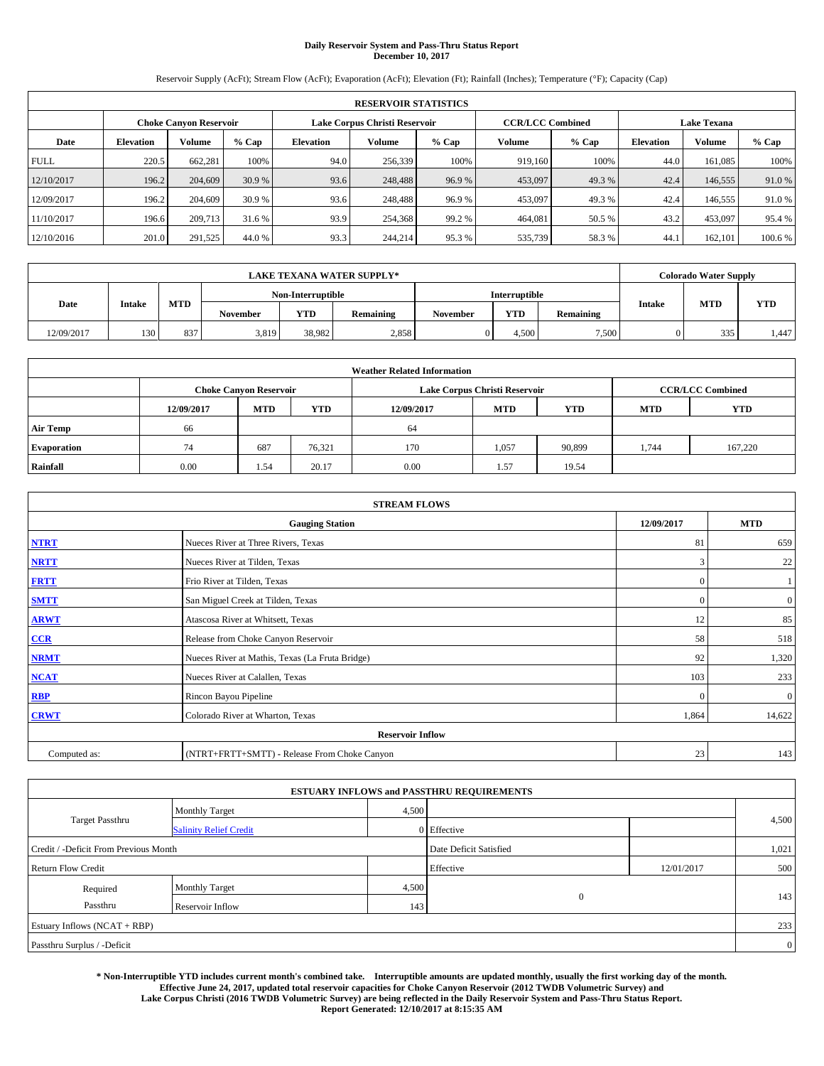**Daily Reservoir System and Pass-Thru Status Report**
**December 10, 2017**

Reservoir Supply (AcFt); Stream Flow (AcFt); Evaporation (AcFt); Elevation (Ft); Rainfall (Inches); Temperature (°F); Capacity (Cap)

| RESERVOIR STATISTICS | | | | | | | | | | | |
|---|---|---|---|---|---|---|---|---|---|---|---|
| | Choke Canyon Reservoir | | | Lake Corpus Christi Reservoir | | | CCR/LCC Combined | | Lake Texana | | |
| Date | Elevation | Volume | % Cap | Elevation | Volume | % Cap | Volume | % Cap | Elevation | Volume | % Cap |
| FULL | 220.5 | 662,281 | 100% | 94.0 | 256,339 | 100% | 919,160 | 100% | 44.0 | 161,085 | 100% |
| 12/10/2017 | 196.2 | 204,609 | 30.9 % | 93.6 | 248,488 | 96.9 % | 453,097 | 49.3 % | 42.4 | 146,555 | 91.0 % |
| 12/09/2017 | 196.2 | 204,609 | 30.9 % | 93.6 | 248,488 | 96.9 % | 453,097 | 49.3 % | 42.4 | 146,555 | 91.0 % |
| 11/10/2017 | 196.6 | 209,713 | 31.6 % | 93.9 | 254,368 | 99.2 % | 464,081 | 50.5 % | 43.2 | 453,097 | 95.4 % |
| 12/10/2016 | 201.0 | 291,525 | 44.0 % | 93.3 | 244,214 | 95.3 % | 535,739 | 58.3 % | 44.1 | 162,101 | 100.6 % |

| LAKE TEXANA WATER SUPPLY* | | | | | | | | | Colorado Water Supply | | |
|---|---|---|---|---|---|---|---|---|---|---|---|
| Date | Intake | MTD | Non-Interruptible | | | Interruptible | | | Intake | MTD | YTD |
| | | | November | YTD | Remaining | November | YTD | Remaining | | | |
| 12/09/2017 | 130 | 837 | 3,819 | 38,982 | 2,858 | 0 | 4,500 | 7,500 | 0 | 335 | 1,447 |

| Weather Related Information | | | | | | | | |
|---|---|---|---|---|---|---|---|---|
| | Choke Canyon Reservoir | | | Lake Corpus Christi Reservoir | | | CCR/LCC Combined | |
| | 12/09/2017 | MTD | YTD | 12/09/2017 | MTD | YTD | MTD | YTD |
| Air Temp | 66 | | | 64 | | | | |
| Evaporation | 74 | 687 | 76,321 | 170 | 1,057 | 90,899 | 1,744 | 167,220 |
| Rainfall | 0.00 | 1.54 | 20.17 | 0.00 | 1.57 | 19.54 | | |

| STREAM FLOWS | | | |
|---|---|---|---|
| | Gauging Station | 12/09/2017 | MTD |
| NTRT | Nueces River at Three Rivers, Texas | 81 | 659 |
| NRTT | Nueces River at Tilden, Texas | 3 | 22 |
| FRTT | Frio River at Tilden, Texas | 0 | 1 |
| SMTT | San Miguel Creek at Tilden, Texas | 0 | 0 |
| ARWT | Atascosa River at Whitsett, Texas | 12 | 85 |
| CCR | Release from Choke Canyon Reservoir | 58 | 518 |
| NRMT | Nueces River at Mathis, Texas (La Fruta Bridge) | 92 | 1,320 |
| NCAT | Nueces River at Calallen, Texas | 103 | 233 |
| RBP | Rincon Bayou Pipeline | 0 | 0 |
| CRWT | Colorado River at Wharton, Texas | 1,864 | 14,622 |
| Reservoir Inflow | | | |
| Computed as: | (NTRT+FRTT+SMTT) - Release From Choke Canyon | 23 | 143 |

| ESTUARY INFLOWS and PASSTHRU REQUIREMENTS | | | | | |
|---|---|---|---|---|---|
| Target Passthru | Monthly Target | 4,500 | | | 4,500 |
| | Salinity Relief Credit | 0 | Effective | | |
| Credit / -Deficit From Previous Month | | | Date Deficit Satisfied | | 1,021 |
| Return Flow Credit | | | Effective | 12/01/2017 | 500 |
| Required Passthru | Monthly Target | 4,500 | 0 | | 143 |
| | Reservoir Inflow | 143 | | | |
| Estuary Inflows (NCAT + RBP) | | | | | 233 |
| Passthru Surplus / -Deficit | | | | | 0 |

**\* Non-Interruptible YTD includes current month's combined take. Interruptible amounts are updated monthly, usually the first working day of the month. Effective June 24, 2017, updated total reservoir capacities for Choke Canyon Reservoir (2012 TWDB Volumetric Survey) and Lake Corpus Christi (2016 TWDB Volumetric Survey) are being reflected in the Daily Reservoir System and Pass-Thru Status Report.**
**Report Generated: 12/10/2017 at 8:15:35 AM**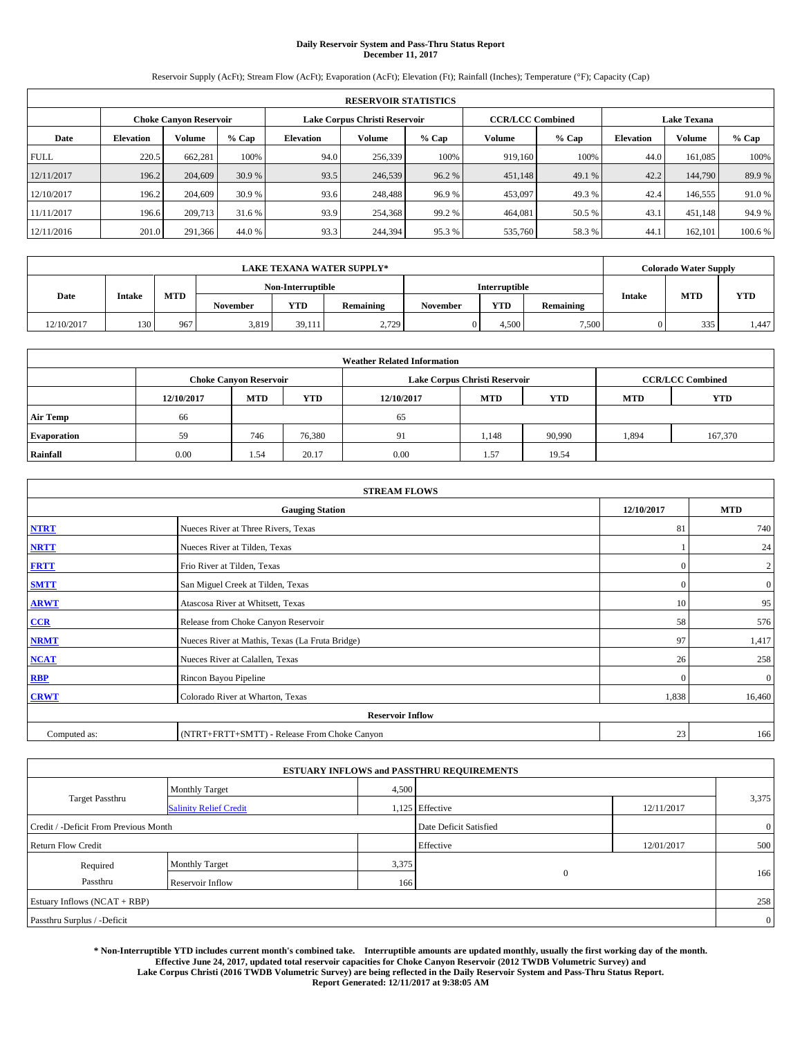**Daily Reservoir System and Pass-Thru Status Report**
**December 11, 2017**

Reservoir Supply (AcFt); Stream Flow (AcFt); Evaporation (AcFt); Elevation (Ft); Rainfall (Inches); Temperature (°F); Capacity (Cap)

| RESERVOIR STATISTICS | | | | | | | | | | | |
|---|---|---|---|---|---|---|---|---|---|---|---|
| | Choke Canyon Reservoir | | | Lake Corpus Christi Reservoir | | | CCR/LCC Combined | | Lake Texana | | |
| Date | Elevation | Volume | % Cap | Elevation | Volume | % Cap | Volume | % Cap | Elevation | Volume | % Cap |
| FULL | 220.5 | 662,281 | 100% | 94.0 | 256,339 | 100% | 919,160 | 100% | 44.0 | 161,085 | 100% |
| 12/11/2017 | 196.2 | 204,609 | 30.9 % | 93.5 | 246,539 | 96.2 % | 451,148 | 49.1 % | 42.2 | 144,790 | 89.9 % |
| 12/10/2017 | 196.2 | 204,609 | 30.9 % | 93.6 | 248,488 | 96.9 % | 453,097 | 49.3 % | 42.4 | 146,555 | 91.0 % |
| 11/11/2017 | 196.6 | 209,713 | 31.6 % | 93.9 | 254,368 | 99.2 % | 464,081 | 50.5 % | 43.1 | 451,148 | 94.9 % |
| 12/11/2016 | 201.0 | 291,366 | 44.0 % | 93.3 | 244,394 | 95.3 % | 535,760 | 58.3 % | 44.1 | 162,101 | 100.6 % |

| LAKE TEXANA WATER SUPPLY* | | | | | | | | | Colorado Water Supply | | |
|---|---|---|---|---|---|---|---|---|---|---|---|
| Date | Intake | MTD | Non-Interruptible | | | Interruptible | | | Intake | MTD | YTD |
| | | | November | YTD | Remaining | November | YTD | Remaining | | | |
| 12/10/2017 | 130 | 967 | 3,819 | 39,111 | 2,729 | 0 | 4,500 | 7,500 | 0 | 335 | 1,447 |

| Weather Related Information | | | | | | | | |
|---|---|---|---|---|---|---|---|---|
| | Choke Canyon Reservoir | | | Lake Corpus Christi Reservoir | | | CCR/LCC Combined | |
| | 12/10/2017 | MTD | YTD | 12/10/2017 | MTD | YTD | MTD | YTD |
| Air Temp | 66 | | | 65 | | | | |
| Evaporation | 59 | 746 | 76,380 | 91 | 1,148 | 90,990 | 1,894 | 167,370 |
| Rainfall | 0.00 | 1.54 | 20.17 | 0.00 | 1.57 | 19.54 | | |

| STREAM FLOWS | | | |
|---|---|---|---|
| Gauging Station | | 12/10/2017 | MTD |
| NTRT | Nueces River at Three Rivers, Texas | 81 | 740 |
| NRTT | Nueces River at Tilden, Texas | 1 | 24 |
| FRTT | Frio River at Tilden, Texas | 0 | 2 |
| SMTT | San Miguel Creek at Tilden, Texas | 0 | 0 |
| ARWT | Atascosa River at Whitsett, Texas | 10 | 95 |
| CCR | Release from Choke Canyon Reservoir | 58 | 576 |
| NRMT | Nueces River at Mathis, Texas (La Fruta Bridge) | 97 | 1,417 |
| NCAT | Nueces River at Calallen, Texas | 26 | 258 |
| RBP | Rincon Bayou Pipeline | 0 | 0 |
| CRWT | Colorado River at Wharton, Texas | 1,838 | 16,460 |
| Reservoir Inflow | | | |
| Computed as: | (NTRT+FRTT+SMTT) - Release From Choke Canyon | 23 | 166 |

| ESTUARY INFLOWS and PASSTHRU REQUIREMENTS | | | | | |
|---|---|---|---|---|---|
| Target Passthru | Monthly Target | 4,500 | | | 3,375 |
| | Salinity Relief Credit | 1,125 | Effective | 12/11/2017 | |
| Credit / -Deficit From Previous Month | | | Date Deficit Satisfied | | 0 |
| Return Flow Credit | | | Effective | 12/01/2017 | 500 |
| Required Passthru | Monthly Target | 3,375 | 0 | | 166 |
| | Reservoir Inflow | 166 | | | |
| Estuary Inflows (NCAT + RBP) | | | | | 258 |
| Passthru Surplus / -Deficit | | | | | 0 |

**\* Non-Interruptible YTD includes current month's combined take. Interruptible amounts are updated monthly, usually the first working day of the month. Effective June 24, 2017, updated total reservoir capacities for Choke Canyon Reservoir (2012 TWDB Volumetric Survey) and Lake Corpus Christi (2016 TWDB Volumetric Survey) are being reflected in the Daily Reservoir System and Pass-Thru Status Report. Report Generated: 12/11/2017 at 9:38:05 AM**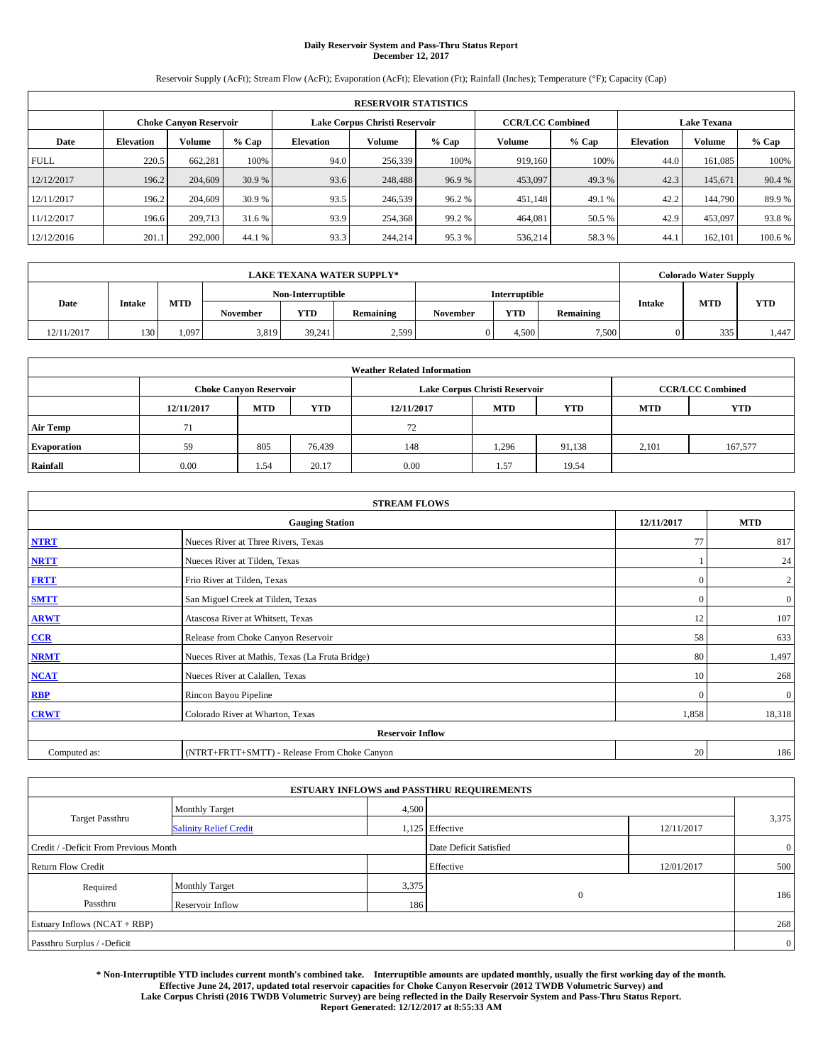**Daily Reservoir System and Pass-Thru Status Report**
**December 12, 2017**

Reservoir Supply (AcFt); Stream Flow (AcFt); Evaporation (AcFt); Elevation (Ft); Rainfall (Inches); Temperature (°F); Capacity (Cap)

| RESERVOIR STATISTICS | | | | | | | | | | | |
|---|---|---|---|---|---|---|---|---|---|---|---|
| | Choke Canyon Reservoir | | | Lake Corpus Christi Reservoir | | | CCR/LCC Combined | | Lake Texana | | |
| Date | Elevation | Volume | % Cap | Elevation | Volume | % Cap | Volume | % Cap | Elevation | Volume | % Cap |
| FULL | 220.5 | 662,281 | 100% | 94.0 | 256,339 | 100% | 919,160 | 100% | 44.0 | 161,085 | 100% |
| 12/12/2017 | 196.2 | 204,609 | 30.9 % | 93.6 | 248,488 | 96.9 % | 453,097 | 49.3 % | 42.3 | 145,671 | 90.4 % |
| 12/11/2017 | 196.2 | 204,609 | 30.9 % | 93.5 | 246,539 | 96.2 % | 451,148 | 49.1 % | 42.2 | 144,790 | 89.9 % |
| 11/12/2017 | 196.6 | 209,713 | 31.6 % | 93.9 | 254,368 | 99.2 % | 464,081 | 50.5 % | 42.9 | 453,097 | 93.8 % |
| 12/12/2016 | 201.1 | 292,000 | 44.1 % | 93.3 | 244,214 | 95.3 % | 536,214 | 58.3 % | 44.1 | 162,101 | 100.6 % |

| LAKE TEXANA WATER SUPPLY* | | | | | | | | | Colorado Water Supply | | |
|---|---|---|---|---|---|---|---|---|---|---|---|
| Date | Intake | MTD | Non-Interruptible | | | Interruptible | | | Intake | MTD | YTD |
| | | | November | YTD | Remaining | November | YTD | Remaining | | | |
| 12/11/2017 | 130 | 1,097 | 3,819 | 39,241 | 2,599 | 0 | 4,500 | 7,500 | 0 | 335 | 1,447 |

| Weather Related Information | | | | | | | | |
|---|---|---|---|---|---|---|---|---|
| | Choke Canyon Reservoir | | | Lake Corpus Christi Reservoir | | | CCR/LCC Combined | |
| | 12/11/2017 | MTD | YTD | 12/11/2017 | MTD | YTD | MTD | YTD |
| Air Temp | 71 | | | 72 | | | | |
| Evaporation | 59 | 805 | 76,439 | 148 | 1,296 | 91,138 | 2,101 | 167,577 |
| Rainfall | 0.00 | 1.54 | 20.17 | 0.00 | 1.57 | 19.54 | | |

| STREAM FLOWS | | | |
|---|---|---|---|
| | Gauging Station | 12/11/2017 | MTD |
| NTRT | Nueces River at Three Rivers, Texas | 77 | 817 |
| NRTT | Nueces River at Tilden, Texas | 1 | 24 |
| FRTT | Frio River at Tilden, Texas | 0 | 2 |
| SMTT | San Miguel Creek at Tilden, Texas | 0 | 0 |
| ARWT | Atascosa River at Whitsett, Texas | 12 | 107 |
| CCR | Release from Choke Canyon Reservoir | 58 | 633 |
| NRMT | Nueces River at Mathis, Texas (La Fruta Bridge) | 80 | 1,497 |
| NCAT | Nueces River at Calallen, Texas | 10 | 268 |
| RBP | Rincon Bayou Pipeline | 0 | 0 |
| CRWT | Colorado River at Wharton, Texas | 1,858 | 18,318 |
| Reservoir Inflow | | | |
| Computed as: | (NTRT+FRTT+SMTT) - Release From Choke Canyon | 20 | 186 |

| ESTUARY INFLOWS and PASSTHRU REQUIREMENTS | | | | | |
|---|---|---|---|---|---|
| Target Passthru | Monthly Target | 4,500 | | | 3,375 |
| | Salinity Relief Credit | 1,125 | Effective | 12/11/2017 | |
| Credit / -Deficit From Previous Month | | | Date Deficit Satisfied | | 0 |
| Return Flow Credit | | | Effective | 12/01/2017 | 500 |
| Required Passthru | Monthly Target | 3,375 | 0 | | 186 |
| | Reservoir Inflow | 186 | | | |
| Estuary Inflows (NCAT + RBP) | | | | | 268 |
| Passthru Surplus / -Deficit | | | | | 0 |

**\* Non-Interruptible YTD includes current month's combined take. Interruptible amounts are updated monthly, usually the first working day of the month. Effective June 24, 2017, updated total reservoir capacities for Choke Canyon Reservoir (2012 TWDB Volumetric Survey) and Lake Corpus Christi (2016 TWDB Volumetric Survey) are being reflected in the Daily Reservoir System and Pass-Thru Status Report. Report Generated: 12/12/2017 at 8:55:33 AM**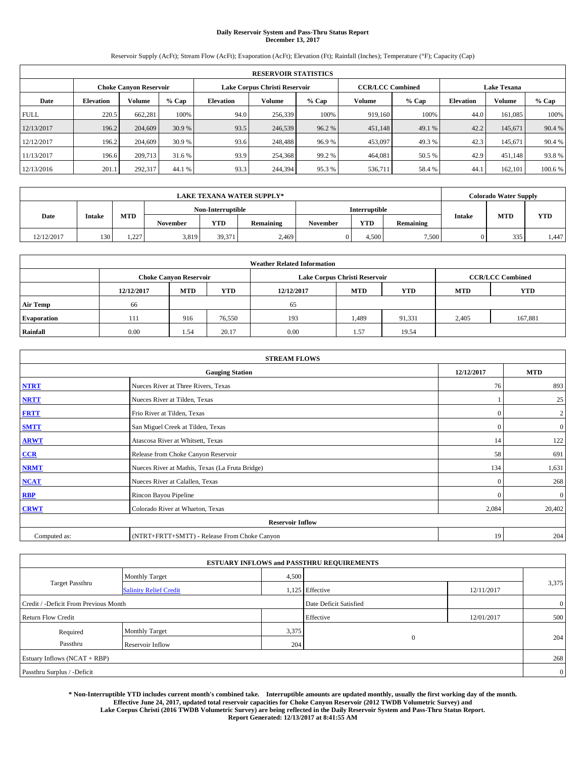# Daily Reservoir System and Pass-Thru Status Report
## December 13, 2017

Reservoir Supply (AcFt); Stream Flow (AcFt); Evaporation (AcFt); Elevation (Ft); Rainfall (Inches); Temperature (°F); Capacity (Cap)

| RESERVOIR STATISTICS | | | | | | | | | | | |
|---|---|---|---|---|---|---|---|---|---|---|---|
| | Choke Canyon Reservoir | | | Lake Corpus Christi Reservoir | | | CCR/LCC Combined | | Lake Texana | | |
| Date | Elevation | Volume | % Cap | Elevation | Volume | % Cap | Volume | % Cap | Elevation | Volume | % Cap |
| FULL | 220.5 | 662,281 | 100% | 94.0 | 256,339 | 100% | 919,160 | 100% | 44.0 | 161,085 | 100% |
| 12/13/2017 | 196.2 | 204,609 | 30.9 % | 93.5 | 246,539 | 96.2 % | 451,148 | 49.1 % | 42.2 | 145,671 | 90.4 % |
| 12/12/2017 | 196.2 | 204,609 | 30.9 % | 93.6 | 248,488 | 96.9 % | 453,097 | 49.3 % | 42.3 | 145,671 | 90.4 % |
| 11/13/2017 | 196.6 | 209,713 | 31.6 % | 93.9 | 254,368 | 99.2 % | 464,081 | 50.5 % | 42.9 | 451,148 | 93.8 % |
| 12/13/2016 | 201.1 | 292,317 | 44.1 % | 93.3 | 244,394 | 95.3 % | 536,711 | 58.4 % | 44.1 | 162,101 | 100.6 % |

| LAKE TEXANA WATER SUPPLY* | | | | | | | | | Colorado Water Supply | | |
|---|---|---|---|---|---|---|---|---|---|---|---|
| Date | Intake | MTD | Non-Interruptible | | | Interruptible | | | Intake | MTD | YTD |
| | | | November | YTD | Remaining | November | YTD | Remaining | | | |
| 12/12/2017 | 130 | 1,227 | 3,819 | 39,371 | 2,469 | 0 | 4,500 | 7,500 | 0 | 335 | 1,447 |

| Weather Related Information | | | | | | | | |
|---|---|---|---|---|---|---|---|---|
| | Choke Canyon Reservoir | | | Lake Corpus Christi Reservoir | | | CCR/LCC Combined | |
| | 12/12/2017 | MTD | YTD | 12/12/2017 | MTD | YTD | MTD | YTD |
| Air Temp | 66 | | | 65 | | | | |
| Evaporation | 111 | 916 | 76,550 | 193 | 1,489 | 91,331 | 2,405 | 167,881 |
| Rainfall | 0.00 | 1.54 | 20.17 | 0.00 | 1.57 | 19.54 | | |

| STREAM FLOWS | | | |
|---|---|---|---|
| Gauging Station | | 12/12/2017 | MTD |
| NTRT | Nueces River at Three Rivers, Texas | 76 | 893 |
| NRTT | Nueces River at Tilden, Texas | 1 | 25 |
| FRTT | Frio River at Tilden, Texas | 0 | 2 |
| SMTT | San Miguel Creek at Tilden, Texas | 0 | 0 |
| ARWT | Atascosa River at Whitsett, Texas | 14 | 122 |
| CCR | Release from Choke Canyon Reservoir | 58 | 691 |
| NRMT | Nueces River at Mathis, Texas (La Fruta Bridge) | 134 | 1,631 |
| NCAT | Nueces River at Calallen, Texas | 0 | 268 |
| RBP | Rincon Bayou Pipeline | 0 | 0 |
| CRWT | Colorado River at Wharton, Texas | 2,084 | 20,402 |
| Reservoir Inflow | | | |
| Computed as: | (NTRT+FRTT+SMTT) - Release From Choke Canyon | 19 | 204 |

| ESTUARY INFLOWS and PASSTHRU REQUIREMENTS | | | | | |
|---|---|---|---|---|---|
| Target Passthru | Monthly Target | 4,500 | | | 3,375 |
| | Salinity Relief Credit | 1,125 | Effective | 12/11/2017 | |
| Credit / -Deficit From Previous Month | | | Date Deficit Satisfied | | 0 |
| Return Flow Credit | | | Effective | 12/01/2017 | 500 |
| Required Passthru | Monthly Target | 3,375 | 0 | | 204 |
| | Reservoir Inflow | 204 | | | |
| Estuary Inflows (NCAT + RBP) | | | | | 268 |
| Passthru Surplus / -Deficit | | | | | 0 |

**\* Non-Interruptible YTD includes current month's combined take. Interruptible amounts are updated monthly, usually the first working day of the month. Effective June 24, 2017, updated total reservoir capacities for Choke Canyon Reservoir (2012 TWDB Volumetric Survey) and Lake Corpus Christi (2016 TWDB Volumetric Survey) are being reflected in the Daily Reservoir System and Pass-Thru Status Report. Report Generated: 12/13/2017 at 8:41:55 AM**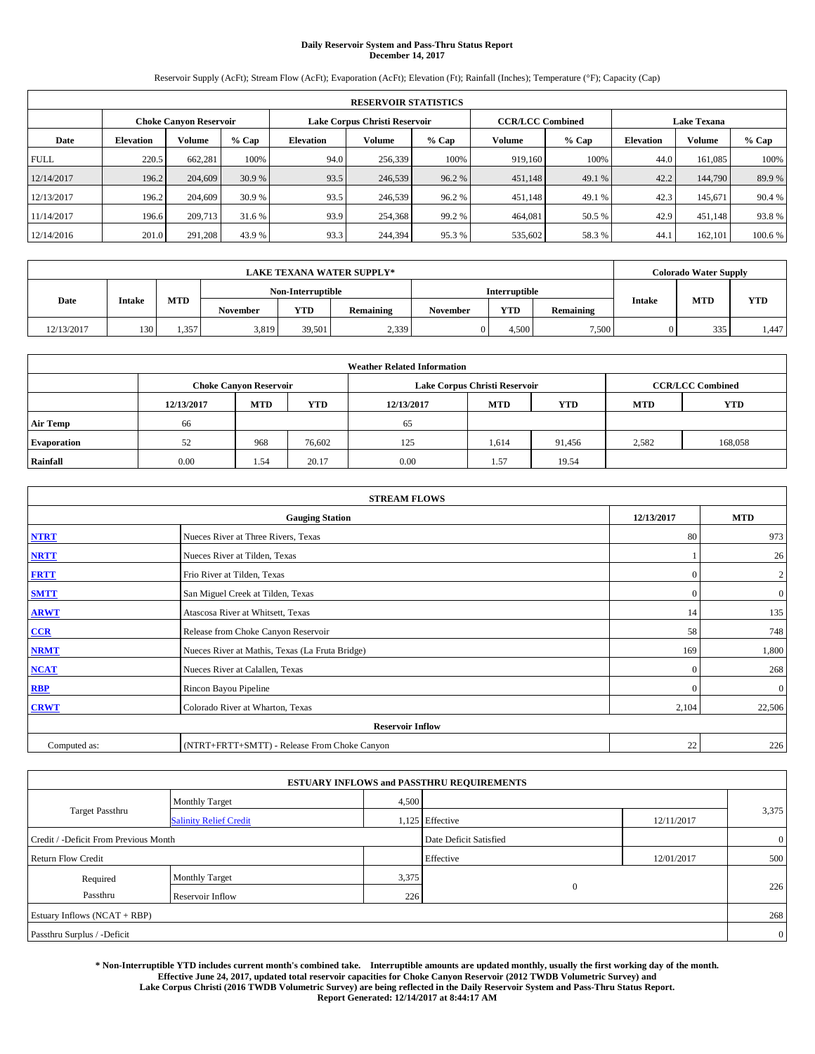# Daily Reservoir System and Pass-Thru Status Report
## December 14, 2017

Reservoir Supply (AcFt); Stream Flow (AcFt); Evaporation (AcFt); Elevation (Ft); Rainfall (Inches); Temperature (°F); Capacity (Cap)

| RESERVOIR STATISTICS | | | | | | | | | | | |
|---|---|---|---|---|---|---|---|---|---|---|---|
| | Choke Canyon Reservoir | | | Lake Corpus Christi Reservoir | | | CCR/LCC Combined | | Lake Texana | | |
| Date | Elevation | Volume | % Cap | Elevation | Volume | % Cap | Volume | % Cap | Elevation | Volume | % Cap |
| FULL | 220.5 | 662,281 | 100% | 94.0 | 256,339 | 100% | 919,160 | 100% | 44.0 | 161,085 | 100% |
| 12/14/2017 | 196.2 | 204,609 | 30.9 % | 93.5 | 246,539 | 96.2 % | 451,148 | 49.1 % | 42.2 | 144,790 | 89.9 % |
| 12/13/2017 | 196.2 | 204,609 | 30.9 % | 93.5 | 246,539 | 96.2 % | 451,148 | 49.1 % | 42.3 | 145,671 | 90.4 % |
| 11/14/2017 | 196.6 | 209,713 | 31.6 % | 93.9 | 254,368 | 99.2 % | 464,081 | 50.5 % | 42.9 | 451,148 | 93.8 % |
| 12/14/2016 | 201.0 | 291,208 | 43.9 % | 93.3 | 244,394 | 95.3 % | 535,602 | 58.3 % | 44.1 | 162,101 | 100.6 % |

| LAKE TEXANA WATER SUPPLY* | | | | | | | | | Colorado Water Supply | | |
|---|---|---|---|---|---|---|---|---|---|---|---|
| Date | Intake | MTD | Non-Interruptible | | | Interruptible | | | Intake | MTD | YTD |
| | | | November | YTD | Remaining | November | YTD | Remaining | | | |
| 12/13/2017 | 130 | 1,357 | 3,819 | 39,501 | 2,339 | 0 | 4,500 | 7,500 | 0 | 335 | 1,447 |

| Weather Related Information | | | | | | | | |
|---|---|---|---|---|---|---|---|---|
| | Choke Canyon Reservoir | | | Lake Corpus Christi Reservoir | | | CCR/LCC Combined | |
| | 12/13/2017 | MTD | YTD | 12/13/2017 | MTD | YTD | MTD | YTD |
| Air Temp | 66 | | | 65 | | | | |
| Evaporation | 52 | 968 | 76,602 | 125 | 1,614 | 91,456 | 2,582 | 168,058 |
| Rainfall | 0.00 | 1.54 | 20.17 | 0.00 | 1.57 | 19.54 | | |

| STREAM FLOWS | | | |
|---|---|---|---|
| Gauging Station | | 12/13/2017 | MTD |
| NTRT | Nueces River at Three Rivers, Texas | 80 | 973 |
| NRTT | Nueces River at Tilden, Texas | 1 | 26 |
| FRTT | Frio River at Tilden, Texas | 0 | 2 |
| SMTT | San Miguel Creek at Tilden, Texas | 0 | 0 |
| ARWT | Atascosa River at Whitsett, Texas | 14 | 135 |
| CCR | Release from Choke Canyon Reservoir | 58 | 748 |
| NRMT | Nueces River at Mathis, Texas (La Fruta Bridge) | 169 | 1,800 |
| NCAT | Nueces River at Calallen, Texas | 0 | 268 |
| RBP | Rincon Bayou Pipeline | 0 | 0 |
| CRWT | Colorado River at Wharton, Texas | 2,104 | 22,506 |
| Reservoir Inflow | | | |
| Computed as: | (NTRT+FRTT+SMTT) - Release From Choke Canyon | 22 | 226 |

| ESTUARY INFLOWS and PASSTHRU REQUIREMENTS | | | | | |
|---|---|---|---|---|---|
| Target Passthru | Monthly Target | 4,500 | | | 3,375 |
| | Salinity Relief Credit | 1,125 | Effective | 12/11/2017 | |
| Credit / -Deficit From Previous Month | | | Date Deficit Satisfied | | 0 |
| Return Flow Credit | | | Effective | 12/01/2017 | 500 |
| Required Passthru | Monthly Target | 3,375 | 0 | | 226 |
| | Reservoir Inflow | 226 | | | |
| Estuary Inflows (NCAT + RBP) | | | | | 268 |
| Passthru Surplus / -Deficit | | | | | 0 |

**\* Non-Interruptible YTD includes current month's combined take. Interruptible amounts are updated monthly, usually the first working day of the month. Effective June 24, 2017, updated total reservoir capacities for Choke Canyon Reservoir (2012 TWDB Volumetric Survey) and Lake Corpus Christi (2016 TWDB Volumetric Survey) are being reflected in the Daily Reservoir System and Pass-Thru Status Report. Report Generated: 12/14/2017 at 8:44:17 AM**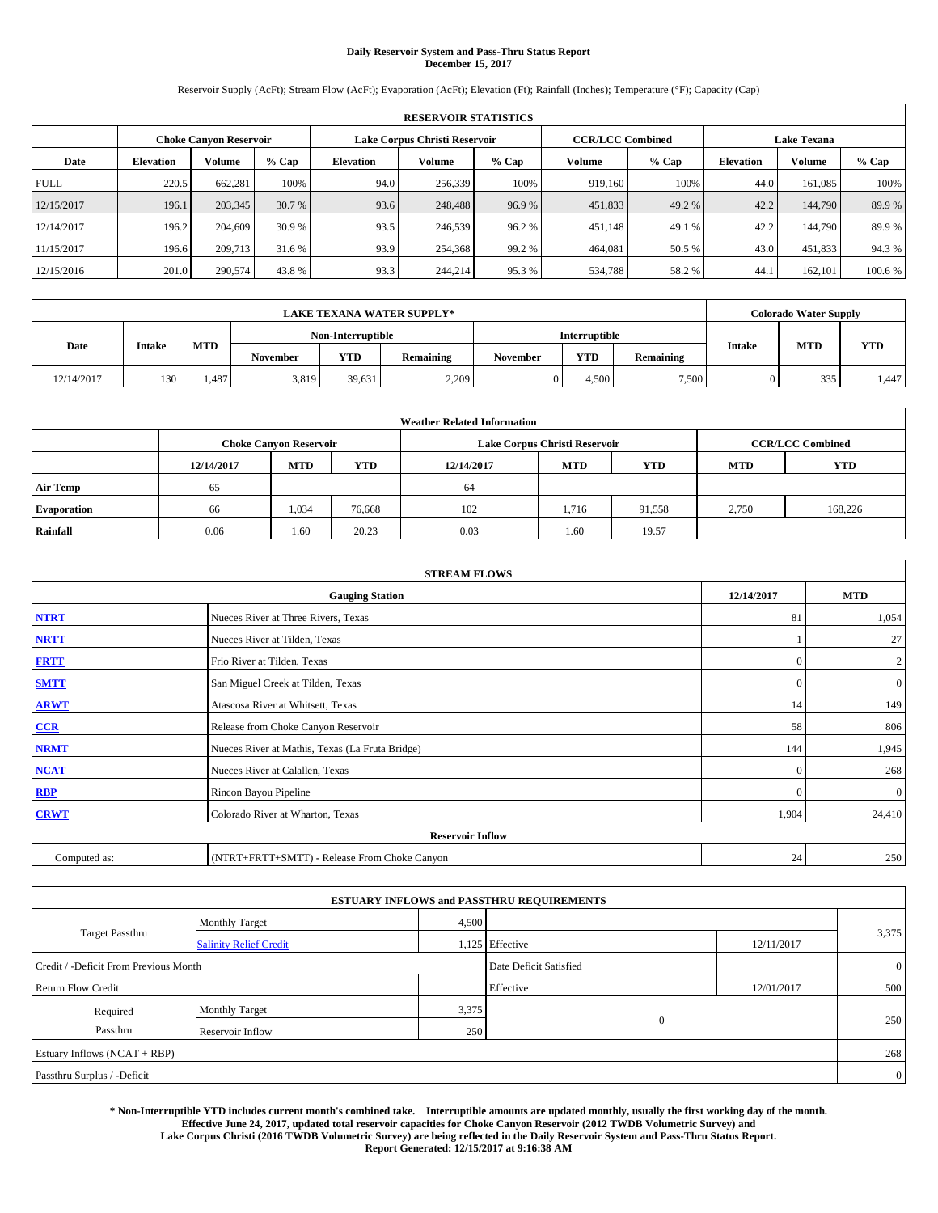**Daily Reservoir System and Pass-Thru Status Report**
**December 15, 2017**

Reservoir Supply (AcFt); Stream Flow (AcFt); Evaporation (AcFt); Elevation (Ft); Rainfall (Inches); Temperature (°F); Capacity (Cap)

| RESERVOIR STATISTICS | | | | | | | | | | | |
|---|---|---|---|---|---|---|---|---|---|---|---|
| | Choke Canyon Reservoir | | | Lake Corpus Christi Reservoir | | | CCR/LCC Combined | | Lake Texana | | |
| Date | Elevation | Volume | % Cap | Elevation | Volume | % Cap | Volume | % Cap | Elevation | Volume | % Cap |
| FULL | 220.5 | 662,281 | 100% | 94.0 | 256,339 | 100% | 919,160 | 100% | 44.0 | 161,085 | 100% |
| 12/15/2017 | 196.1 | 203,345 | 30.7 % | 93.6 | 248,488 | 96.9 % | 451,833 | 49.2 % | 42.2 | 144,790 | 89.9 % |
| 12/14/2017 | 196.2 | 204,609 | 30.9 % | 93.5 | 246,539 | 96.2 % | 451,148 | 49.1 % | 42.2 | 144,790 | 89.9 % |
| 11/15/2017 | 196.6 | 209,713 | 31.6 % | 93.9 | 254,368 | 99.2 % | 464,081 | 50.5 % | 43.0 | 451,833 | 94.3 % |
| 12/15/2016 | 201.0 | 290,574 | 43.8 % | 93.3 | 244,214 | 95.3 % | 534,788 | 58.2 % | 44.1 | 162,101 | 100.6 % |

| LAKE TEXANA WATER SUPPLY* | | | | | | | | | Colorado Water Supply | | |
|---|---|---|---|---|---|---|---|---|---|---|---|
| Date | Intake | MTD | Non-Interruptible | | | Interruptible | | | Intake | MTD | YTD |
| | | | November | YTD | Remaining | November | YTD | Remaining | | | |
| 12/14/2017 | 130 | 1,487 | 3,819 | 39,631 | 2,209 | 0 | 4,500 | 7,500 | 0 | 335 | 1,447 |

| Weather Related Information | | | | | | | | |
|---|---|---|---|---|---|---|---|---|
| | Choke Canyon Reservoir | | | Lake Corpus Christi Reservoir | | | CCR/LCC Combined | |
| | 12/14/2017 | MTD | YTD | 12/14/2017 | MTD | YTD | MTD | YTD |
| Air Temp | 65 | | | 64 | | | | |
| Evaporation | 66 | 1,034 | 76,668 | 102 | 1,716 | 91,558 | 2,750 | 168,226 |
| Rainfall | 0.06 | 1.60 | 20.23 | 0.03 | 1.60 | 19.57 | | |

| STREAM FLOWS | | | |
|---|---|---|---|
| | Gauging Station | 12/14/2017 | MTD |
| NTRT | Nueces River at Three Rivers, Texas | 81 | 1,054 |
| NRTT | Nueces River at Tilden, Texas | 1 | 27 |
| FRTT | Frio River at Tilden, Texas | 0 | 2 |
| SMTT | San Miguel Creek at Tilden, Texas | 0 | 0 |
| ARWT | Atascosa River at Whitsett, Texas | 14 | 149 |
| CCR | Release from Choke Canyon Reservoir | 58 | 806 |
| NRMT | Nueces River at Mathis, Texas (La Fruta Bridge) | 144 | 1,945 |
| NCAT | Nueces River at Calallen, Texas | 0 | 268 |
| RBP | Rincon Bayou Pipeline | 0 | 0 |
| CRWT | Colorado River at Wharton, Texas | 1,904 | 24,410 |
| Reservoir Inflow | | | |
| Computed as: | (NTRT+FRTT+SMTT) - Release From Choke Canyon | 24 | 250 |

| ESTUARY INFLOWS and PASSTHRU REQUIREMENTS | | | | | |
|---|---|---|---|---|---|
| Target Passthru | Monthly Target | 4,500 | | | 3,375 |
| | Salinity Relief Credit | 1,125 | Effective | 12/11/2017 | |
| Credit / -Deficit From Previous Month | | | Date Deficit Satisfied | | 0 |
| Return Flow Credit | | | Effective | 12/01/2017 | 500 |
| Required Passthru | Monthly Target | 3,375 | 0 | | 250 |
| | Reservoir Inflow | 250 | | | |
| Estuary Inflows (NCAT + RBP) | | | | | 268 |
| Passthru Surplus / -Deficit | | | | | 0 |

**\* Non-Interruptible YTD includes current month's combined take. Interruptible amounts are updated monthly, usually the first working day of the month. Effective June 24, 2017, updated total reservoir capacities for Choke Canyon Reservoir (2012 TWDB Volumetric Survey) and Lake Corpus Christi (2016 TWDB Volumetric Survey) are being reflected in the Daily Reservoir System and Pass-Thru Status Report. Report Generated: 12/15/2017 at 9:16:38 AM**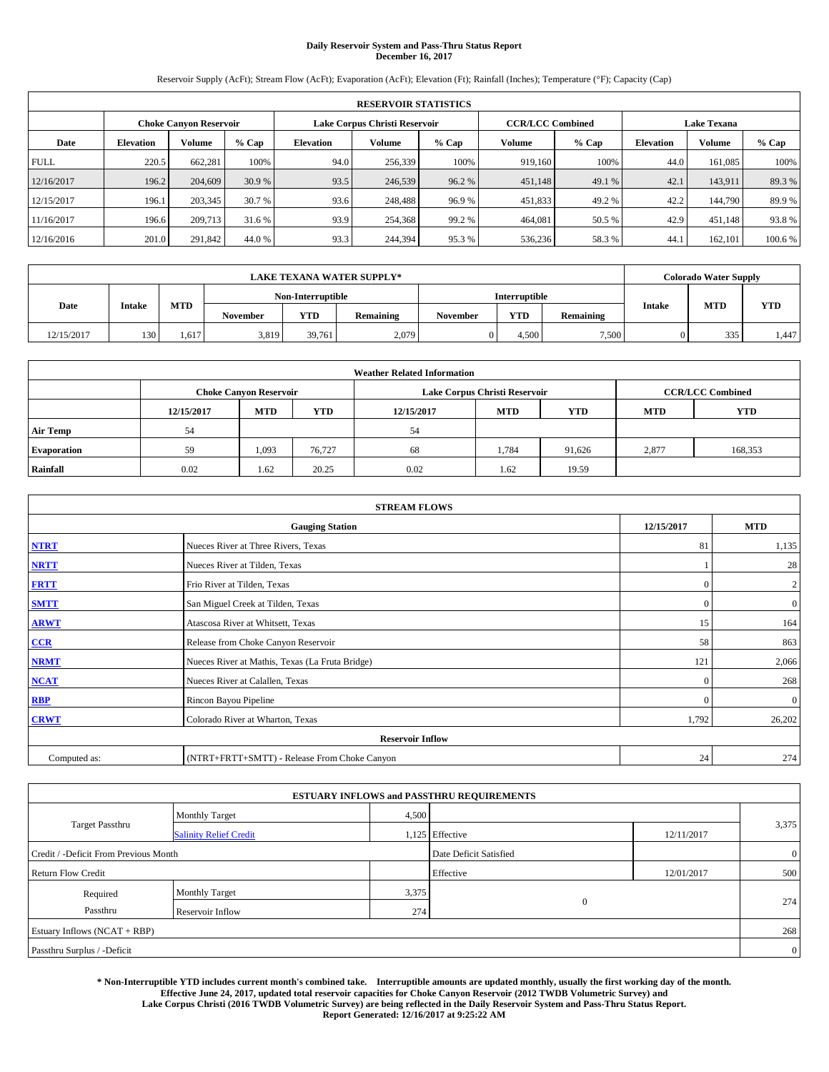# Daily Reservoir System and Pass-Thru Status Report
## December 16, 2017

Reservoir Supply (AcFt); Stream Flow (AcFt); Evaporation (AcFt); Elevation (Ft); Rainfall (Inches); Temperature (°F); Capacity (Cap)

| RESERVOIR STATISTICS | | | | | | | | | | | |
|---|---|---|---|---|---|---|---|---|---|---|---|
| | Choke Canyon Reservoir | | | Lake Corpus Christi Reservoir | | | CCR/LCC Combined | | Lake Texana | | |
| Date | Elevation | Volume | % Cap | Elevation | Volume | % Cap | Volume | % Cap | Elevation | Volume | % Cap |
| FULL | 220.5 | 662,281 | 100% | 94.0 | 256,339 | 100% | 919,160 | 100% | 44.0 | 161,085 | 100% |
| 12/16/2017 | 196.2 | 204,609 | 30.9 % | 93.5 | 246,539 | 96.2 % | 451,148 | 49.1 % | 42.1 | 143,911 | 89.3 % |
| 12/15/2017 | 196.1 | 203,345 | 30.7 % | 93.6 | 248,488 | 96.9 % | 451,833 | 49.2 % | 42.2 | 144,790 | 89.9 % |
| 11/16/2017 | 196.6 | 209,713 | 31.6 % | 93.9 | 254,368 | 99.2 % | 464,081 | 50.5 % | 42.9 | 451,148 | 93.8 % |
| 12/16/2016 | 201.0 | 291,842 | 44.0 % | 93.3 | 244,394 | 95.3 % | 536,236 | 58.3 % | 44.1 | 162,101 | 100.6 % |

| LAKE TEXANA WATER SUPPLY* | | | | | | | | | Colorado Water Supply | | |
|---|---|---|---|---|---|---|---|---|---|---|---|
| Date | Intake | MTD | Non-Interruptible | | | Interruptible | | | Intake | MTD | YTD |
| | | | November | YTD | Remaining | November | YTD | Remaining | | | |
| 12/15/2017 | 130 | 1,617 | 3,819 | 39,761 | 2,079 | 0 | 4,500 | 7,500 | 0 | 335 | 1,447 |

| Weather Related Information | | | | | | | | |
|---|---|---|---|---|---|---|---|---|
| | Choke Canyon Reservoir | | | Lake Corpus Christi Reservoir | | | CCR/LCC Combined | |
| | 12/15/2017 | MTD | YTD | 12/15/2017 | MTD | YTD | MTD | YTD |
| Air Temp | 54 | | | 54 | | | | |
| Evaporation | 59 | 1,093 | 76,727 | 68 | 1,784 | 91,626 | 2,877 | 168,353 |
| Rainfall | 0.02 | 1.62 | 20.25 | 0.02 | 1.62 | 19.59 | | |

| STREAM FLOWS | | | |
|---|---|---|---|
| Gauging Station | | 12/15/2017 | MTD |
| **NTRT** | Nueces River at Three Rivers, Texas | 81 | 1,135 |
| **NRTT** | Nueces River at Tilden, Texas | 1 | 28 |
| **FRTT** | Frio River at Tilden, Texas | 0 | 2 |
| **SMTT** | San Miguel Creek at Tilden, Texas | 0 | 0 |
| **ARWT** | Atascosa River at Whitsett, Texas | 15 | 164 |
| **CCR** | Release from Choke Canyon Reservoir | 58 | 863 |
| **NRMT** | Nueces River at Mathis, Texas (La Fruta Bridge) | 121 | 2,066 |
| **NCAT** | Nueces River at Calallen, Texas | 0 | 268 |
| **RBP** | Rincon Bayou Pipeline | 0 | 0 |
| **CRWT** | Colorado River at Wharton, Texas | 1,792 | 26,202 |
| Reservoir Inflow | | | |
| Computed as: | (NTRT+FRTT+SMTT) - Release From Choke Canyon | 24 | 274 |

| ESTUARY INFLOWS and PASSTHRU REQUIREMENTS | | | | | |
|---|---|---|---|---|---|
| Target Passthru | Monthly Target | 4,500 | | | 3,375 |
| | Salinity Relief Credit | 1,125 | Effective | 12/11/2017 | |
| Credit / -Deficit From Previous Month | | | Date Deficit Satisfied | | 0 |
| Return Flow Credit | | | Effective | 12/01/2017 | 500 |
| Required Passthru | Monthly Target | 3,375 | 0 | | 274 |
| | Reservoir Inflow | 274 | | | |
| Estuary Inflows (NCAT + RBP) | | | | | 268 |
| Passthru Surplus / -Deficit | | | | | 0 |

**\* Non-Interruptible YTD includes current month's combined take. Interruptible amounts are updated monthly, usually the first working day of the month. Effective June 24, 2017, updated total reservoir capacities for Choke Canyon Reservoir (2012 TWDB Volumetric Survey) and Lake Corpus Christi (2016 TWDB Volumetric Survey) are being reflected in the Daily Reservoir System and Pass-Thru Status Report. Report Generated: 12/16/2017 at 9:25:22 AM**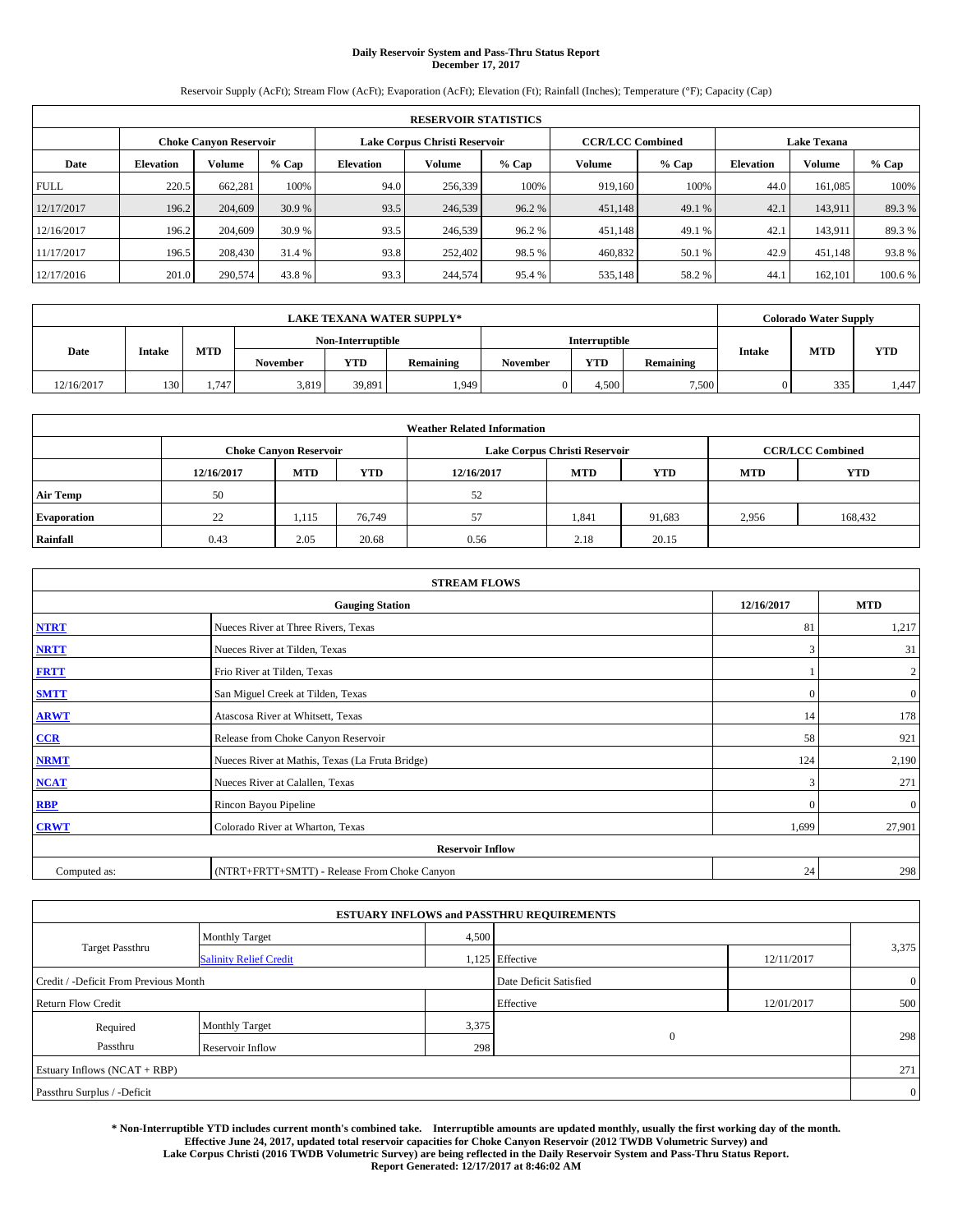# Daily Reservoir System and Pass-Thru Status Report
## December 17, 2017

Reservoir Supply (AcFt); Stream Flow (AcFt); Evaporation (AcFt); Elevation (Ft); Rainfall (Inches); Temperature (°F); Capacity (Cap)

| RESERVOIR STATISTICS | | | | | | | | | | | |
|---|---|---|---|---|---|---|---|---|---|---|---|
| | Choke Canyon Reservoir | | | Lake Corpus Christi Reservoir | | | CCR/LCC Combined | | Lake Texana | | |
| Date | Elevation | Volume | % Cap | Elevation | Volume | % Cap | Volume | % Cap | Elevation | Volume | % Cap |
| FULL | 220.5 | 662,281 | 100% | 94.0 | 256,339 | 100% | 919,160 | 100% | 44.0 | 161,085 | 100% |
| 12/17/2017 | 196.2 | 204,609 | 30.9 % | 93.5 | 246,539 | 96.2 % | 451,148 | 49.1 % | 42.1 | 143,911 | 89.3 % |
| 12/16/2017 | 196.2 | 204,609 | 30.9 % | 93.5 | 246,539 | 96.2 % | 451,148 | 49.1 % | 42.1 | 143,911 | 89.3 % |
| 11/17/2017 | 196.5 | 208,430 | 31.4 % | 93.8 | 252,402 | 98.5 % | 460,832 | 50.1 % | 42.9 | 451,148 | 93.8 % |
| 12/17/2016 | 201.0 | 290,574 | 43.8 % | 93.3 | 244,574 | 95.4 % | 535,148 | 58.2 % | 44.1 | 162,101 | 100.6 % |

| LAKE TEXANA WATER SUPPLY* | | | | | | | | | Colorado Water Supply | | |
|---|---|---|---|---|---|---|---|---|---|---|---|
| Date | Intake | MTD | Non-Interruptible | | | Interruptible | | | Intake | MTD | YTD |
| | | | November | YTD | Remaining | November | YTD | Remaining | | | |
| 12/16/2017 | 130 | 1,747 | 3,819 | 39,891 | 1,949 | 0 | 4,500 | 7,500 | 0 | 335 | 1,447 |

| Weather Related Information | | | | | | | | |
|---|---|---|---|---|---|---|---|---|
| | Choke Canyon Reservoir | | | Lake Corpus Christi Reservoir | | | CCR/LCC Combined | |
| | 12/16/2017 | MTD | YTD | 12/16/2017 | MTD | YTD | MTD | YTD |
| Air Temp | 50 | | | 52 | | | | |
| Evaporation | 22 | 1,115 | 76,749 | 57 | 1,841 | 91,683 | 2,956 | 168,432 |
| Rainfall | 0.43 | 2.05 | 20.68 | 0.56 | 2.18 | 20.15 | | |

| STREAM FLOWS | | | |
|---|---|---|---|
| | Gauging Station | 12/16/2017 | MTD |
| NTRT | Nueces River at Three Rivers, Texas | 81 | 1,217 |
| NRTT | Nueces River at Tilden, Texas | 3 | 31 |
| FRTT | Frio River at Tilden, Texas | 1 | 2 |
| SMTT | San Miguel Creek at Tilden, Texas | 0 | 0 |
| ARWT | Atascosa River at Whitsett, Texas | 14 | 178 |
| CCR | Release from Choke Canyon Reservoir | 58 | 921 |
| NRMT | Nueces River at Mathis, Texas (La Fruta Bridge) | 124 | 2,190 |
| NCAT | Nueces River at Calallen, Texas | 3 | 271 |
| RBP | Rincon Bayou Pipeline | 0 | 0 |
| CRWT | Colorado River at Wharton, Texas | 1,699 | 27,901 |
| Reservoir Inflow | | | |
| Computed as: | (NTRT+FRTT+SMTT) - Release From Choke Canyon | 24 | 298 |

| ESTUARY INFLOWS and PASSTHRU REQUIREMENTS | | | | | |
|---|---|---|---|---|---|
| Target Passthru | Monthly Target | 4,500 | | | 3,375 |
| | Salinity Relief Credit | 1,125 | Effective | 12/11/2017 | |
| Credit / -Deficit From Previous Month | | | Date Deficit Satisfied | | 0 |
| Return Flow Credit | | | Effective | 12/01/2017 | 500 |
| Required Passthru | Monthly Target | 3,375 | 0 | | 298 |
| | Reservoir Inflow | 298 | | | |
| Estuary Inflows (NCAT + RBP) | | | | | 271 |
| Passthru Surplus / -Deficit | | | | | 0 |

**\* Non-Interruptible YTD includes current month's combined take. Interruptible amounts are updated monthly, usually the first working day of the month. Effective June 24, 2017, updated total reservoir capacities for Choke Canyon Reservoir (2012 TWDB Volumetric Survey) and Lake Corpus Christi (2016 TWDB Volumetric Survey) are being reflected in the Daily Reservoir System and Pass-Thru Status Report. Report Generated: 12/17/2017 at 8:46:02 AM**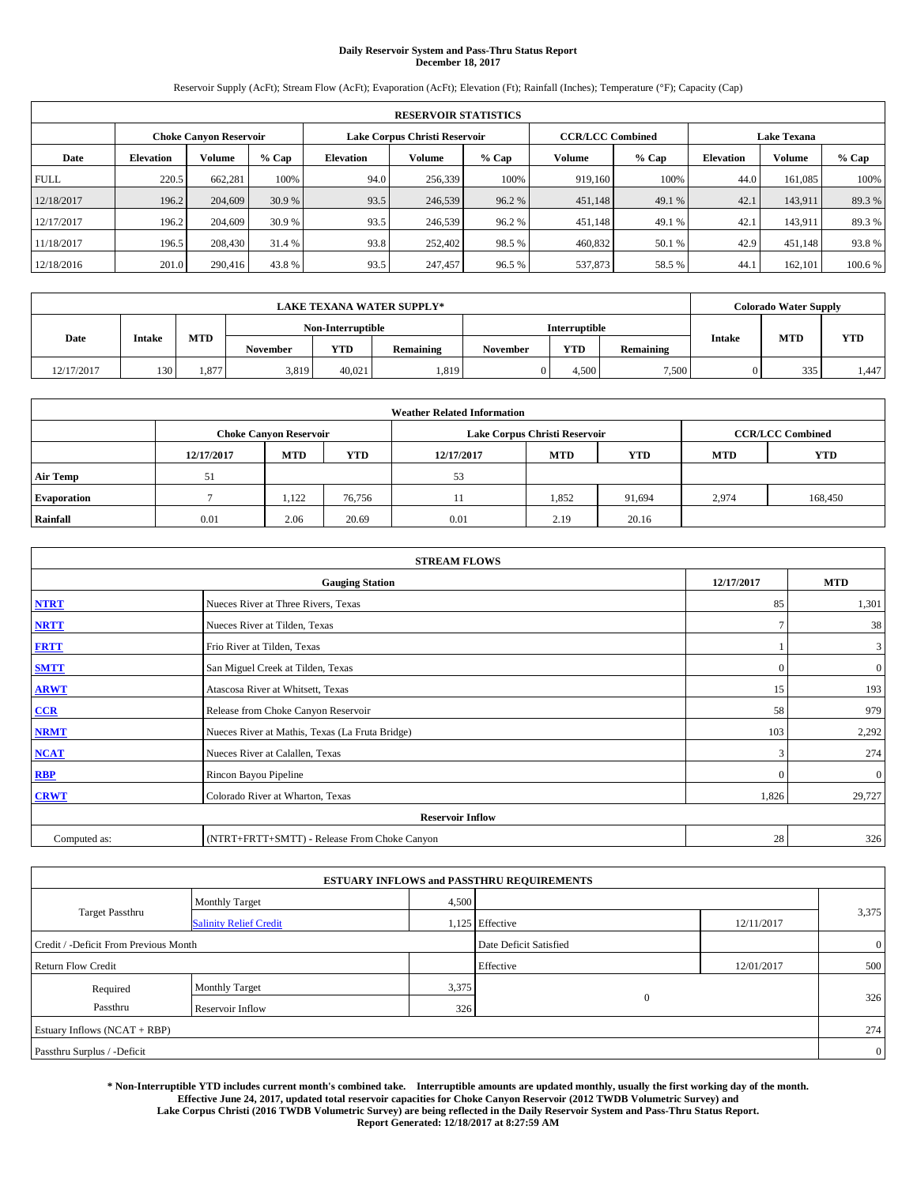**Daily Reservoir System and Pass-Thru Status Report**
**December 18, 2017**

Reservoir Supply (AcFt); Stream Flow (AcFt); Evaporation (AcFt); Elevation (Ft); Rainfall (Inches); Temperature (°F); Capacity (Cap)

| RESERVOIR STATISTICS | | | | | | | | | | | |
|---|---|---|---|---|---|---|---|---|---|---|---|
| | Choke Canyon Reservoir | | | Lake Corpus Christi Reservoir | | | CCR/LCC Combined | | Lake Texana | | |
| Date | Elevation | Volume | % Cap | Elevation | Volume | % Cap | Volume | % Cap | Elevation | Volume | % Cap |
| FULL | 220.5 | 662,281 | 100% | 94.0 | 256,339 | 100% | 919,160 | 100% | 44.0 | 161,085 | 100% |
| 12/18/2017 | 196.2 | 204,609 | 30.9 % | 93.5 | 246,539 | 96.2 % | 451,148 | 49.1 % | 42.1 | 143,911 | 89.3 % |
| 12/17/2017 | 196.2 | 204,609 | 30.9 % | 93.5 | 246,539 | 96.2 % | 451,148 | 49.1 % | 42.1 | 143,911 | 89.3 % |
| 11/18/2017 | 196.5 | 208,430 | 31.4 % | 93.8 | 252,402 | 98.5 % | 460,832 | 50.1 % | 42.9 | 451,148 | 93.8 % |
| 12/18/2016 | 201.0 | 290,416 | 43.8 % | 93.5 | 247,457 | 96.5 % | 537,873 | 58.5 % | 44.1 | 162,101 | 100.6 % |

| LAKE TEXANA WATER SUPPLY* | | | | | | | | | Colorado Water Supply | | |
|---|---|---|---|---|---|---|---|---|---|---|---|
| Date | Intake | MTD | Non-Interruptible | | | Interruptible | | | Intake | MTD | YTD |
| | | | November | YTD | Remaining | November | YTD | Remaining | | | |
| 12/17/2017 | 130 | 1,877 | 3,819 | 40,021 | 1,819 | 0 | 4,500 | 7,500 | 0 | 335 | 1,447 |

| Weather Related Information | | | | | | | | |
|---|---|---|---|---|---|---|---|---|
| | Choke Canyon Reservoir | | | Lake Corpus Christi Reservoir | | | CCR/LCC Combined | |
| | 12/17/2017 | MTD | YTD | 12/17/2017 | MTD | YTD | MTD | YTD |
| Air Temp | 51 | | | 53 | | | | |
| Evaporation | 7 | 1,122 | 76,756 | 11 | 1,852 | 91,694 | 2,974 | 168,450 |
| Rainfall | 0.01 | 2.06 | 20.69 | 0.01 | 2.19 | 20.16 | | |

| STREAM FLOWS | | | |
|---|---|---|---|
| Gauging Station | | 12/17/2017 | MTD |
| NTRT | Nueces River at Three Rivers, Texas | 85 | 1,301 |
| NRTT | Nueces River at Tilden, Texas | 7 | 38 |
| FRTT | Frio River at Tilden, Texas | 1 | 3 |
| SMTT | San Miguel Creek at Tilden, Texas | 0 | 0 |
| ARWT | Atascosa River at Whitsett, Texas | 15 | 193 |
| CCR | Release from Choke Canyon Reservoir | 58 | 979 |
| NRMT | Nueces River at Mathis, Texas (La Fruta Bridge) | 103 | 2,292 |
| NCAT | Nueces River at Calallen, Texas | 3 | 274 |
| RBP | Rincon Bayou Pipeline | 0 | 0 |
| CRWT | Colorado River at Wharton, Texas | 1,826 | 29,727 |
| Reservoir Inflow | | | |
| Computed as: | (NTRT+FRTT+SMTT) - Release From Choke Canyon | 28 | 326 |

| ESTUARY INFLOWS and PASSTHRU REQUIREMENTS | | | | | |
|---|---|---|---|---|---|
| Target Passthru | Monthly Target | 4,500 | | | 3,375 |
| | Salinity Relief Credit | 1,125 | Effective | 12/11/2017 | |
| Credit / -Deficit From Previous Month | | | Date Deficit Satisfied | | 0 |
| Return Flow Credit | | | Effective | 12/01/2017 | 500 |
| Required Passthru | Monthly Target | 3,375 | 0 | | 326 |
| | Reservoir Inflow | 326 | | | |
| Estuary Inflows (NCAT + RBP) | | | | | 274 |
| Passthru Surplus / -Deficit | | | | | 0 |

**\* Non-Interruptible YTD includes current month's combined take. Interruptible amounts are updated monthly, usually the first working day of the month. Effective June 24, 2017, updated total reservoir capacities for Choke Canyon Reservoir (2012 TWDB Volumetric Survey) and Lake Corpus Christi (2016 TWDB Volumetric Survey) are being reflected in the Daily Reservoir System and Pass-Thru Status Report. Report Generated: 12/18/2017 at 8:27:59 AM**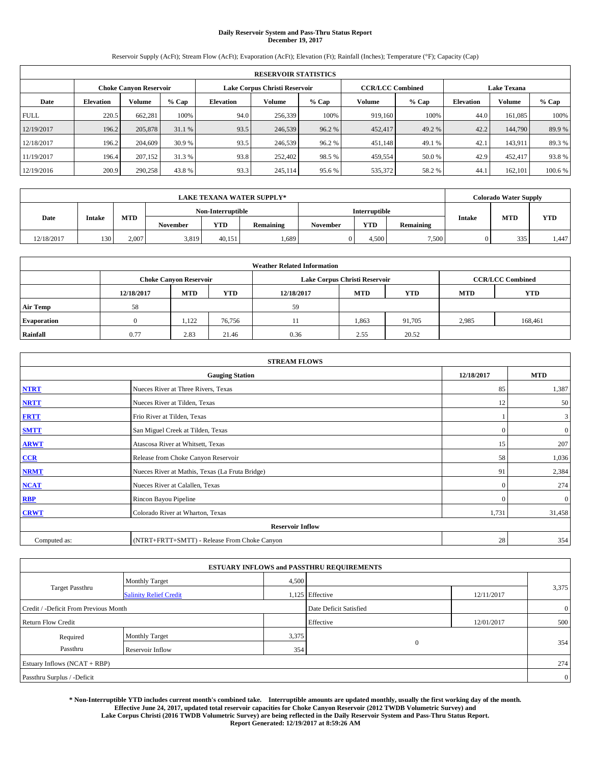# Daily Reservoir System and Pass-Thru Status Report
**December 19, 2017**

Reservoir Supply (AcFt); Stream Flow (AcFt); Evaporation (AcFt); Elevation (Ft); Rainfall (Inches); Temperature (°F); Capacity (Cap)

| RESERVOIR STATISTICS | | | | | | | | | | | |
|---|---|---|---|---|---|---|---|---|---|---|---|
| | Choke Canyon Reservoir | | | Lake Corpus Christi Reservoir | | | CCR/LCC Combined | | Lake Texana | | |
| Date | Elevation | Volume | % Cap | Elevation | Volume | % Cap | Volume | % Cap | Elevation | Volume | % Cap |
| FULL | 220.5 | 662,281 | 100% | 94.0 | 256,339 | 100% | 919,160 | 100% | 44.0 | 161,085 | 100% |
| 12/19/2017 | 196.2 | 205,878 | 31.1 % | 93.5 | 246,539 | 96.2 % | 452,417 | 49.2 % | 42.2 | 144,790 | 89.9 % |
| 12/18/2017 | 196.2 | 204,609 | 30.9 % | 93.5 | 246,539 | 96.2 % | 451,148 | 49.1 % | 42.1 | 143,911 | 89.3 % |
| 11/19/2017 | 196.4 | 207,152 | 31.3 % | 93.8 | 252,402 | 98.5 % | 459,554 | 50.0 % | 42.9 | 452,417 | 93.8 % |
| 12/19/2016 | 200.9 | 290,258 | 43.8 % | 93.3 | 245,114 | 95.6 % | 535,372 | 58.2 % | 44.1 | 162,101 | 100.6 % |

| LAKE TEXANA WATER SUPPLY* | | | | | | | | | Colorado Water Supply | | |
|---|---|---|---|---|---|---|---|---|---|---|---|
| Date | Intake | MTD | Non-Interruptible | | | Interruptible | | | Intake | MTD | YTD |
| | | | November | YTD | Remaining | November | YTD | Remaining | | | |
| 12/18/2017 | 130 | 2,007 | 3,819 | 40,151 | 1,689 | 0 | 4,500 | 7,500 | 0 | 335 | 1,447 |

| Weather Related Information | | | | | | | | |
|---|---|---|---|---|---|---|---|---|
| | Choke Canyon Reservoir | | | Lake Corpus Christi Reservoir | | | CCR/LCC Combined | |
| | 12/18/2017 | MTD | YTD | 12/18/2017 | MTD | YTD | MTD | YTD |
| Air Temp | 58 | | | 59 | | | | |
| Evaporation | 0 | 1,122 | 76,756 | 11 | 1,863 | 91,705 | 2,985 | 168,461 |
| Rainfall | 0.77 | 2.83 | 21.46 | 0.36 | 2.55 | 20.52 | | |

| STREAM FLOWS | | | |
|---|---|---|---|
| Gauging Station | | 12/18/2017 | MTD |
| NTRT | Nueces River at Three Rivers, Texas | 85 | 1,387 |
| NRTT | Nueces River at Tilden, Texas | 12 | 50 |
| FRTT | Frio River at Tilden, Texas | 1 | 3 |
| SMTT | San Miguel Creek at Tilden, Texas | 0 | 0 |
| ARWT | Atascosa River at Whitsett, Texas | 15 | 207 |
| CCR | Release from Choke Canyon Reservoir | 58 | 1,036 |
| NRMT | Nueces River at Mathis, Texas (La Fruta Bridge) | 91 | 2,384 |
| NCAT | Nueces River at Calallen, Texas | 0 | 274 |
| RBP | Rincon Bayou Pipeline | 0 | 0 |
| CRWT | Colorado River at Wharton, Texas | 1,731 | 31,458 |
| Reservoir Inflow | | | |
| Computed as: | (NTRT+FRTT+SMTT) - Release From Choke Canyon | 28 | 354 |

| ESTUARY INFLOWS and PASSTHRU REQUIREMENTS | | | | | |
|---|---|---|---|---|---|
| Target Passthru | Monthly Target | 4,500 | | | 3,375 |
| | Salinity Relief Credit | 1,125 | Effective | 12/11/2017 | |
| Credit / -Deficit From Previous Month | | | Date Deficit Satisfied | | 0 |
| Return Flow Credit | | | Effective | 12/01/2017 | 500 |
| Required Passthru | Monthly Target | 3,375 | 0 | | 354 |
| | Reservoir Inflow | 354 | | | |
| Estuary Inflows (NCAT + RBP) | | | | | 274 |
| Passthru Surplus / -Deficit | | | | | 0 |

**\* Non-Interruptible YTD includes current month's combined take. Interruptible amounts are updated monthly, usually the first working day of the month. Effective June 24, 2017, updated total reservoir capacities for Choke Canyon Reservoir (2012 TWDB Volumetric Survey) and Lake Corpus Christi (2016 TWDB Volumetric Survey) are being reflected in the Daily Reservoir System and Pass-Thru Status Report. Report Generated: 12/19/2017 at 8:59:26 AM**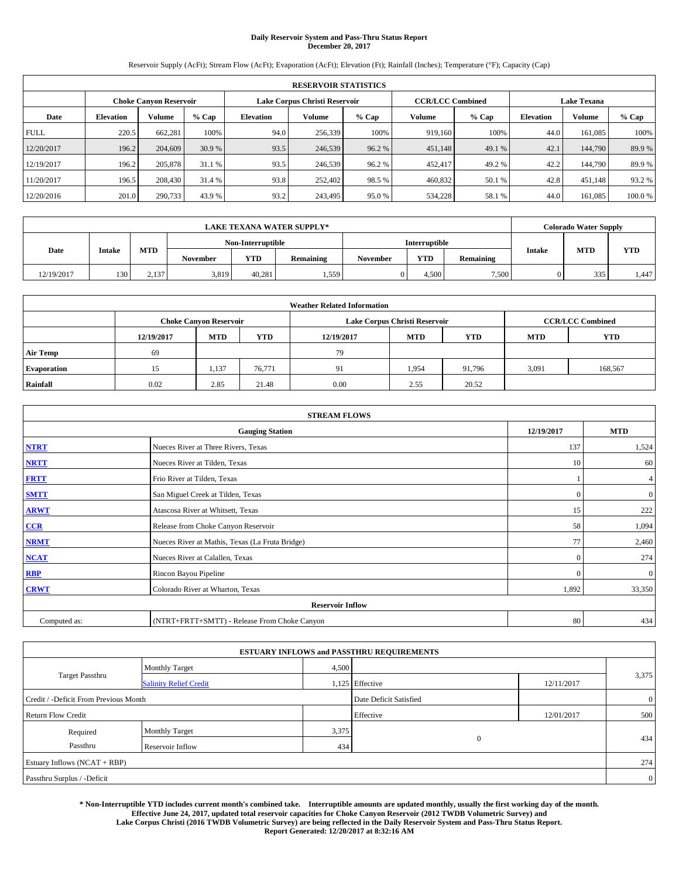# Daily Reservoir System and Pass-Thru Status Report
## December 20, 2017

Reservoir Supply (AcFt); Stream Flow (AcFt); Evaporation (AcFt); Elevation (Ft); Rainfall (Inches); Temperature (°F); Capacity (Cap)

| RESERVOIR STATISTICS | | | | | | | | | | | |
|---|---|---|---|---|---|---|---|---|---|---|---|
| | Choke Canyon Reservoir | | | Lake Corpus Christi Reservoir | | | CCR/LCC Combined | | Lake Texana | | |
| Date | Elevation | Volume | % Cap | Elevation | Volume | % Cap | Volume | % Cap | Elevation | Volume | % Cap |
| FULL | 220.5 | 662,281 | 100% | 94.0 | 256,339 | 100% | 919,160 | 100% | 44.0 | 161,085 | 100% |
| 12/20/2017 | 196.2 | 204,609 | 30.9 % | 93.5 | 246,539 | 96.2 % | 451,148 | 49.1 % | 42.1 | 144,790 | 89.9 % |
| 12/19/2017 | 196.2 | 205,878 | 31.1 % | 93.5 | 246,539 | 96.2 % | 452,417 | 49.2 % | 42.2 | 144,790 | 89.9 % |
| 11/20/2017 | 196.5 | 208,430 | 31.4 % | 93.8 | 252,402 | 98.5 % | 460,832 | 50.1 % | 42.8 | 451,148 | 93.2 % |
| 12/20/2016 | 201.0 | 290,733 | 43.9 % | 93.2 | 243,495 | 95.0 % | 534,228 | 58.1 % | 44.0 | 161,085 | 100.0 % |

| LAKE TEXANA WATER SUPPLY* | | | | | | | | | Colorado Water Supply | | |
|---|---|---|---|---|---|---|---|---|---|---|---|
| Date | Intake | MTD | Non-Interruptible | | | Interruptible | | | Intake | MTD | YTD |
| | | | November | YTD | Remaining | November | YTD | Remaining | | | |
| 12/19/2017 | 130 | 2,137 | 3,819 | 40,281 | 1,559 | 0 | 4,500 | 7,500 | 0 | 335 | 1,447 |

| Weather Related Information | | | | | | | | |
|---|---|---|---|---|---|---|---|---|
| | Choke Canyon Reservoir | | | Lake Corpus Christi Reservoir | | | CCR/LCC Combined | |
| | 12/19/2017 | MTD | YTD | 12/19/2017 | MTD | YTD | MTD | YTD |
| Air Temp | 69 | | | 79 | | | | |
| Evaporation | 15 | 1,137 | 76,771 | 91 | 1,954 | 91,796 | 3,091 | 168,567 |
| Rainfall | 0.02 | 2.85 | 21.48 | 0.00 | 2.55 | 20.52 | | |

| STREAM FLOWS | | | |
|---|---|---|---|
| Gauging Station | | 12/19/2017 | MTD |
| NTRT | Nueces River at Three Rivers, Texas | 137 | 1,524 |
| NRTT | Nueces River at Tilden, Texas | 10 | 60 |
| FRTT | Frio River at Tilden, Texas | 1 | 4 |
| SMTT | San Miguel Creek at Tilden, Texas | 0 | 0 |
| ARWT | Atascosa River at Whitsett, Texas | 15 | 222 |
| CCR | Release from Choke Canyon Reservoir | 58 | 1,094 |
| NRMT | Nueces River at Mathis, Texas (La Fruta Bridge) | 77 | 2,460 |
| NCAT | Nueces River at Calallen, Texas | 0 | 274 |
| RBP | Rincon Bayou Pipeline | 0 | 0 |
| CRWT | Colorado River at Wharton, Texas | 1,892 | 33,350 |
| Reservoir Inflow | | | |
| Computed as: | (NTRT+FRTT+SMTT) - Release From Choke Canyon | 80 | 434 |

| ESTUARY INFLOWS and PASSTHRU REQUIREMENTS | | | | | |
|---|---|---|---|---|---|
| Target Passthru | Monthly Target | 4,500 | | | 3,375 |
| | Salinity Relief Credit | 1,125 | Effective | 12/11/2017 | |
| Credit / -Deficit From Previous Month | | | Date Deficit Satisfied | | 0 |
| Return Flow Credit | | | Effective | 12/01/2017 | 500 |
| Required Passthru | Monthly Target | 3,375 | 0 | | 434 |
| | Reservoir Inflow | 434 | | | |
| Estuary Inflows (NCAT + RBP) | | | | | 274 |
| Passthru Surplus / -Deficit | | | | | 0 |

**\* Non-Interruptible YTD includes current month's combined take. Interruptible amounts are updated monthly, usually the first working day of the month. Effective June 24, 2017, updated total reservoir capacities for Choke Canyon Reservoir (2012 TWDB Volumetric Survey) and Lake Corpus Christi (2016 TWDB Volumetric Survey) are being reflected in the Daily Reservoir System and Pass-Thru Status Report. Report Generated: 12/20/2017 at 8:32:16 AM**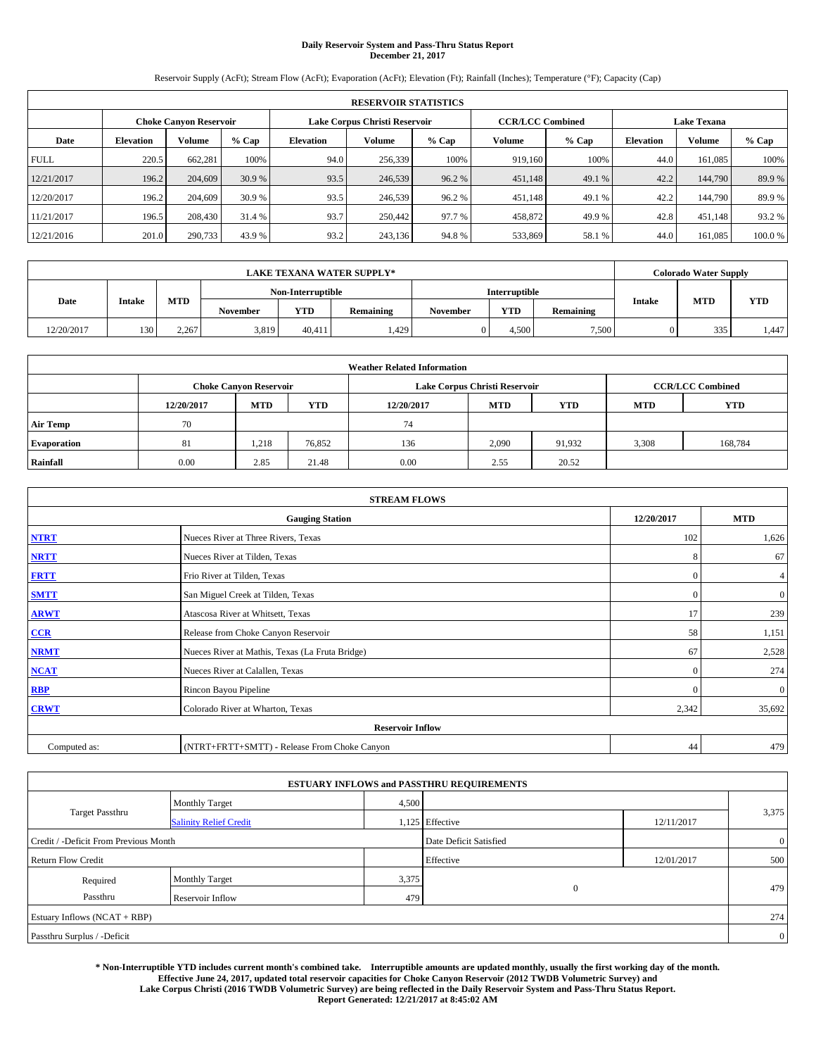# Daily Reservoir System and Pass-Thru Status Report
## December 21, 2017

Reservoir Supply (AcFt); Stream Flow (AcFt); Evaporation (AcFt); Elevation (Ft); Rainfall (Inches); Temperature (°F); Capacity (Cap)

| RESERVOIR STATISTICS | | | | | | | | | | | |
|---|---|---|---|---|---|---|---|---|---|---|---|
| | Choke Canyon Reservoir | | | Lake Corpus Christi Reservoir | | | CCR/LCC Combined | | Lake Texana | | |
| Date | Elevation | Volume | % Cap | Elevation | Volume | % Cap | Volume | % Cap | Elevation | Volume | % Cap |
| FULL | 220.5 | 662,281 | 100% | 94.0 | 256,339 | 100% | 919,160 | 100% | 44.0 | 161,085 | 100% |
| 12/21/2017 | 196.2 | 204,609 | 30.9 % | 93.5 | 246,539 | 96.2 % | 451,148 | 49.1 % | 42.2 | 144,790 | 89.9 % |
| 12/20/2017 | 196.2 | 204,609 | 30.9 % | 93.5 | 246,539 | 96.2 % | 451,148 | 49.1 % | 42.2 | 144,790 | 89.9 % |
| 11/21/2017 | 196.5 | 208,430 | 31.4 % | 93.7 | 250,442 | 97.7 % | 458,872 | 49.9 % | 42.8 | 451,148 | 93.2 % |
| 12/21/2016 | 201.0 | 290,733 | 43.9 % | 93.2 | 243,136 | 94.8 % | 533,869 | 58.1 % | 44.0 | 161,085 | 100.0 % |

| LAKE TEXANA WATER SUPPLY* | | | | | | | | | Colorado Water Supply | | |
|---|---|---|---|---|---|---|---|---|---|---|---|
| Date | Intake | MTD | Non-Interruptible | | | Interruptible | | | Intake | MTD | YTD |
| | | | November | YTD | Remaining | November | YTD | Remaining | | | |
| 12/20/2017 | 130 | 2,267 | 3,819 | 40,411 | 1,429 | 0 | 4,500 | 7,500 | 0 | 335 | 1,447 |

| Weather Related Information | | | | | | | | |
|---|---|---|---|---|---|---|---|---|
| | Choke Canyon Reservoir | | | Lake Corpus Christi Reservoir | | | CCR/LCC Combined | |
| | 12/20/2017 | MTD | YTD | 12/20/2017 | MTD | YTD | MTD | YTD |
| Air Temp | 70 | | | 74 | | | | |
| Evaporation | 81 | 1,218 | 76,852 | 136 | 2,090 | 91,932 | 3,308 | 168,784 |
| Rainfall | 0.00 | 2.85 | 21.48 | 0.00 | 2.55 | 20.52 | | |

| STREAM FLOWS | | | |
|---|---|---|---|
| | Gauging Station | 12/20/2017 | MTD |
| NTRT | Nueces River at Three Rivers, Texas | 102 | 1,626 |
| NRTT | Nueces River at Tilden, Texas | 8 | 67 |
| FRTT | Frio River at Tilden, Texas | 0 | 4 |
| SMTT | San Miguel Creek at Tilden, Texas | 0 | 0 |
| ARWT | Atascosa River at Whitsett, Texas | 17 | 239 |
| CCR | Release from Choke Canyon Reservoir | 58 | 1,151 |
| NRMT | Nueces River at Mathis, Texas (La Fruta Bridge) | 67 | 2,528 |
| NCAT | Nueces River at Calallen, Texas | 0 | 274 |
| RBP | Rincon Bayou Pipeline | 0 | 0 |
| CRWT | Colorado River at Wharton, Texas | 2,342 | 35,692 |
| | Reservoir Inflow | | |
| Computed as: | (NTRT+FRTT+SMTT) - Release From Choke Canyon | 44 | 479 |

| ESTUARY INFLOWS and PASSTHRU REQUIREMENTS | | | | | |
|---|---|---|---|---|---|
| Target Passthru | Monthly Target | 4,500 | | | 3,375 |
| | Salinity Relief Credit | 1,125 | Effective | 12/11/2017 | |
| Credit / -Deficit From Previous Month | | | Date Deficit Satisfied | | 0 |
| Return Flow Credit | | | Effective | 12/01/2017 | 500 |
| Required Passthru | Monthly Target | 3,375 | 0 | | 479 |
| | Reservoir Inflow | 479 | | | |
| Estuary Inflows (NCAT + RBP) | | | | | 274 |
| Passthru Surplus / -Deficit | | | | | 0 |

**\* Non-Interruptible YTD includes current month's combined take. Interruptible amounts are updated monthly, usually the first working day of the month. Effective June 24, 2017, updated total reservoir capacities for Choke Canyon Reservoir (2012 TWDB Volumetric Survey) and Lake Corpus Christi (2016 TWDB Volumetric Survey) are being reflected in the Daily Reservoir System and Pass-Thru Status Report. Report Generated: 12/21/2017 at 8:45:02 AM**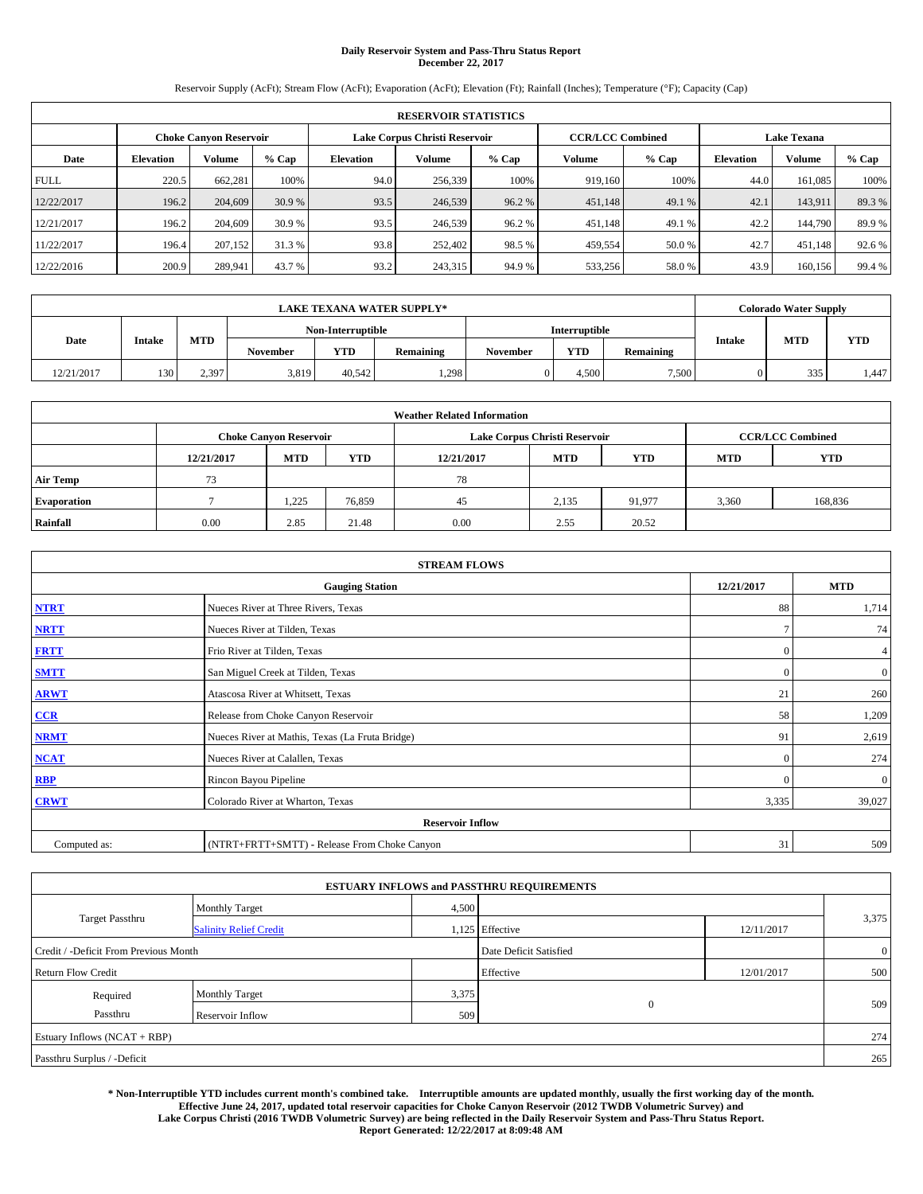**Daily Reservoir System and Pass-Thru Status Report**
**December 22, 2017**

Reservoir Supply (AcFt); Stream Flow (AcFt); Evaporation (AcFt); Elevation (Ft); Rainfall (Inches); Temperature (°F); Capacity (Cap)

| RESERVOIR STATISTICS | | | | | | | | | | | |
|---|---|---|---|---|---|---|---|---|---|---|---|
| | Choke Canyon Reservoir | | | Lake Corpus Christi Reservoir | | | CCR/LCC Combined | | Lake Texana | | |
| Date | Elevation | Volume | % Cap | Elevation | Volume | % Cap | Volume | % Cap | Elevation | Volume | % Cap |
| FULL | 220.5 | 662,281 | 100% | 94.0 | 256,339 | 100% | 919,160 | 100% | 44.0 | 161,085 | 100% |
| 12/22/2017 | 196.2 | 204,609 | 30.9 % | 93.5 | 246,539 | 96.2 % | 451,148 | 49.1 % | 42.1 | 143,911 | 89.3 % |
| 12/21/2017 | 196.2 | 204,609 | 30.9 % | 93.5 | 246,539 | 96.2 % | 451,148 | 49.1 % | 42.2 | 144,790 | 89.9 % |
| 11/22/2017 | 196.4 | 207,152 | 31.3 % | 93.8 | 252,402 | 98.5 % | 459,554 | 50.0 % | 42.7 | 451,148 | 92.6 % |
| 12/22/2016 | 200.9 | 289,941 | 43.7 % | 93.2 | 243,315 | 94.9 % | 533,256 | 58.0 % | 43.9 | 160,156 | 99.4 % |

| LAKE TEXANA WATER SUPPLY* | | | | | | | | | Colorado Water Supply | | |
|---|---|---|---|---|---|---|---|---|---|---|---|
| Date | Intake | MTD | Non-Interruptible | | | Interruptible | | | Intake | MTD | YTD |
| | | | November | YTD | Remaining | November | YTD | Remaining | | | |
| 12/21/2017 | 130 | 2,397 | 3,819 | 40,542 | 1,298 | 0 | 4,500 | 7,500 | 0 | 335 | 1,447 |

| Weather Related Information | | | | | | | | |
|---|---|---|---|---|---|---|---|---|
| | Choke Canyon Reservoir | | | Lake Corpus Christi Reservoir | | | CCR/LCC Combined | |
| | 12/21/2017 | MTD | YTD | 12/21/2017 | MTD | YTD | MTD | YTD |
| Air Temp | 73 | | | 78 | | | | |
| Evaporation | 7 | 1,225 | 76,859 | 45 | 2,135 | 91,977 | 3,360 | 168,836 |
| Rainfall | 0.00 | 2.85 | 21.48 | 0.00 | 2.55 | 20.52 | | |

| STREAM FLOWS | | | |
|---|---|---|---|
| | Gauging Station | 12/21/2017 | MTD |
| NTRT | Nueces River at Three Rivers, Texas | 88 | 1,714 |
| NRTT | Nueces River at Tilden, Texas | 7 | 74 |
| FRTT | Frio River at Tilden, Texas | 0 | 4 |
| SMTT | San Miguel Creek at Tilden, Texas | 0 | 0 |
| ARWT | Atascosa River at Whitsett, Texas | 21 | 260 |
| CCR | Release from Choke Canyon Reservoir | 58 | 1,209 |
| NRMT | Nueces River at Mathis, Texas (La Fruta Bridge) | 91 | 2,619 |
| NCAT | Nueces River at Calallen, Texas | 0 | 274 |
| RBP | Rincon Bayou Pipeline | 0 | 0 |
| CRWT | Colorado River at Wharton, Texas | 3,335 | 39,027 |
| Reservoir Inflow | | | |
| Computed as: | (NTRT+FRTT+SMTT) - Release From Choke Canyon | 31 | 509 |

| ESTUARY INFLOWS and PASSTHRU REQUIREMENTS | | | | | |
|---|---|---|---|---|---|
| Target Passthru | Monthly Target | 4,500 | | | 3,375 |
| | Salinity Relief Credit | 1,125 | Effective | 12/11/2017 | |
| Credit / -Deficit From Previous Month | | | Date Deficit Satisfied | | 0 |
| Return Flow Credit | | | Effective | 12/01/2017 | 500 |
| Required Passthru | Monthly Target | 3,375 | 0 | | 509 |
| | Reservoir Inflow | 509 | | | |
| Estuary Inflows (NCAT + RBP) | | | | | 274 |
| Passthru Surplus / -Deficit | | | | | 265 |

**\* Non-Interruptible YTD includes current month's combined take. Interruptible amounts are updated monthly, usually the first working day of the month. Effective June 24, 2017, updated total reservoir capacities for Choke Canyon Reservoir (2012 TWDB Volumetric Survey) and Lake Corpus Christi (2016 TWDB Volumetric Survey) are being reflected in the Daily Reservoir System and Pass-Thru Status Report. Report Generated: 12/22/2017 at 8:09:48 AM**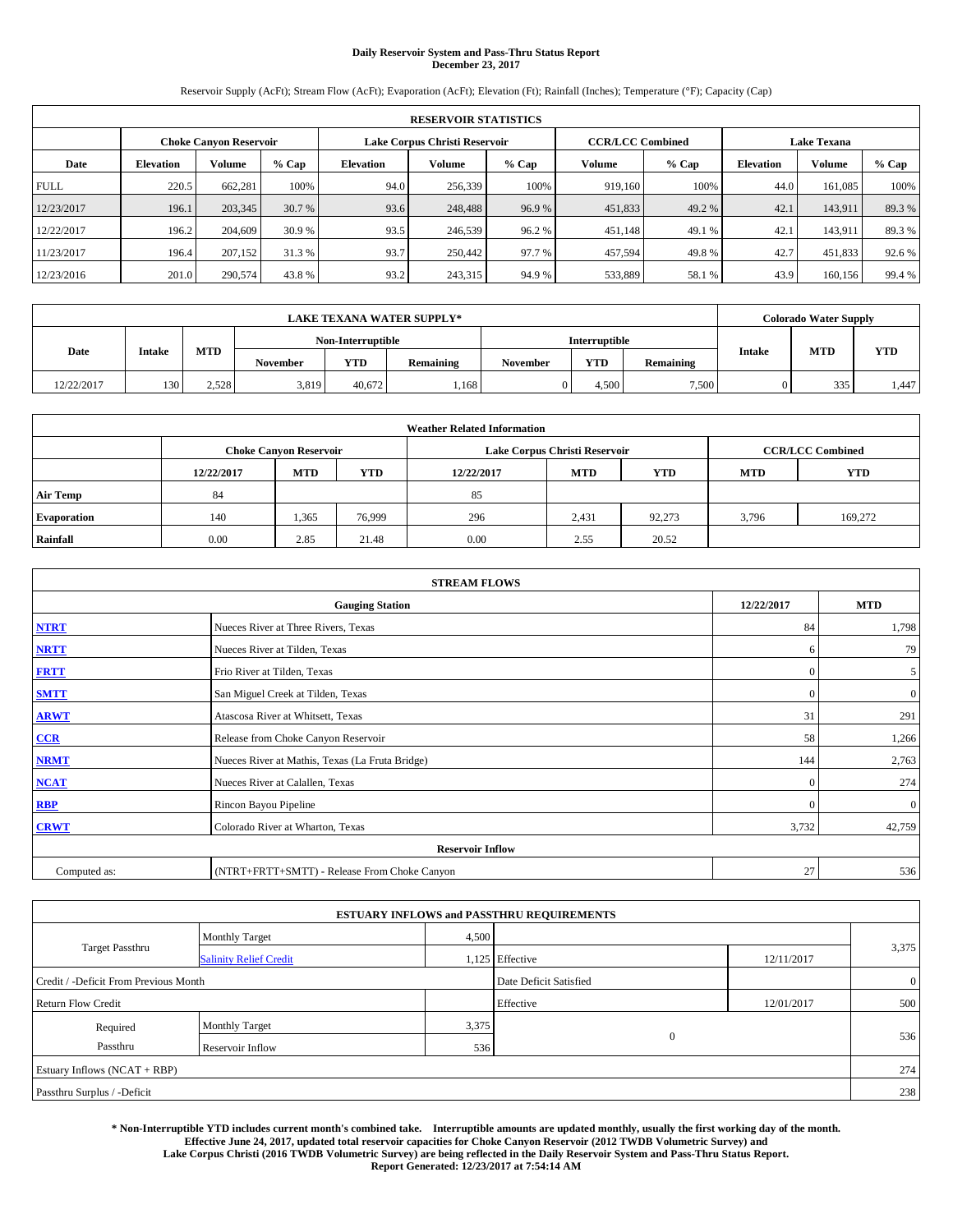**Daily Reservoir System and Pass-Thru Status Report**
**December 23, 2017**

Reservoir Supply (AcFt); Stream Flow (AcFt); Evaporation (AcFt); Elevation (Ft); Rainfall (Inches); Temperature (°F); Capacity (Cap)

| RESERVOIR STATISTICS | | | | | | | | | | | |
|---|---|---|---|---|---|---|---|---|---|---|---|
| | Choke Canyon Reservoir | | | Lake Corpus Christi Reservoir | | | CCR/LCC Combined | | Lake Texana | | |
| Date | Elevation | Volume | % Cap | Elevation | Volume | % Cap | Volume | % Cap | Elevation | Volume | % Cap |
| FULL | 220.5 | 662,281 | 100% | 94.0 | 256,339 | 100% | 919,160 | 100% | 44.0 | 161,085 | 100% |
| 12/23/2017 | 196.1 | 203,345 | 30.7 % | 93.6 | 248,488 | 96.9 % | 451,833 | 49.2 % | 42.1 | 143,911 | 89.3 % |
| 12/22/2017 | 196.2 | 204,609 | 30.9 % | 93.5 | 246,539 | 96.2 % | 451,148 | 49.1 % | 42.1 | 143,911 | 89.3 % |
| 11/23/2017 | 196.4 | 207,152 | 31.3 % | 93.7 | 250,442 | 97.7 % | 457,594 | 49.8 % | 42.7 | 451,833 | 92.6 % |
| 12/23/2016 | 201.0 | 290,574 | 43.8 % | 93.2 | 243,315 | 94.9 % | 533,889 | 58.1 % | 43.9 | 160,156 | 99.4 % |

| LAKE TEXANA WATER SUPPLY* | | | | | | | | | Colorado Water Supply | | |
|---|---|---|---|---|---|---|---|---|---|---|---|
| Date | Intake | MTD | Non-Interruptible | | | Interruptible | | | Intake | MTD | YTD |
| | | | November | YTD | Remaining | November | YTD | Remaining | | | |
| 12/22/2017 | 130 | 2,528 | 3,819 | 40,672 | 1,168 | 0 | 4,500 | 7,500 | 0 | 335 | 1,447 |

| Weather Related Information | | | | | | | | |
|---|---|---|---|---|---|---|---|---|
| | Choke Canyon Reservoir | | | Lake Corpus Christi Reservoir | | | CCR/LCC Combined | |
| | 12/22/2017 | MTD | YTD | 12/22/2017 | MTD | YTD | MTD | YTD |
| Air Temp | 84 | | | 85 | | | | |
| Evaporation | 140 | 1,365 | 76,999 | 296 | 2,431 | 92,273 | 3,796 | 169,272 |
| Rainfall | 0.00 | 2.85 | 21.48 | 0.00 | 2.55 | 20.52 | | |

| STREAM FLOWS | | | |
|---|---|---|---|
| Gauging Station | | 12/22/2017 | MTD |
| NTRT | Nueces River at Three Rivers, Texas | 84 | 1,798 |
| NRTT | Nueces River at Tilden, Texas | 6 | 79 |
| FRTT | Frio River at Tilden, Texas | 0 | 5 |
| SMTT | San Miguel Creek at Tilden, Texas | 0 | 0 |
| ARWT | Atascosa River at Whitsett, Texas | 31 | 291 |
| CCR | Release from Choke Canyon Reservoir | 58 | 1,266 |
| NRMT | Nueces River at Mathis, Texas (La Fruta Bridge) | 144 | 2,763 |
| NCAT | Nueces River at Calallen, Texas | 0 | 274 |
| RBP | Rincon Bayou Pipeline | 0 | 0 |
| CRWT | Colorado River at Wharton, Texas | 3,732 | 42,759 |
| Reservoir Inflow | | | |
| Computed as: | (NTRT+FRTT+SMTT) - Release From Choke Canyon | 27 | 536 |

| ESTUARY INFLOWS and PASSTHRU REQUIREMENTS | | | | | |
|---|---|---|---|---|---|
| Target Passthru | Monthly Target | 4,500 | | | 3,375 |
| | Salinity Relief Credit | 1,125 | Effective | 12/11/2017 | |
| Credit / -Deficit From Previous Month | | | Date Deficit Satisfied | | 0 |
| Return Flow Credit | | | Effective | 12/01/2017 | 500 |
| Required Passthru | Monthly Target | 3,375 | 0 | | 536 |
| | Reservoir Inflow | 536 | | | |
| Estuary Inflows (NCAT + RBP) | | | | | 274 |
| Passthru Surplus / -Deficit | | | | | 238 |

**\* Non-Interruptible YTD includes current month's combined take. Interruptible amounts are updated monthly, usually the first working day of the month. Effective June 24, 2017, updated total reservoir capacities for Choke Canyon Reservoir (2012 TWDB Volumetric Survey) and Lake Corpus Christi (2016 TWDB Volumetric Survey) are being reflected in the Daily Reservoir System and Pass-Thru Status Report.**
**Report Generated: 12/23/2017 at 7:54:14 AM**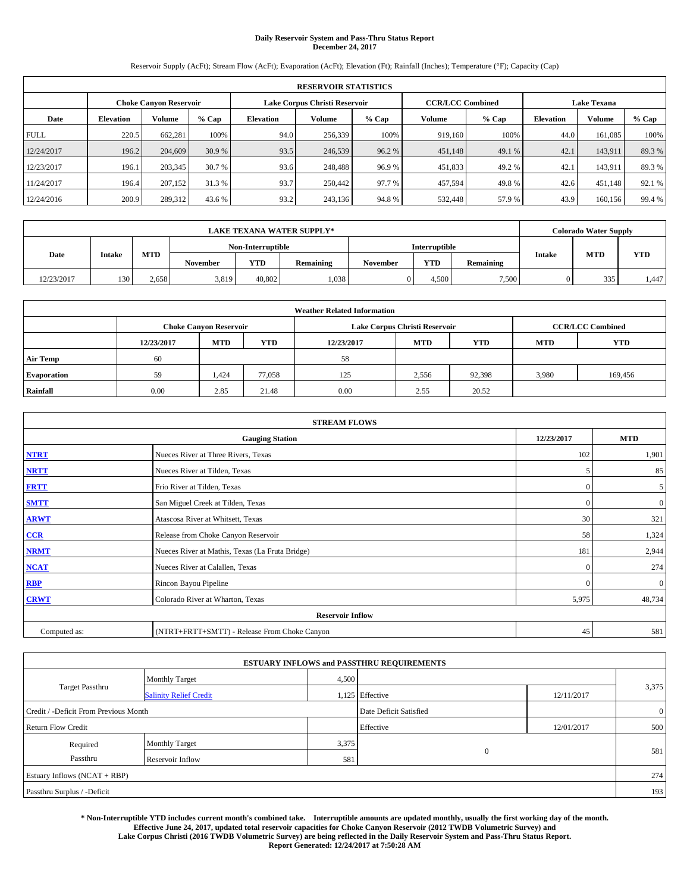**Daily Reservoir System and Pass-Thru Status Report**
**December 24, 2017**

Reservoir Supply (AcFt); Stream Flow (AcFt); Evaporation (AcFt); Elevation (Ft); Rainfall (Inches); Temperature (°F); Capacity (Cap)

| RESERVOIR STATISTICS | | | | | | | | | | | |
|---|---|---|---|---|---|---|---|---|---|---|---|
| | Choke Canyon Reservoir | | | Lake Corpus Christi Reservoir | | | CCR/LCC Combined | | Lake Texana | | |
| Date | Elevation | Volume | % Cap | Elevation | Volume | % Cap | Volume | % Cap | Elevation | Volume | % Cap |
| FULL | 220.5 | 662,281 | 100% | 94.0 | 256,339 | 100% | 919,160 | 100% | 44.0 | 161,085 | 100% |
| 12/24/2017 | 196.2 | 204,609 | 30.9 % | 93.5 | 246,539 | 96.2 % | 451,148 | 49.1 % | 42.1 | 143,911 | 89.3 % |
| 12/23/2017 | 196.1 | 203,345 | 30.7 % | 93.6 | 248,488 | 96.9 % | 451,833 | 49.2 % | 42.1 | 143,911 | 89.3 % |
| 11/24/2017 | 196.4 | 207,152 | 31.3 % | 93.7 | 250,442 | 97.7 % | 457,594 | 49.8 % | 42.6 | 451,148 | 92.1 % |
| 12/24/2016 | 200.9 | 289,312 | 43.6 % | 93.2 | 243,136 | 94.8 % | 532,448 | 57.9 % | 43.9 | 160,156 | 99.4 % |

| LAKE TEXANA WATER SUPPLY* | | | | | | | | | Colorado Water Supply | | |
|---|---|---|---|---|---|---|---|---|---|---|---|
| Date | Intake | MTD | Non-Interruptible | | | Interruptible | | | Intake | MTD | YTD |
| | | | November | YTD | Remaining | November | YTD | Remaining | | | |
| 12/23/2017 | 130 | 2,658 | 3,819 | 40,802 | 1,038 | 0 | 4,500 | 7,500 | 0 | 335 | 1,447 |

| Weather Related Information | | | | | | | | |
|---|---|---|---|---|---|---|---|---|
| | Choke Canyon Reservoir | | | Lake Corpus Christi Reservoir | | | CCR/LCC Combined | |
| | 12/23/2017 | MTD | YTD | 12/23/2017 | MTD | YTD | MTD | YTD |
| Air Temp | 60 | | | 58 | | | | |
| Evaporation | 59 | 1,424 | 77,058 | 125 | 2,556 | 92,398 | 3,980 | 169,456 |
| Rainfall | 0.00 | 2.85 | 21.48 | 0.00 | 2.55 | 20.52 | | |

| STREAM FLOWS | | | |
|---|---|---|---|
| | Gauging Station | 12/23/2017 | MTD |
| NTRT | Nueces River at Three Rivers, Texas | 102 | 1,901 |
| NRTT | Nueces River at Tilden, Texas | 5 | 85 |
| FRTT | Frio River at Tilden, Texas | 0 | 5 |
| SMTT | San Miguel Creek at Tilden, Texas | 0 | 0 |
| ARWT | Atascosa River at Whitsett, Texas | 30 | 321 |
| CCR | Release from Choke Canyon Reservoir | 58 | 1,324 |
| NRMT | Nueces River at Mathis, Texas (La Fruta Bridge) | 181 | 2,944 |
| NCAT | Nueces River at Calallen, Texas | 0 | 274 |
| RBP | Rincon Bayou Pipeline | 0 | 0 |
| CRWT | Colorado River at Wharton, Texas | 5,975 | 48,734 |
| Reservoir Inflow | | | |
| Computed as: | (NTRT+FRTT+SMTT) - Release From Choke Canyon | 45 | 581 |

| ESTUARY INFLOWS and PASSTHRU REQUIREMENTS | | | | | |
|---|---|---|---|---|---|
| Target Passthru | Monthly Target | 4,500 | | | 3,375 |
| | Salinity Relief Credit | 1,125 | Effective | 12/11/2017 | |
| Credit / -Deficit From Previous Month | | | Date Deficit Satisfied | | 0 |
| Return Flow Credit | | | Effective | 12/01/2017 | 500 |
| Required Passthru | Monthly Target | 3,375 | 0 | | 581 |
| | Reservoir Inflow | 581 | | | |
| Estuary Inflows (NCAT + RBP) | | | | | 274 |
| Passthru Surplus / -Deficit | | | | | 193 |

**\* Non-Interruptible YTD includes current month's combined take. Interruptible amounts are updated monthly, usually the first working day of the month. Effective June 24, 2017, updated total reservoir capacities for Choke Canyon Reservoir (2012 TWDB Volumetric Survey) and Lake Corpus Christi (2016 TWDB Volumetric Survey) are being reflected in the Daily Reservoir System and Pass-Thru Status Report. Report Generated: 12/24/2017 at 7:50:28 AM**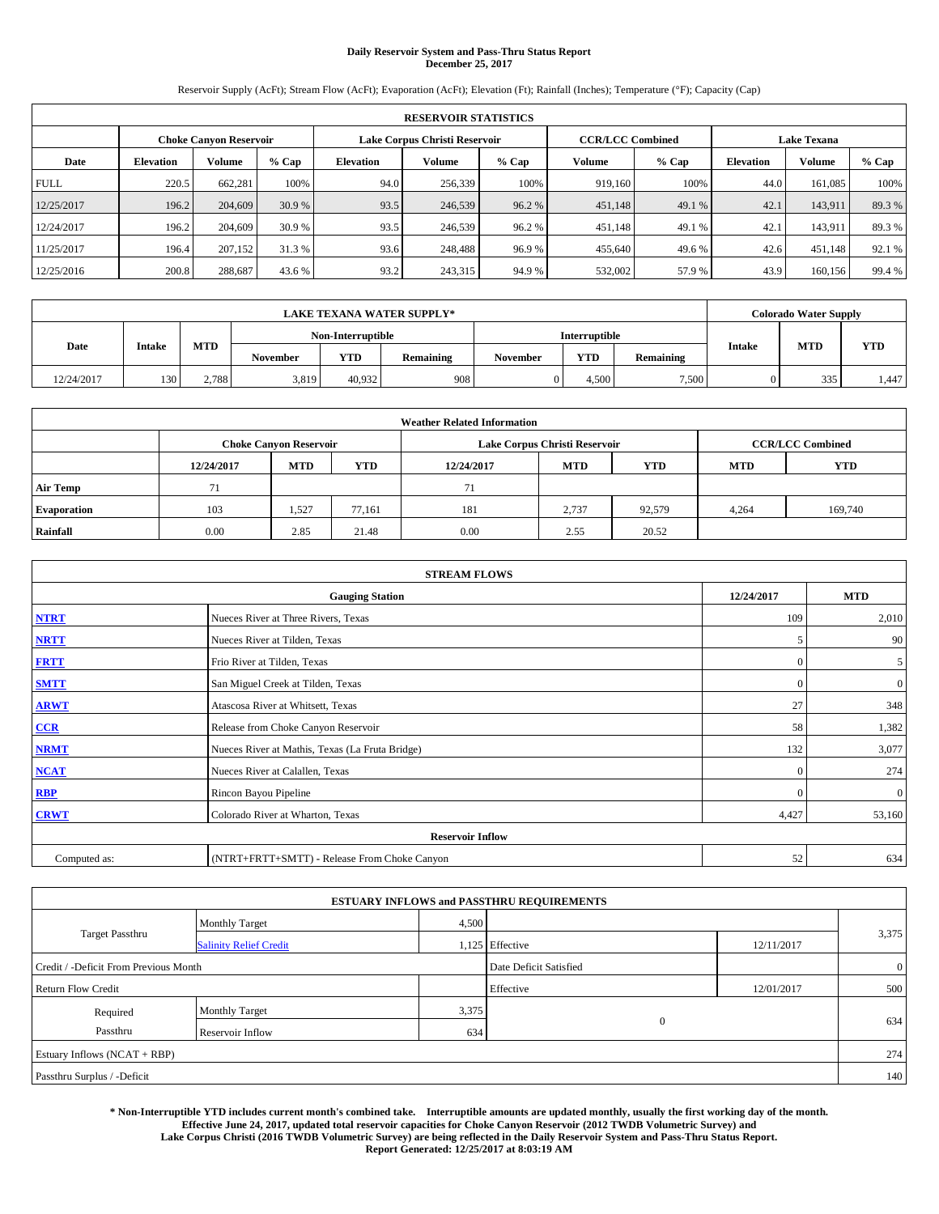**Daily Reservoir System and Pass-Thru Status Report**
**December 25, 2017**

Reservoir Supply (AcFt); Stream Flow (AcFt); Evaporation (AcFt); Elevation (Ft); Rainfall (Inches); Temperature (°F); Capacity (Cap)

| RESERVOIR STATISTICS | | | | | | | | | | | |
|---|---|---|---|---|---|---|---|---|---|---|---|
| | Choke Canyon Reservoir | | | Lake Corpus Christi Reservoir | | | CCR/LCC Combined | | Lake Texana | | |
| Date | Elevation | Volume | % Cap | Elevation | Volume | % Cap | Volume | % Cap | Elevation | Volume | % Cap |
| FULL | 220.5 | 662,281 | 100% | 94.0 | 256,339 | 100% | 919,160 | 100% | 44.0 | 161,085 | 100% |
| 12/25/2017 | 196.2 | 204,609 | 30.9 % | 93.5 | 246,539 | 96.2 % | 451,148 | 49.1 % | 42.1 | 143,911 | 89.3 % |
| 12/24/2017 | 196.2 | 204,609 | 30.9 % | 93.5 | 246,539 | 96.2 % | 451,148 | 49.1 % | 42.1 | 143,911 | 89.3 % |
| 11/25/2017 | 196.4 | 207,152 | 31.3 % | 93.6 | 248,488 | 96.9 % | 455,640 | 49.6 % | 42.6 | 451,148 | 92.1 % |
| 12/25/2016 | 200.8 | 288,687 | 43.6 % | 93.2 | 243,315 | 94.9 % | 532,002 | 57.9 % | 43.9 | 160,156 | 99.4 % |

| LAKE TEXANA WATER SUPPLY* | | | | | | | | | Colorado Water Supply | | |
|---|---|---|---|---|---|---|---|---|---|---|---|
| Date | Intake | MTD | Non-Interruptible | | | Interruptible | | | Intake | MTD | YTD |
| | | | November | YTD | Remaining | November | YTD | Remaining | | | |
| 12/24/2017 | 130 | 2,788 | 3,819 | 40,932 | 908 | 0 | 4,500 | 7,500 | 0 | 335 | 1,447 |

| Weather Related Information | | | | | | | | |
|---|---|---|---|---|---|---|---|---|
| | Choke Canyon Reservoir | | | Lake Corpus Christi Reservoir | | | CCR/LCC Combined | |
| | 12/24/2017 | MTD | YTD | 12/24/2017 | MTD | YTD | MTD | YTD |
| Air Temp | 71 | | | 71 | | | | |
| Evaporation | 103 | 1,527 | 77,161 | 181 | 2,737 | 92,579 | 4,264 | 169,740 |
| Rainfall | 0.00 | 2.85 | 21.48 | 0.00 | 2.55 | 20.52 | | |

| STREAM FLOWS | | | |
|---|---|---|---|
| Gauging Station | | 12/24/2017 | MTD |
| NTRT | Nueces River at Three Rivers, Texas | 109 | 2,010 |
| NRTT | Nueces River at Tilden, Texas | 5 | 90 |
| FRTT | Frio River at Tilden, Texas | 0 | 5 |
| SMTT | San Miguel Creek at Tilden, Texas | 0 | 0 |
| ARWT | Atascosa River at Whitsett, Texas | 27 | 348 |
| CCR | Release from Choke Canyon Reservoir | 58 | 1,382 |
| NRMT | Nueces River at Mathis, Texas (La Fruta Bridge) | 132 | 3,077 |
| NCAT | Nueces River at Calallen, Texas | 0 | 274 |
| RBP | Rincon Bayou Pipeline | 0 | 0 |
| CRWT | Colorado River at Wharton, Texas | 4,427 | 53,160 |
| Reservoir Inflow | | | |
| Computed as: | (NTRT+FRTT+SMTT) - Release From Choke Canyon | 52 | 634 |

| ESTUARY INFLOWS and PASSTHRU REQUIREMENTS | | | | | |
|---|---|---|---|---|---|
| Target Passthru | Monthly Target | 4,500 | | | 3,375 |
| | Salinity Relief Credit | 1,125 | Effective | 12/11/2017 | |
| Credit / -Deficit From Previous Month | | | Date Deficit Satisfied | | 0 |
| Return Flow Credit | | | Effective | 12/01/2017 | 500 |
| Required Passthru | Monthly Target | 3,375 | 0 | | 634 |
| | Reservoir Inflow | 634 | | | |
| Estuary Inflows (NCAT + RBP) | | | | | 274 |
| Passthru Surplus / -Deficit | | | | | 140 |

**\* Non-Interruptible YTD includes current month's combined take. Interruptible amounts are updated monthly, usually the first working day of the month. Effective June 24, 2017, updated total reservoir capacities for Choke Canyon Reservoir (2012 TWDB Volumetric Survey) and Lake Corpus Christi (2016 TWDB Volumetric Survey) are being reflected in the Daily Reservoir System and Pass-Thru Status Report. Report Generated: 12/25/2017 at 8:03:19 AM**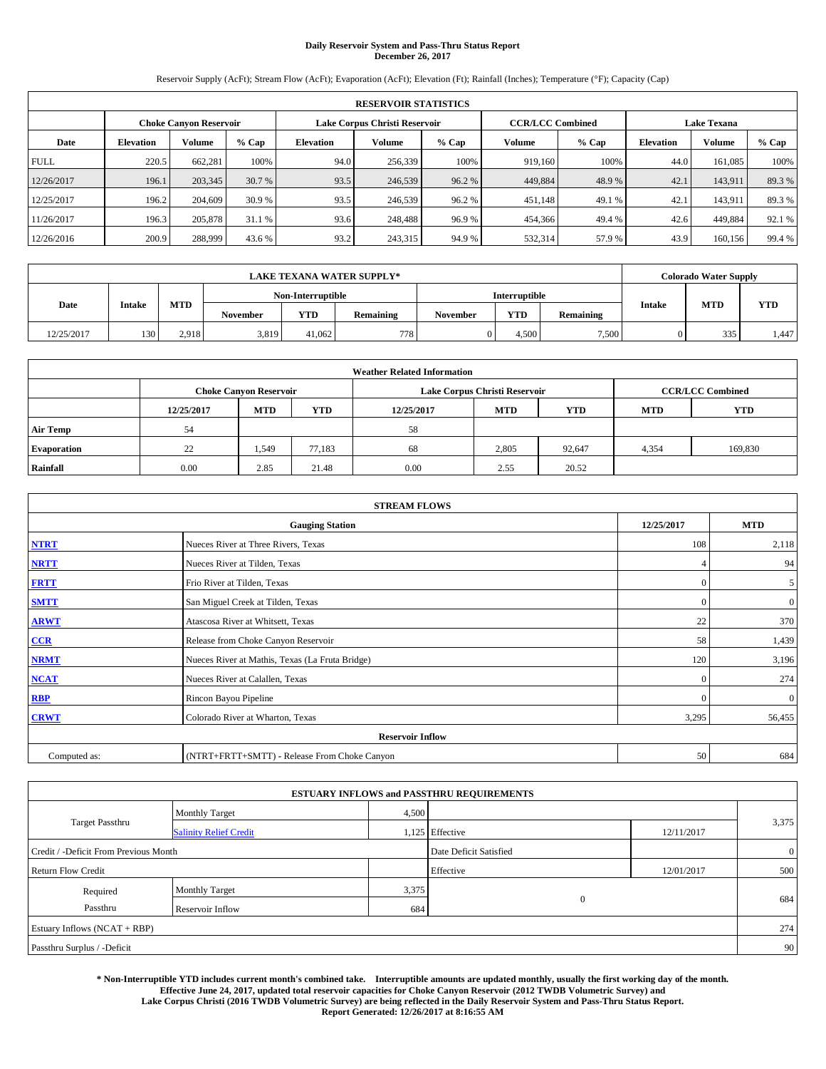# Daily Reservoir System and Pass-Thru Status Report
## December 26, 2017

Reservoir Supply (AcFt); Stream Flow (AcFt); Evaporation (AcFt); Elevation (Ft); Rainfall (Inches); Temperature (°F); Capacity (Cap)

| RESERVOIR STATISTICS | | | | | | | | | | | |
|---|---|---|---|---|---|---|---|---|---|---|---|
| | Choke Canyon Reservoir | | | Lake Corpus Christi Reservoir | | | CCR/LCC Combined | | Lake Texana | | |
| Date | Elevation | Volume | % Cap | Elevation | Volume | % Cap | Volume | % Cap | Elevation | Volume | % Cap |
| FULL | 220.5 | 662,281 | 100% | 94.0 | 256,339 | 100% | 919,160 | 100% | 44.0 | 161,085 | 100% |
| 12/26/2017 | 196.1 | 203,345 | 30.7 % | 93.5 | 246,539 | 96.2 % | 449,884 | 48.9 % | 42.1 | 143,911 | 89.3 % |
| 12/25/2017 | 196.2 | 204,609 | 30.9 % | 93.5 | 246,539 | 96.2 % | 451,148 | 49.1 % | 42.1 | 143,911 | 89.3 % |
| 11/26/2017 | 196.3 | 205,878 | 31.1 % | 93.6 | 248,488 | 96.9 % | 454,366 | 49.4 % | 42.6 | 449,884 | 92.1 % |
| 12/26/2016 | 200.9 | 288,999 | 43.6 % | 93.2 | 243,315 | 94.9 % | 532,314 | 57.9 % | 43.9 | 160,156 | 99.4 % |

| LAKE TEXANA WATER SUPPLY* | | | | | | | | | Colorado Water Supply | | |
|---|---|---|---|---|---|---|---|---|---|---|---|
| Date | Intake | MTD | Non-Interruptible | | | Interruptible | | | Intake | MTD | YTD |
| | | | November | YTD | Remaining | November | YTD | Remaining | | | |
| 12/25/2017 | 130 | 2,918 | 3,819 | 41,062 | 778 | 0 | 4,500 | 7,500 | 0 | 335 | 1,447 |

| Weather Related Information | | | | | | | | |
|---|---|---|---|---|---|---|---|---|
| | Choke Canyon Reservoir | | | Lake Corpus Christi Reservoir | | | CCR/LCC Combined | |
| | 12/25/2017 | MTD | YTD | 12/25/2017 | MTD | YTD | MTD | YTD |
| Air Temp | 54 | | | 58 | | | | |
| Evaporation | 22 | 1,549 | 77,183 | 68 | 2,805 | 92,647 | 4,354 | 169,830 |
| Rainfall | 0.00 | 2.85 | 21.48 | 0.00 | 2.55 | 20.52 | | |

| STREAM FLOWS | | | |
|---|---|---|---|
| Gauging Station | | 12/25/2017 | MTD |
| NTRT | Nueces River at Three Rivers, Texas | 108 | 2,118 |
| NRTT | Nueces River at Tilden, Texas | 4 | 94 |
| FRTT | Frio River at Tilden, Texas | 0 | 5 |
| SMTT | San Miguel Creek at Tilden, Texas | 0 | 0 |
| ARWT | Atascosa River at Whitsett, Texas | 22 | 370 |
| CCR | Release from Choke Canyon Reservoir | 58 | 1,439 |
| NRMT | Nueces River at Mathis, Texas (La Fruta Bridge) | 120 | 3,196 |
| NCAT | Nueces River at Calallen, Texas | 0 | 274 |
| RBP | Rincon Bayou Pipeline | 0 | 0 |
| CRWT | Colorado River at Wharton, Texas | 3,295 | 56,455 |
| Reservoir Inflow | | | |
| Computed as: | (NTRT+FRTT+SMTT) - Release From Choke Canyon | 50 | 684 |

| ESTUARY INFLOWS and PASSTHRU REQUIREMENTS | | | | | |
|---|---|---|---|---|---|
| Target Passthru | Monthly Target | 4,500 | | | 3,375 |
| | Salinity Relief Credit | 1,125 | Effective | 12/11/2017 | |
| Credit / -Deficit From Previous Month | | | Date Deficit Satisfied | | 0 |
| Return Flow Credit | | | Effective | 12/01/2017 | 500 |
| Required Passthru | Monthly Target | 3,375 | 0 | | 684 |
| | Reservoir Inflow | 684 | | | |
| Estuary Inflows (NCAT + RBP) | | | | | 274 |
| Passthru Surplus / -Deficit | | | | | 90 |

**\* Non-Interruptible YTD includes current month's combined take. Interruptible amounts are updated monthly, usually the first working day of the month. Effective June 24, 2017, updated total reservoir capacities for Choke Canyon Reservoir (2012 TWDB Volumetric Survey) and Lake Corpus Christi (2016 TWDB Volumetric Survey) are being reflected in the Daily Reservoir System and Pass-Thru Status Report. Report Generated: 12/26/2017 at 8:16:55 AM**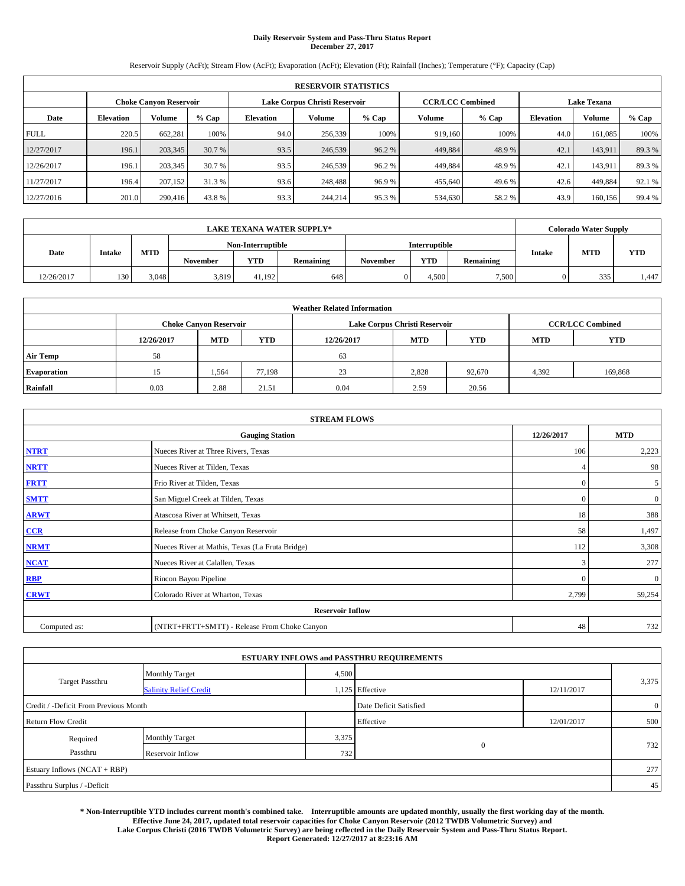**Daily Reservoir System and Pass-Thru Status Report**
**December 27, 2017**

Reservoir Supply (AcFt); Stream Flow (AcFt); Evaporation (AcFt); Elevation (Ft); Rainfall (Inches); Temperature (°F); Capacity (Cap)

| RESERVOIR STATISTICS | | | | | | | | | | | |
|---|---|---|---|---|---|---|---|---|---|---|---|
| | Choke Canyon Reservoir | | | Lake Corpus Christi Reservoir | | | CCR/LCC Combined | | Lake Texana | | |
| Date | Elevation | Volume | % Cap | Elevation | Volume | % Cap | Volume | % Cap | Elevation | Volume | % Cap |
| FULL | 220.5 | 662,281 | 100% | 94.0 | 256,339 | 100% | 919,160 | 100% | 44.0 | 161,085 | 100% |
| 12/27/2017 | 196.1 | 203,345 | 30.7 % | 93.5 | 246,539 | 96.2 % | 449,884 | 48.9 % | 42.1 | 143,911 | 89.3 % |
| 12/26/2017 | 196.1 | 203,345 | 30.7 % | 93.5 | 246,539 | 96.2 % | 449,884 | 48.9 % | 42.1 | 143,911 | 89.3 % |
| 11/27/2017 | 196.4 | 207,152 | 31.3 % | 93.6 | 248,488 | 96.9 % | 455,640 | 49.6 % | 42.6 | 449,884 | 92.1 % |
| 12/27/2016 | 201.0 | 290,416 | 43.8 % | 93.3 | 244,214 | 95.3 % | 534,630 | 58.2 % | 43.9 | 160,156 | 99.4 % |

| LAKE TEXANA WATER SUPPLY* | | | | | | | | | Colorado Water Supply | | |
|---|---|---|---|---|---|---|---|---|---|---|---|
| Date | Intake | MTD | Non-Interruptible | | | Interruptible | | | Intake | MTD | YTD |
| | | | November | YTD | Remaining | November | YTD | Remaining | | | |
| 12/26/2017 | 130 | 3,048 | 3,819 | 41,192 | 648 | 0 | 4,500 | 7,500 | 0 | 335 | 1,447 |

| Weather Related Information | | | | | | | | |
|---|---|---|---|---|---|---|---|---|
| | Choke Canyon Reservoir | | | Lake Corpus Christi Reservoir | | | CCR/LCC Combined | |
| | 12/26/2017 | MTD | YTD | 12/26/2017 | MTD | YTD | MTD | YTD |
| Air Temp | 58 | | | 63 | | | | |
| Evaporation | 15 | 1,564 | 77,198 | 23 | 2,828 | 92,670 | 4,392 | 169,868 |
| Rainfall | 0.03 | 2.88 | 21.51 | 0.04 | 2.59 | 20.56 | | |

| STREAM FLOWS | | | |
|---|---|---|---|
| | Gauging Station | 12/26/2017 | MTD |
| NTRT | Nueces River at Three Rivers, Texas | 106 | 2,223 |
| NRTT | Nueces River at Tilden, Texas | 4 | 98 |
| FRTT | Frio River at Tilden, Texas | 0 | 5 |
| SMTT | San Miguel Creek at Tilden, Texas | 0 | 0 |
| ARWT | Atascosa River at Whitsett, Texas | 18 | 388 |
| CCR | Release from Choke Canyon Reservoir | 58 | 1,497 |
| NRMT | Nueces River at Mathis, Texas (La Fruta Bridge) | 112 | 3,308 |
| NCAT | Nueces River at Calallen, Texas | 3 | 277 |
| RBP | Rincon Bayou Pipeline | 0 | 0 |
| CRWT | Colorado River at Wharton, Texas | 2,799 | 59,254 |
| | Reservoir Inflow | | |
| Computed as: | (NTRT+FRTT+SMTT) - Release From Choke Canyon | 48 | 732 |

| ESTUARY INFLOWS and PASSTHRU REQUIREMENTS | | | | | |
|---|---|---|---|---|---|
| Target Passthru | Monthly Target | 4,500 | | | 3,375 |
| | Salinity Relief Credit | 1,125 | Effective | 12/11/2017 | |
| Credit / -Deficit From Previous Month | | | Date Deficit Satisfied | | 0 |
| Return Flow Credit | | | Effective | 12/01/2017 | 500 |
| Required Passthru | Monthly Target | 3,375 | 0 | | 732 |
| | Reservoir Inflow | 732 | | | |
| Estuary Inflows (NCAT + RBP) | | | | | 277 |
| Passthru Surplus / -Deficit | | | | | 45 |

**\* Non-Interruptible YTD includes current month's combined take. Interruptible amounts are updated monthly, usually the first working day of the month. Effective June 24, 2017, updated total reservoir capacities for Choke Canyon Reservoir (2012 TWDB Volumetric Survey) and Lake Corpus Christi (2016 TWDB Volumetric Survey) are being reflected in the Daily Reservoir System and Pass-Thru Status Report. Report Generated: 12/27/2017 at 8:23:16 AM**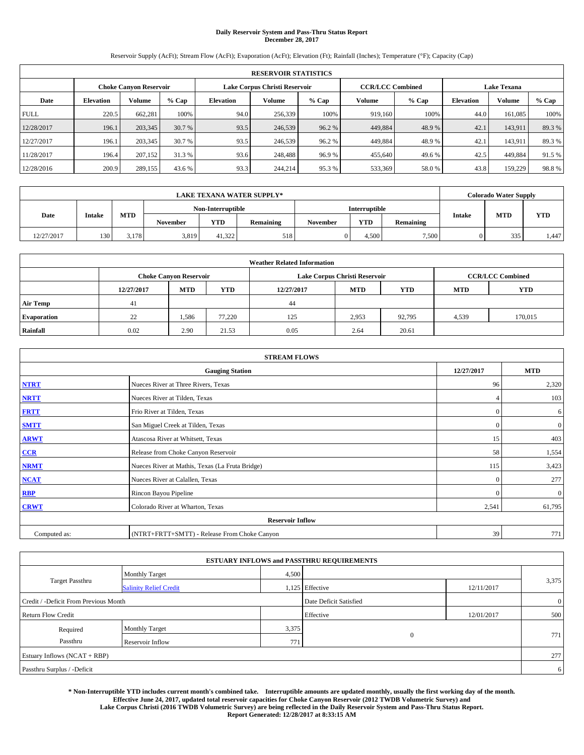**Daily Reservoir System and Pass-Thru Status Report**
**December 28, 2017**

Reservoir Supply (AcFt); Stream Flow (AcFt); Evaporation (AcFt); Elevation (Ft); Rainfall (Inches); Temperature (°F); Capacity (Cap)

| RESERVOIR STATISTICS | | | | | | | | | | | |
|---|---|---|---|---|---|---|---|---|---|---|---|
| | Choke Canyon Reservoir | | | Lake Corpus Christi Reservoir | | | CCR/LCC Combined | | Lake Texana | | |
| Date | Elevation | Volume | % Cap | Elevation | Volume | % Cap | Volume | % Cap | Elevation | Volume | % Cap |
| FULL | 220.5 | 662,281 | 100% | 94.0 | 256,339 | 100% | 919,160 | 100% | 44.0 | 161,085 | 100% |
| 12/28/2017 | 196.1 | 203,345 | 30.7 % | 93.5 | 246,539 | 96.2 % | 449,884 | 48.9 % | 42.1 | 143,911 | 89.3 % |
| 12/27/2017 | 196.1 | 203,345 | 30.7 % | 93.5 | 246,539 | 96.2 % | 449,884 | 48.9 % | 42.1 | 143,911 | 89.3 % |
| 11/28/2017 | 196.4 | 207,152 | 31.3 % | 93.6 | 248,488 | 96.9 % | 455,640 | 49.6 % | 42.5 | 449,884 | 91.5 % |
| 12/28/2016 | 200.9 | 289,155 | 43.6 % | 93.3 | 244,214 | 95.3 % | 533,369 | 58.0 % | 43.8 | 159,229 | 98.8 % |

| LAKE TEXANA WATER SUPPLY* | | | | | | | | | Colorado Water Supply | | |
|---|---|---|---|---|---|---|---|---|---|---|---|
| Date | Intake | MTD | Non-Interruptible | | | Interruptible | | | Intake | MTD | YTD |
| | | | November | YTD | Remaining | November | YTD | Remaining | | | |
| 12/27/2017 | 130 | 3,178 | 3,819 | 41,322 | 518 | 0 | 4,500 | 7,500 | 0 | 335 | 1,447 |

| Weather Related Information | | | | | | | | |
|---|---|---|---|---|---|---|---|---|
| | Choke Canyon Reservoir | | | Lake Corpus Christi Reservoir | | | CCR/LCC Combined | |
| | 12/27/2017 | MTD | YTD | 12/27/2017 | MTD | YTD | MTD | YTD |
| Air Temp | 41 | | | 44 | | | | |
| Evaporation | 22 | 1,586 | 77,220 | 125 | 2,953 | 92,795 | 4,539 | 170,015 |
| Rainfall | 0.02 | 2.90 | 21.53 | 0.05 | 2.64 | 20.61 | | |

| STREAM FLOWS | | | |
|---|---|---|---|
| | Gauging Station | 12/27/2017 | MTD |
| NTRT | Nueces River at Three Rivers, Texas | 96 | 2,320 |
| NRTT | Nueces River at Tilden, Texas | 4 | 103 |
| FRTT | Frio River at Tilden, Texas | 0 | 6 |
| SMTT | San Miguel Creek at Tilden, Texas | 0 | 0 |
| ARWT | Atascosa River at Whitsett, Texas | 15 | 403 |
| CCR | Release from Choke Canyon Reservoir | 58 | 1,554 |
| NRMT | Nueces River at Mathis, Texas (La Fruta Bridge) | 115 | 3,423 |
| NCAT | Nueces River at Calallen, Texas | 0 | 277 |
| RBP | Rincon Bayou Pipeline | 0 | 0 |
| CRWT | Colorado River at Wharton, Texas | 2,541 | 61,795 |
| Reservoir Inflow | | | |
| Computed as: | (NTRT+FRTT+SMTT) - Release From Choke Canyon | 39 | 771 |

| ESTUARY INFLOWS and PASSTHRU REQUIREMENTS | | | | | |
|---|---|---|---|---|---|
| Target Passthru | Monthly Target | 4,500 | | | 3,375 |
| | Salinity Relief Credit | 1,125 | Effective | 12/11/2017 | |
| Credit / -Deficit From Previous Month | | | Date Deficit Satisfied | | 0 |
| Return Flow Credit | | | Effective | 12/01/2017 | 500 |
| Required Passthru | Monthly Target | 3,375 | 0 | | 771 |
| | Reservoir Inflow | 771 | | | |
| Estuary Inflows (NCAT + RBP) | | | | | 277 |
| Passthru Surplus / -Deficit | | | | | 6 |

**\* Non-Interruptible YTD includes current month's combined take. Interruptible amounts are updated monthly, usually the first working day of the month.**
**Effective June 24, 2017, updated total reservoir capacities for Choke Canyon Reservoir (2012 TWDB Volumetric Survey) and Lake Corpus Christi (2016 TWDB Volumetric Survey) are being reflected in the Daily Reservoir System and Pass-Thru Status Report.**
**Report Generated: 12/28/2017 at 8:33:15 AM**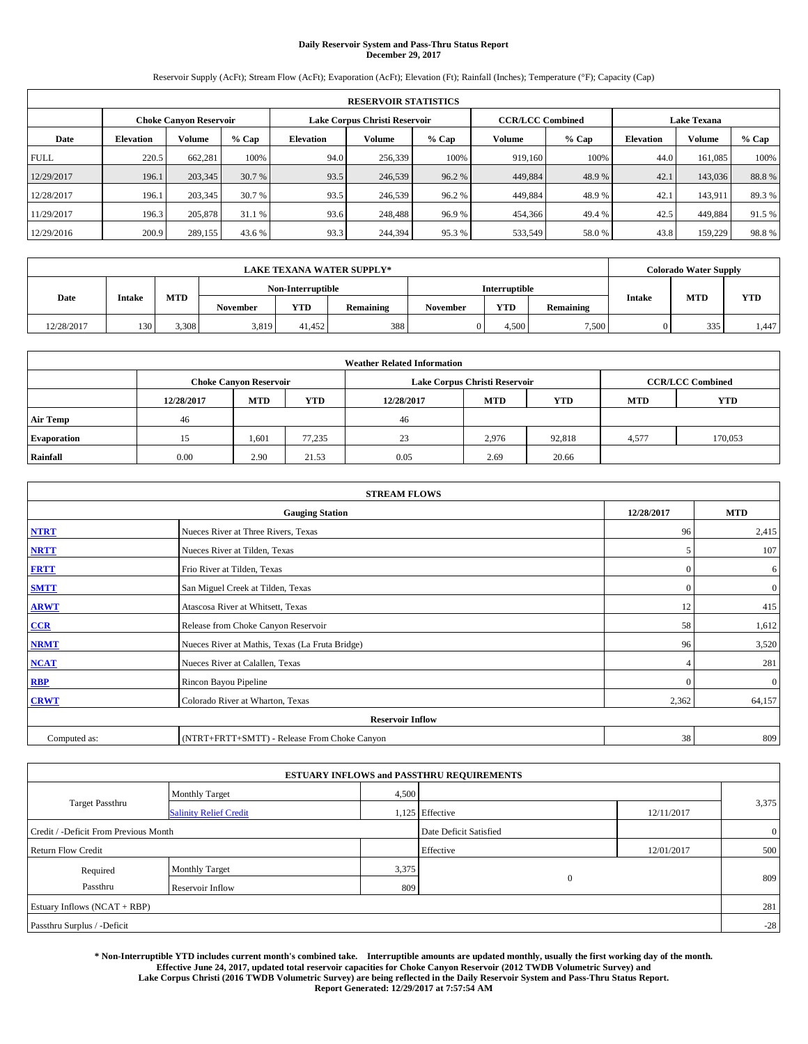**Daily Reservoir System and Pass-Thru Status Report**
**December 29, 2017**

Reservoir Supply (AcFt); Stream Flow (AcFt); Evaporation (AcFt); Elevation (Ft); Rainfall (Inches); Temperature (°F); Capacity (Cap)

| RESERVOIR STATISTICS | | | | | | | | | | | |
|---|---|---|---|---|---|---|---|---|---|---|---|
| | Choke Canyon Reservoir | | | Lake Corpus Christi Reservoir | | | CCR/LCC Combined | | Lake Texana | | |
| Date | Elevation | Volume | % Cap | Elevation | Volume | % Cap | Volume | % Cap | Elevation | Volume | % Cap |
| FULL | 220.5 | 662,281 | 100% | 94.0 | 256,339 | 100% | 919,160 | 100% | 44.0 | 161,085 | 100% |
| 12/29/2017 | 196.1 | 203,345 | 30.7 % | 93.5 | 246,539 | 96.2 % | 449,884 | 48.9 % | 42.1 | 143,036 | 88.8 % |
| 12/28/2017 | 196.1 | 203,345 | 30.7 % | 93.5 | 246,539 | 96.2 % | 449,884 | 48.9 % | 42.1 | 143,911 | 89.3 % |
| 11/29/2017 | 196.3 | 205,878 | 31.1 % | 93.6 | 248,488 | 96.9 % | 454,366 | 49.4 % | 42.5 | 449,884 | 91.5 % |
| 12/29/2016 | 200.9 | 289,155 | 43.6 % | 93.3 | 244,394 | 95.3 % | 533,549 | 58.0 % | 43.8 | 159,229 | 98.8 % |

| LAKE TEXANA WATER SUPPLY* | | | | | | | | | Colorado Water Supply | | |
|---|---|---|---|---|---|---|---|---|---|---|---|
| Date | Intake | MTD | Non-Interruptible | | | Interruptible | | | Intake | MTD | YTD |
| | | | November | YTD | Remaining | November | YTD | Remaining | | | |
| 12/28/2017 | 130 | 3,308 | 3,819 | 41,452 | 388 | 0 | 4,500 | 7,500 | 0 | 335 | 1,447 |

| Weather Related Information | | | | | | | | |
|---|---|---|---|---|---|---|---|---|
| | Choke Canyon Reservoir | | | Lake Corpus Christi Reservoir | | | CCR/LCC Combined | |
| | 12/28/2017 | MTD | YTD | 12/28/2017 | MTD | YTD | MTD | YTD |
| Air Temp | 46 | | | 46 | | | | |
| Evaporation | 15 | 1,601 | 77,235 | 23 | 2,976 | 92,818 | 4,577 | 170,053 |
| Rainfall | 0.00 | 2.90 | 21.53 | 0.05 | 2.69 | 20.66 | | |

| STREAM FLOWS | | | |
|---|---|---|---|
| | Gauging Station | 12/28/2017 | MTD |
| NTRT | Nueces River at Three Rivers, Texas | 96 | 2,415 |
| NRTT | Nueces River at Tilden, Texas | 5 | 107 |
| FRTT | Frio River at Tilden, Texas | 0 | 6 |
| SMTT | San Miguel Creek at Tilden, Texas | 0 | 0 |
| ARWT | Atascosa River at Whitsett, Texas | 12 | 415 |
| CCR | Release from Choke Canyon Reservoir | 58 | 1,612 |
| NRMT | Nueces River at Mathis, Texas (La Fruta Bridge) | 96 | 3,520 |
| NCAT | Nueces River at Calallen, Texas | 4 | 281 |
| RBP | Rincon Bayou Pipeline | 0 | 0 |
| CRWT | Colorado River at Wharton, Texas | 2,362 | 64,157 |
| | Reservoir Inflow | | |
| Computed as: | (NTRT+FRTT+SMTT) - Release From Choke Canyon | 38 | 809 |

| ESTUARY INFLOWS and PASSTHRU REQUIREMENTS | | | | | |
|---|---|---|---|---|---|
| Target Passthru | Monthly Target | 4,500 | | | 3,375 |
| | Salinity Relief Credit | 1,125 | Effective | 12/11/2017 | |
| Credit / -Deficit From Previous Month | | | Date Deficit Satisfied | | 0 |
| Return Flow Credit | | | Effective | 12/01/2017 | 500 |
| Required Passthru | Monthly Target | 3,375 | 0 | | 809 |
| | Reservoir Inflow | 809 | | | |
| Estuary Inflows (NCAT + RBP) | | | | | 281 |
| Passthru Surplus / -Deficit | | | | | -28 |

**\* Non-Interruptible YTD includes current month's combined take. Interruptible amounts are updated monthly, usually the first working day of the month.**
**Effective June 24, 2017, updated total reservoir capacities for Choke Canyon Reservoir (2012 TWDB Volumetric Survey) and**
**Lake Corpus Christi (2016 TWDB Volumetric Survey) are being reflected in the Daily Reservoir System and Pass-Thru Status Report.**
**Report Generated: 12/29/2017 at 7:57:54 AM**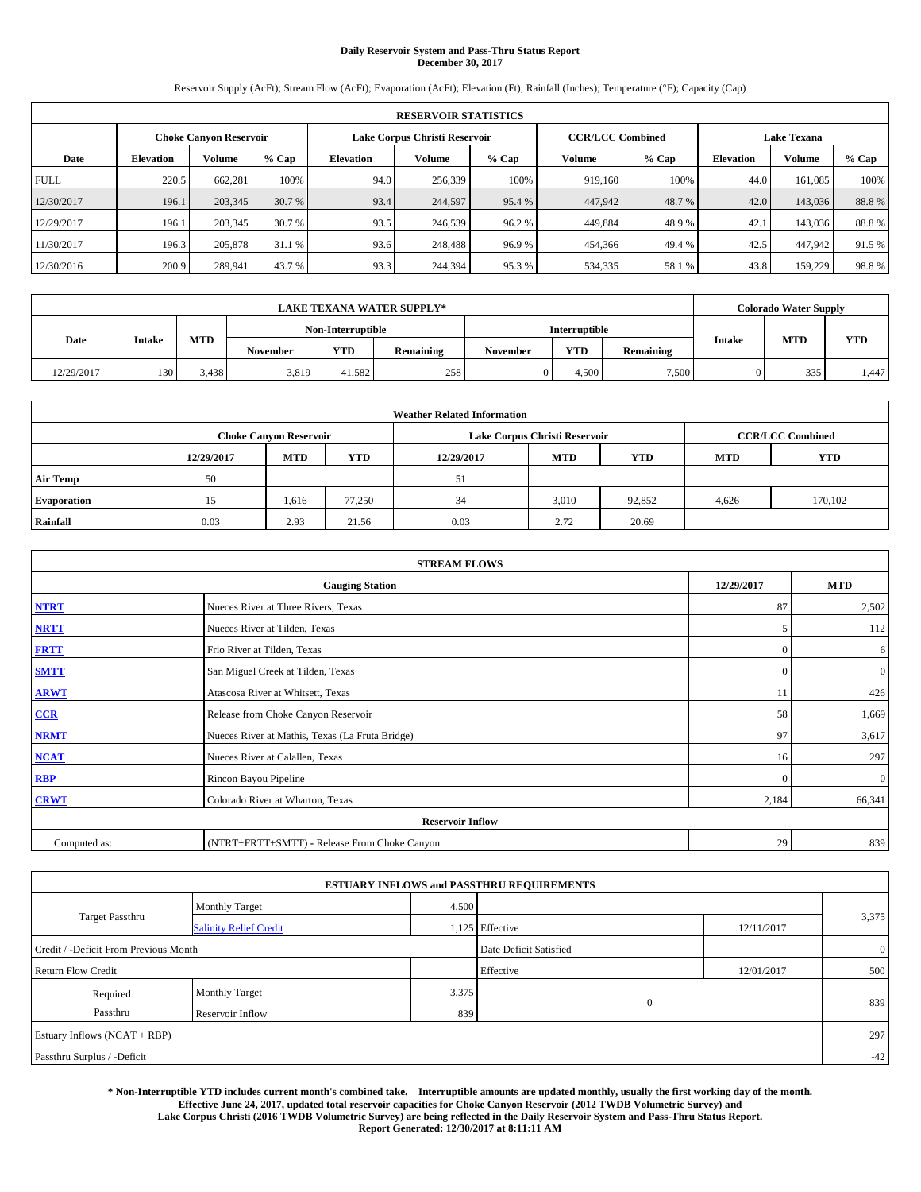# Daily Reservoir System and Pass-Thru Status Report
## December 30, 2017

Reservoir Supply (AcFt); Stream Flow (AcFt); Evaporation (AcFt); Elevation (Ft); Rainfall (Inches); Temperature (°F); Capacity (Cap)

| RESERVOIR STATISTICS | | | | | | | | | | | |
|---|---|---|---|---|---|---|---|---|---|---|---|
| | Choke Canyon Reservoir | | | Lake Corpus Christi Reservoir | | | CCR/LCC Combined | | Lake Texana | | |
| Date | Elevation | Volume | % Cap | Elevation | Volume | % Cap | Volume | % Cap | Elevation | Volume | % Cap |
| FULL | 220.5 | 662,281 | 100% | 94.0 | 256,339 | 100% | 919,160 | 100% | 44.0 | 161,085 | 100% |
| 12/30/2017 | 196.1 | 203,345 | 30.7 % | 93.4 | 244,597 | 95.4 % | 447,942 | 48.7 % | 42.0 | 143,036 | 88.8 % |
| 12/29/2017 | 196.1 | 203,345 | 30.7 % | 93.5 | 246,539 | 96.2 % | 449,884 | 48.9 % | 42.1 | 143,036 | 88.8 % |
| 11/30/2017 | 196.3 | 205,878 | 31.1 % | 93.6 | 248,488 | 96.9 % | 454,366 | 49.4 % | 42.5 | 447,942 | 91.5 % |
| 12/30/2016 | 200.9 | 289,941 | 43.7 % | 93.3 | 244,394 | 95.3 % | 534,335 | 58.1 % | 43.8 | 159,229 | 98.8 % |

| LAKE TEXANA WATER SUPPLY* | | | | | | | | | Colorado Water Supply | | |
|---|---|---|---|---|---|---|---|---|---|---|---|
| Date | Intake | MTD | Non-Interruptible | | | Interruptible | | | Intake | MTD | YTD |
| | | | November | YTD | Remaining | November | YTD | Remaining | | | |
| 12/29/2017 | 130 | 3,438 | 3,819 | 41,582 | 258 | 0 | 4,500 | 7,500 | 0 | 335 | 1,447 |

| Weather Related Information | | | | | | | | |
|---|---|---|---|---|---|---|---|---|
| | Choke Canyon Reservoir | | | Lake Corpus Christi Reservoir | | | CCR/LCC Combined | |
| | 12/29/2017 | MTD | YTD | 12/29/2017 | MTD | YTD | MTD | YTD |
| Air Temp | 50 | | | 51 | | | | |
| Evaporation | 15 | 1,616 | 77,250 | 34 | 3,010 | 92,852 | 4,626 | 170,102 |
| Rainfall | 0.03 | 2.93 | 21.56 | 0.03 | 2.72 | 20.69 | | |

| STREAM FLOWS | | | |
|---|---|---|---|
| | Gauging Station | 12/29/2017 | MTD |
| NTRT | Nueces River at Three Rivers, Texas | 87 | 2,502 |
| NRTT | Nueces River at Tilden, Texas | 5 | 112 |
| FRTT | Frio River at Tilden, Texas | 0 | 6 |
| SMTT | San Miguel Creek at Tilden, Texas | 0 | 0 |
| ARWT | Atascosa River at Whitsett, Texas | 11 | 426 |
| CCR | Release from Choke Canyon Reservoir | 58 | 1,669 |
| NRMT | Nueces River at Mathis, Texas (La Fruta Bridge) | 97 | 3,617 |
| NCAT | Nueces River at Calallen, Texas | 16 | 297 |
| RBP | Rincon Bayou Pipeline | 0 | 0 |
| CRWT | Colorado River at Wharton, Texas | 2,184 | 66,341 |
| Reservoir Inflow | | | |
| Computed as: | (NTRT+FRTT+SMTT) - Release From Choke Canyon | 29 | 839 |

| ESTUARY INFLOWS and PASSTHRU REQUIREMENTS | | | | | |
|---|---|---|---|---|---|
| Target Passthru | Monthly Target | 4,500 | | | 3,375 |
| | Salinity Relief Credit | 1,125 | Effective | 12/11/2017 | |
| Credit / -Deficit From Previous Month | | | Date Deficit Satisfied | | 0 |
| Return Flow Credit | | | Effective | 12/01/2017 | 500 |
| Required Passthru | Monthly Target | 3,375 | 0 | | 839 |
| | Reservoir Inflow | 839 | | | |
| Estuary Inflows (NCAT + RBP) | | | | | 297 |
| Passthru Surplus / -Deficit | | | | | -42 |

**\* Non-Interruptible YTD includes current month's combined take. Interruptible amounts are updated monthly, usually the first working day of the month. Effective June 24, 2017, updated total reservoir capacities for Choke Canyon Reservoir (2012 TWDB Volumetric Survey) and Lake Corpus Christi (2016 TWDB Volumetric Survey) are being reflected in the Daily Reservoir System and Pass-Thru Status Report. Report Generated: 12/30/2017 at 8:11:11 AM**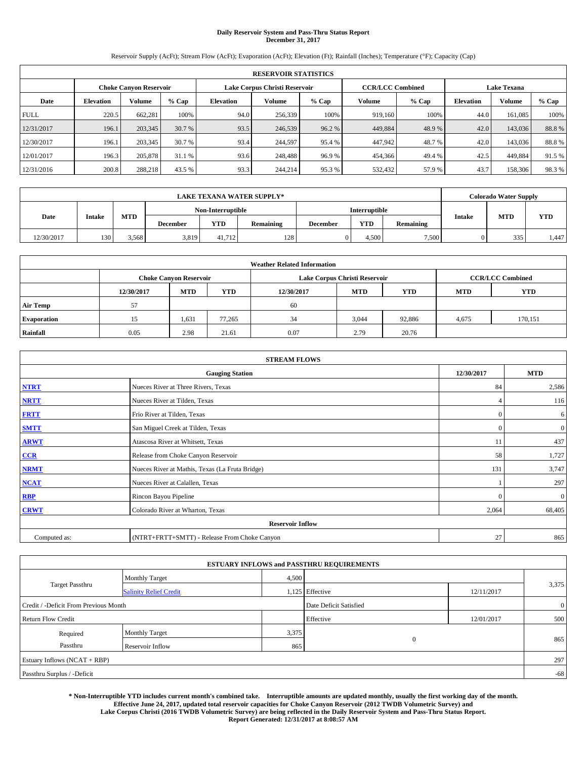# Daily Reservoir System and Pass-Thru Status Report
## December 31, 2017

Reservoir Supply (AcFt); Stream Flow (AcFt); Evaporation (AcFt); Elevation (Ft); Rainfall (Inches); Temperature (°F); Capacity (Cap)

| RESERVOIR STATISTICS | | | | | | | | | | | |
|---|---|---|---|---|---|---|---|---|---|---|---|
| | Choke Canyon Reservoir | | | Lake Corpus Christi Reservoir | | | CCR/LCC Combined | | Lake Texana | | |
| Date | Elevation | Volume | % Cap | Elevation | Volume | % Cap | Volume | % Cap | Elevation | Volume | % Cap |
| FULL | 220.5 | 662,281 | 100% | 94.0 | 256,339 | 100% | 919,160 | 100% | 44.0 | 161,085 | 100% |
| 12/31/2017 | 196.1 | 203,345 | 30.7 % | 93.5 | 246,539 | 96.2 % | 449,884 | 48.9 % | 42.0 | 143,036 | 88.8 % |
| 12/30/2017 | 196.1 | 203,345 | 30.7 % | 93.4 | 244,597 | 95.4 % | 447,942 | 48.7 % | 42.0 | 143,036 | 88.8 % |
| 12/01/2017 | 196.3 | 205,878 | 31.1 % | 93.6 | 248,488 | 96.9 % | 454,366 | 49.4 % | 42.5 | 449,884 | 91.5 % |
| 12/31/2016 | 200.8 | 288,218 | 43.5 % | 93.3 | 244,214 | 95.3 % | 532,432 | 57.9 % | 43.7 | 158,306 | 98.3 % |

| LAKE TEXANA WATER SUPPLY* | | | | | | | | | Colorado Water Supply | | |
|---|---|---|---|---|---|---|---|---|---|---|---|
| Date | Intake | MTD | Non-Interruptible | | | Interruptible | | | Intake | MTD | YTD |
| | | | December | YTD | Remaining | December | YTD | Remaining | | | |
| 12/30/2017 | 130 | 3,568 | 3,819 | 41,712 | 128 | 0 | 4,500 | 7,500 | 0 | 335 | 1,447 |

| Weather Related Information | | | | | | | | |
|---|---|---|---|---|---|---|---|---|
| | Choke Canyon Reservoir | | | Lake Corpus Christi Reservoir | | | CCR/LCC Combined | |
| | 12/30/2017 | MTD | YTD | 12/30/2017 | MTD | YTD | MTD | YTD |
| Air Temp | 57 | | | 60 | | | | |
| Evaporation | 15 | 1,631 | 77,265 | 34 | 3,044 | 92,886 | 4,675 | 170,151 |
| Rainfall | 0.05 | 2.98 | 21.61 | 0.07 | 2.79 | 20.76 | | |

| STREAM FLOWS | | | |
|---|---|---|---|
| Gauging Station | | 12/30/2017 | MTD |
| NTRT | Nueces River at Three Rivers, Texas | 84 | 2,586 |
| NRTT | Nueces River at Tilden, Texas | 4 | 116 |
| FRTT | Frio River at Tilden, Texas | 0 | 6 |
| SMTT | San Miguel Creek at Tilden, Texas | 0 | 0 |
| ARWT | Atascosa River at Whitsett, Texas | 11 | 437 |
| CCR | Release from Choke Canyon Reservoir | 58 | 1,727 |
| NRMT | Nueces River at Mathis, Texas (La Fruta Bridge) | 131 | 3,747 |
| NCAT | Nueces River at Calallen, Texas | 1 | 297 |
| RBP | Rincon Bayou Pipeline | 0 | 0 |
| CRWT | Colorado River at Wharton, Texas | 2,064 | 68,405 |
| Reservoir Inflow | | | |
| Computed as: | (NTRT+FRTT+SMTT) - Release From Choke Canyon | 27 | 865 |

| ESTUARY INFLOWS and PASSTHRU REQUIREMENTS | | | | | |
|---|---|---|---|---|---|
| Target Passthru | Monthly Target | 4,500 | | | 3,375 |
| | Salinity Relief Credit | 1,125 | Effective | 12/11/2017 | |
| Credit / -Deficit From Previous Month | | | Date Deficit Satisfied | | 0 |
| Return Flow Credit | | | Effective | 12/01/2017 | 500 |
| Required Passthru | Monthly Target | 3,375 | 0 | | 865 |
| | Reservoir Inflow | 865 | | | |
| Estuary Inflows (NCAT + RBP) | | | | | 297 |
| Passthru Surplus / -Deficit | | | | | -68 |

**\* Non-Interruptible YTD includes current month's combined take. Interruptible amounts are updated monthly, usually the first working day of the month. Effective June 24, 2017, updated total reservoir capacities for Choke Canyon Reservoir (2012 TWDB Volumetric Survey) and Lake Corpus Christi (2016 TWDB Volumetric Survey) are being reflected in the Daily Reservoir System and Pass-Thru Status Report. Report Generated: 12/31/2017 at 8:08:57 AM**